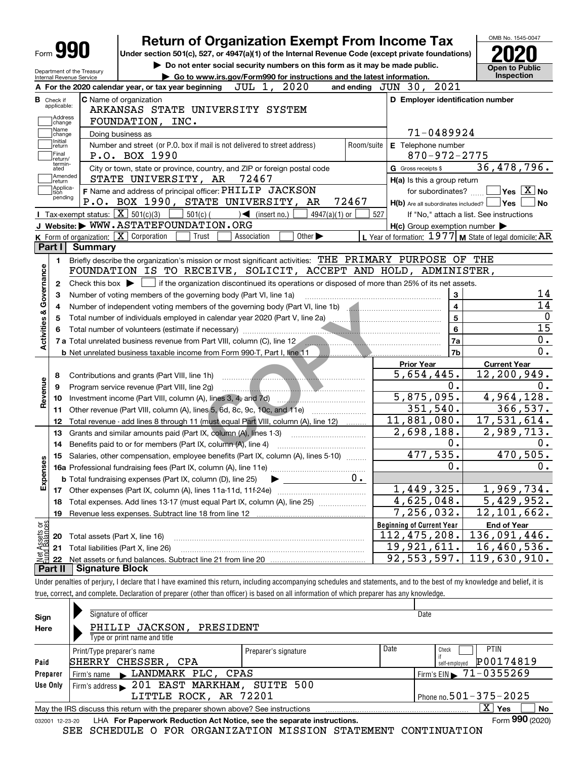Form **990**

# Return of Organization Exempt From Income Tax

**Under section 501(c), 527, or 4947(a)(1) of the Internal Revenue Code (except private foundations)**

▶ Do not enter social security numbers on this form as it may be made public.

▶ Go to www.irs.gov/Form990 for instructions and the latest information.

Department of the Treasury
Internal Revenue Service

OMB No. 1545-0047

**2020**

**Open to Public Inspection**

**A** For the 2020 calendar year, or tax year beginning JUL 1, 2020 and ending JUN 30, 2021

**B** Check if applicable: Address change, Name change, Initial return, Final return/terminated, Amended return, Application pending

**C** Name of organization: ARKANSAS STATE UNIVERSITY SYSTEM FOUNDATION, INC.

Doing business as

Number and street (or P.O. box if mail is not delivered to street address): P.O. BOX 1990 | Room/suite

City or town, state or province, country, and ZIP or foreign postal code: STATE UNIVERSITY, AR 72467

**D** Employer identification number: 71-0489924

**E** Telephone number: 870-972-2775

**G** Gross receipts $ 36,478,796.

**F** Name and address of principal officer: PHILIP JACKSON, P.O. BOX 1990, STATE UNIVERSITY, AR 72467

**H(a)** Is this a group return for subordinates? Yes [ ] No [X]

**H(b)** Are all subordinates included? Yes [ ] No [ ]
If "No," attach a list. See instructions

**H(c)** Group exemption number ▶

**I** Tax-exempt status: [X] 501(c)(3) [ ] 501(c) ( ) ◀ (insert no.) [ ] 4947(a)(1) or [ ] 527

**J** Website: ▶ WWW.ASTATEFOUNDATION.ORG

**K** Form of organization: [X] Corporation [ ] Trust [ ] Association [ ] Other ▶

**L** Year of formation: 1977 **M** State of legal domicile: AR

## Part I Summary

**Activities & Governance**

1. Briefly describe the organization's mission or most significant activities: THE PRIMARY PURPOSE OF THE FOUNDATION IS TO RECEIVE, SOLICIT, ACCEPT AND HOLD, ADMINISTER,
2. Check this box ▶ [ ] if the organization discontinued its operations or disposed of more than 25% of its net assets.

| | | | |
|---|---|---|---|
| 3 | Number of voting members of the governing body (Part VI, line 1a) | 3 | 14 |
| 4 | Number of independent voting members of the governing body (Part VI, line 1b) | 4 | 14 |
| 5 | Total number of individuals employed in calendar year 2020 (Part V, line 2a) | 5 | 0 |
| 6 | Total number of volunteers (estimate if necessary) | 6 | 15 |
| 7a | Total unrelated business revenue from Part VIII, column (C), line 12 | 7a | 0. |
| b | Net unrelated business taxable income from Form 990-T, Part I, line 11 | 7b | 0. |

| | | Prior Year | Current Year |
|---|---|---|---|
| **Revenue** | | | |
| 8 | Contributions and grants (Part VIII, line 1h) | 5,654,445. | 12,200,949. |
| 9 | Program service revenue (Part VIII, line 2g) | 0. | 0. |
| 10 | Investment income (Part VIII, column (A), lines 3, 4, and 7d) | 5,875,095. | 4,964,128. |
| 11 | Other revenue (Part VIII, column (A), lines 5, 6d, 8c, 9c, 10c, and 11e) | 351,540. | 366,537. |
| 12 | Total revenue - add lines 8 through 11 (must equal Part VIII, column (A), line 12) | 11,881,080. | 17,531,614. |
| **Expenses** | | | |
| 13 | Grants and similar amounts paid (Part IX, column (A), lines 1-3) | 2,698,188. | 2,989,713. |
| 14 | Benefits paid to or for members (Part IX, column (A), line 4) | 0. | 0. |
| 15 | Salaries, other compensation, employee benefits (Part IX, column (A), lines 5-10) | 477,535. | 470,505. |
| 16a | Professional fundraising fees (Part IX, column (A), line 11e) | 0. | 0. |
| b | Total fundraising expenses (Part IX, column (D), line 25) ▶ 0. | | |
| 17 | Other expenses (Part IX, column (A), lines 11a-11d, 11f-24e) | 1,449,325. | 1,969,734. |
| 18 | Total expenses. Add lines 13-17 (must equal Part IX, column (A), line 25) | 4,625,048. | 5,429,952. |
| 19 | Revenue less expenses. Subtract line 18 from line 12 | 7,256,032. | 12,101,662. |

| **Net Assets or Fund Balances** | | Beginning of Current Year | End of Year |
|---|---|---|---|
| 20 | Total assets (Part X, line 16) | 112,475,208. | 136,091,446. |
| 21 | Total liabilities (Part X, line 26) | 19,921,611. | 16,460,536. |
| 22 | Net assets or fund balances. Subtract line 21 from line 20 | 92,553,597. | 119,630,910. |

## Part II Signature Block

Under penalties of perjury, I declare that I have examined this return, including accompanying schedules and statements, and to the best of my knowledge and belief, it is true, correct, and complete. Declaration of preparer (other than officer) is based on all information of which preparer has any knowledge.

**Sign Here**

Signature of officer | Date

PHILIP JACKSON, PRESIDENT
Type or print name and title

**Paid Preparer Use Only**

| Print/Type preparer's name | Preparer's signature | Date | Check [ ] if self-employed | PTIN |
|---|---|---|---|---|
| SHERRY CHESSER, CPA | | | | P00174819 |

Firm's name ▶ LANDMARK PLC, CPAS | Firm's EIN ▶ 71-0355269

Firm's address ▶ 201 EAST MARKHAM, SUITE 500, LITTLE ROCK, AR 72201 | Phone no. 501-375-2025

May the IRS discuss this return with the preparer shown above? See instructions [X] Yes [ ] No

032001 12-23-20 LHA For Paperwork Reduction Act Notice, see the separate instructions. Form **990** (2020)

SEE SCHEDULE O FOR ORGANIZATION MISSION STATEMENT CONTINUATION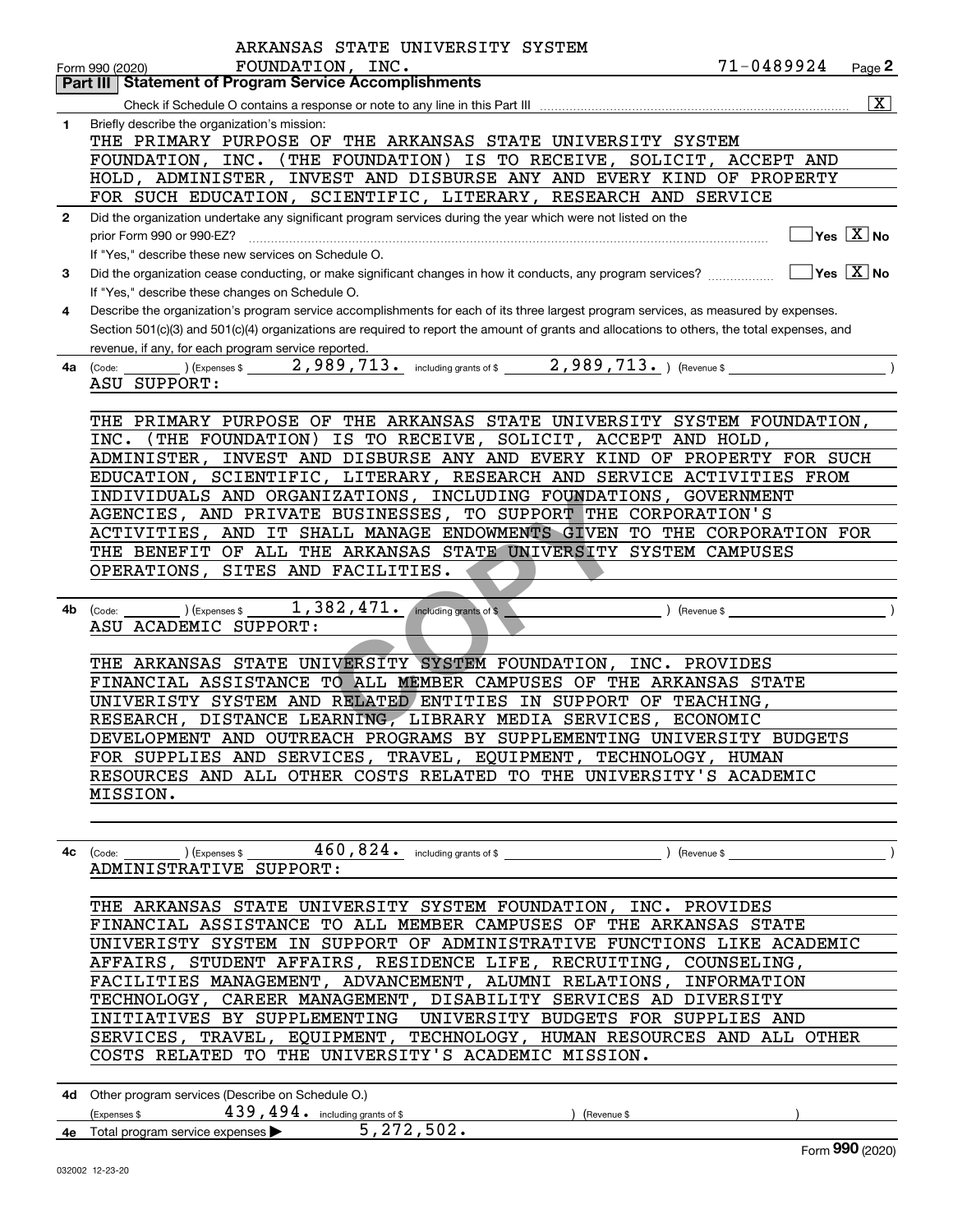ARKANSAS STATE UNIVERSITY SYSTEM
FOUNDATION, INC. 71-0489924

Form 990 (2020) Page 2

## Part III Statement of Program Service Accomplishments

Check if Schedule O contains a response or note to any line in this Part III [X]

**1** Briefly describe the organization's mission:

THE PRIMARY PURPOSE OF THE ARKANSAS STATE UNIVERSITY SYSTEM FOUNDATION, INC. (THE FOUNDATION) IS TO RECEIVE, SOLICIT, ACCEPT AND HOLD, ADMINISTER, INVEST AND DISBURSE ANY AND EVERY KIND OF PROPERTY FOR SUCH EDUCATION, SCIENTIFIC, LITERARY, RESEARCH AND SERVICE

**2** Did the organization undertake any significant program services during the year which were not listed on the prior Form 990 or 990-EZ? [ ] Yes [X] No

If "Yes," describe these new services on Schedule O.

**3** Did the organization cease conducting, or make significant changes in how it conducts, any program services? [ ] Yes [X] No

If "Yes," describe these changes on Schedule O.

**4** Describe the organization's program service accomplishments for each of its three largest program services, as measured by expenses. Section 501(c)(3) and 501(c)(4) organizations are required to report the amount of grants and allocations to others, the total expenses, and revenue, if any, for each program service reported.

**4a** (Code: ) (Expenses $ 2,989,713. including grants of $ 2,989,713. ) (Revenue $ )

ASU SUPPORT:

THE PRIMARY PURPOSE OF THE ARKANSAS STATE UNIVERSITY SYSTEM FOUNDATION, INC. (THE FOUNDATION) IS TO RECEIVE, SOLICIT, ACCEPT AND HOLD, ADMINISTER, INVEST AND DISBURSE ANY AND EVERY KIND OF PROPERTY FOR SUCH EDUCATION, SCIENTIFIC, LITERARY, RESEARCH AND SERVICE ACTIVITIES FROM INDIVIDUALS AND ORGANIZATIONS, INCLUDING FOUNDATIONS, GOVERNMENT AGENCIES, AND PRIVATE BUSINESSES, TO SUPPORT THE CORPORATION'S ACTIVITIES, AND IT SHALL MANAGE ENDOWMENTS GIVEN TO THE CORPORATION FOR THE BENEFIT OF ALL THE ARKANSAS STATE UNIVERSITY SYSTEM CAMPUSES OPERATIONS, SITES AND FACILITIES.

**4b** (Code: ) (Expenses $ 1,382,471. including grants of $ ) (Revenue $ )

ASU ACADEMIC SUPPORT:

THE ARKANSAS STATE UNIVERSITY SYSTEM FOUNDATION, INC. PROVIDES FINANCIAL ASSISTANCE TO ALL MEMBER CAMPUSES OF THE ARKANSAS STATE UNIVERISTY SYSTEM AND RELATED ENTITIES IN SUPPORT OF TEACHING, RESEARCH, DISTANCE LEARNING, LIBRARY MEDIA SERVICES, ECONOMIC DEVELOPMENT AND OUTREACH PROGRAMS BY SUPPLEMENTING UNIVERSITY BUDGETS FOR SUPPLIES AND SERVICES, TRAVEL, EQUIPMENT, TECHNOLOGY, HUMAN RESOURCES AND ALL OTHER COSTS RELATED TO THE UNIVERSITY'S ACADEMIC MISSION.

**4c** (Code: ) (Expenses $ 460,824. including grants of $ ) (Revenue $ )

ADMINISTRATIVE SUPPORT:

THE ARKANSAS STATE UNIVERSITY SYSTEM FOUNDATION, INC. PROVIDES FINANCIAL ASSISTANCE TO ALL MEMBER CAMPUSES OF THE ARKANSAS STATE UNIVERISTY SYSTEM IN SUPPORT OF ADMINISTRATIVE FUNCTIONS LIKE ACADEMIC AFFAIRS, STUDENT AFFAIRS, RESIDENCE LIFE, RECRUITING, COUNSELING, FACILITIES MANAGEMENT, ADVANCEMENT, ALUMNI RELATIONS, INFORMATION TECHNOLOGY, CAREER MANAGEMENT, DISABILITY SERVICES AD DIVERSITY INITIATIVES BY SUPPLEMENTING UNIVERSITY BUDGETS FOR SUPPLIES AND SERVICES, TRAVEL, EQUIPMENT, TECHNOLOGY, HUMAN RESOURCES AND ALL OTHER COSTS RELATED TO THE UNIVERSITY'S ACADEMIC MISSION.

**4d** Other program services (Describe on Schedule O.)

(Expenses $ 439,494. including grants of $ ) (Revenue $ )

**4e** Total program service expenses ▶ 5,272,502.

Form 990 (2020)

032002 12-23-20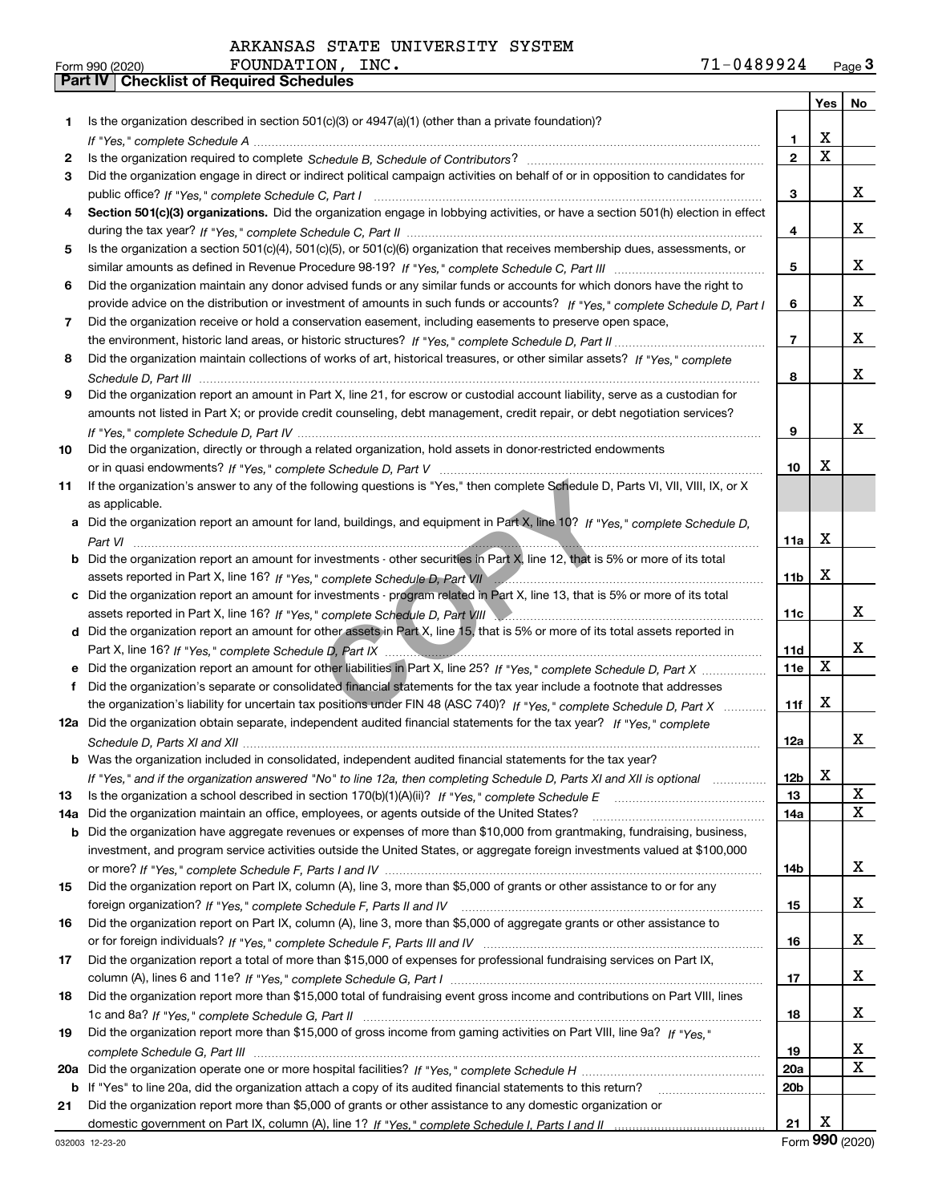ARKANSAS STATE UNIVERSITY SYSTEM
Form 990 (2020) FOUNDATION, INC. 71-0489924 Page **3**

## Part IV Checklist of Required Schedules

| | | | Yes | No |
|---|---|---|---|---|
| 1 | Is the organization described in section 501(c)(3) or 4947(a)(1) (other than a private foundation)? *If "Yes," complete Schedule A* | 1 | X | |
| 2 | Is the organization required to complete *Schedule B, Schedule of Contributors*? | 2 | X | |
| 3 | Did the organization engage in direct or indirect political campaign activities on behalf of or in opposition to candidates for public office? *If "Yes," complete Schedule C, Part I* | 3 | | X |
| 4 | **Section 501(c)(3) organizations.** Did the organization engage in lobbying activities, or have a section 501(h) election in effect during the tax year? *If "Yes," complete Schedule C, Part II* | 4 | | X |
| 5 | Is the organization a section 501(c)(4), 501(c)(5), or 501(c)(6) organization that receives membership dues, assessments, or similar amounts as defined in Revenue Procedure 98-19? *If "Yes," complete Schedule C, Part III* | 5 | | X |
| 6 | Did the organization maintain any donor advised funds or any similar funds or accounts for which donors have the right to provide advice on the distribution or investment of amounts in such funds or accounts? *If "Yes," complete Schedule D, Part I* | 6 | | X |
| 7 | Did the organization receive or hold a conservation easement, including easements to preserve open space, the environment, historic land areas, or historic structures? *If "Yes," complete Schedule D, Part II* | 7 | | X |
| 8 | Did the organization maintain collections of works of art, historical treasures, or other similar assets? *If "Yes," complete Schedule D, Part III* | 8 | | X |
| 9 | Did the organization report an amount in Part X, line 21, for escrow or custodial account liability, serve as a custodian for amounts not listed in Part X; or provide credit counseling, debt management, credit repair, or debt negotiation services? *If "Yes," complete Schedule D, Part IV* | 9 | | X |
| 10 | Did the organization, directly or through a related organization, hold assets in donor-restricted endowments or in quasi endowments? *If "Yes," complete Schedule D, Part V* | 10 | X | |
| 11 | If the organization's answer to any of the following questions is "Yes," then complete Schedule D, Parts VI, VII, VIII, IX, or X as applicable. | | | |
| a | Did the organization report an amount for land, buildings, and equipment in Part X, line 10? *If "Yes," complete Schedule D, Part VI* | 11a | X | |
| b | Did the organization report an amount for investments - other securities in Part X, line 12, that is 5% or more of its total assets reported in Part X, line 16? *If "Yes," complete Schedule D, Part VII* | 11b | X | |
| c | Did the organization report an amount for investments - program related in Part X, line 13, that is 5% or more of its total assets reported in Part X, line 16? *If "Yes," complete Schedule D, Part VIII* | 11c | | X |
| d | Did the organization report an amount for other assets in Part X, line 15, that is 5% or more of its total assets reported in Part X, line 16? *If "Yes," complete Schedule D, Part IX* | 11d | | X |
| e | Did the organization report an amount for other liabilities in Part X, line 25? *If "Yes," complete Schedule D, Part X* | 11e | X | |
| f | Did the organization's separate or consolidated financial statements for the tax year include a footnote that addresses the organization's liability for uncertain tax positions under FIN 48 (ASC 740)? *If "Yes," complete Schedule D, Part X* | 11f | X | |
| 12a | Did the organization obtain separate, independent audited financial statements for the tax year? *If "Yes," complete Schedule D, Parts XI and XII* | 12a | | X |
| b | Was the organization included in consolidated, independent audited financial statements for the tax year? *If "Yes," and if the organization answered "No" to line 12a, then completing Schedule D, Parts XI and XII is optional* | 12b | X | |
| 13 | Is the organization a school described in section 170(b)(1)(A)(ii)? *If "Yes," complete Schedule E* | 13 | | X |
| 14a | Did the organization maintain an office, employees, or agents outside of the United States? | 14a | | X |
| b | Did the organization have aggregate revenues or expenses of more than $10,000 from grantmaking, fundraising, business, investment, and program service activities outside the United States, or aggregate foreign investments valued at $100,000 or more? *If "Yes," complete Schedule F, Parts I and IV* | 14b | | X |
| 15 | Did the organization report on Part IX, column (A), line 3, more than $5,000 of grants or other assistance to or for any foreign organization? *If "Yes," complete Schedule F, Parts II and IV* | 15 | | X |
| 16 | Did the organization report on Part IX, column (A), line 3, more than $5,000 of aggregate grants or other assistance to or for foreign individuals? *If "Yes," complete Schedule F, Parts III and IV* | 16 | | X |
| 17 | Did the organization report a total of more than $15,000 of expenses for professional fundraising services on Part IX, column (A), lines 6 and 11e? *If "Yes," complete Schedule G, Part I* | 17 | | X |
| 18 | Did the organization report more than $15,000 total of fundraising event gross income and contributions on Part VIII, lines 1c and 8a? *If "Yes," complete Schedule G, Part II* | 18 | | X |
| 19 | Did the organization report more than $15,000 of gross income from gaming activities on Part VIII, line 9a? *If "Yes," complete Schedule G, Part III* | 19 | | X |
| 20a | Did the organization operate one or more hospital facilities? *If "Yes," complete Schedule H* | 20a | | X |
| b | If "Yes" to line 20a, did the organization attach a copy of its audited financial statements to this return? | 20b | | |
| 21 | Did the organization report more than $5,000 of grants or other assistance to any domestic organization or domestic government on Part IX, column (A), line 1? *If "Yes," complete Schedule I, Parts I and II* | 21 | X | |

032003 12-23-20 Form **990** (2020)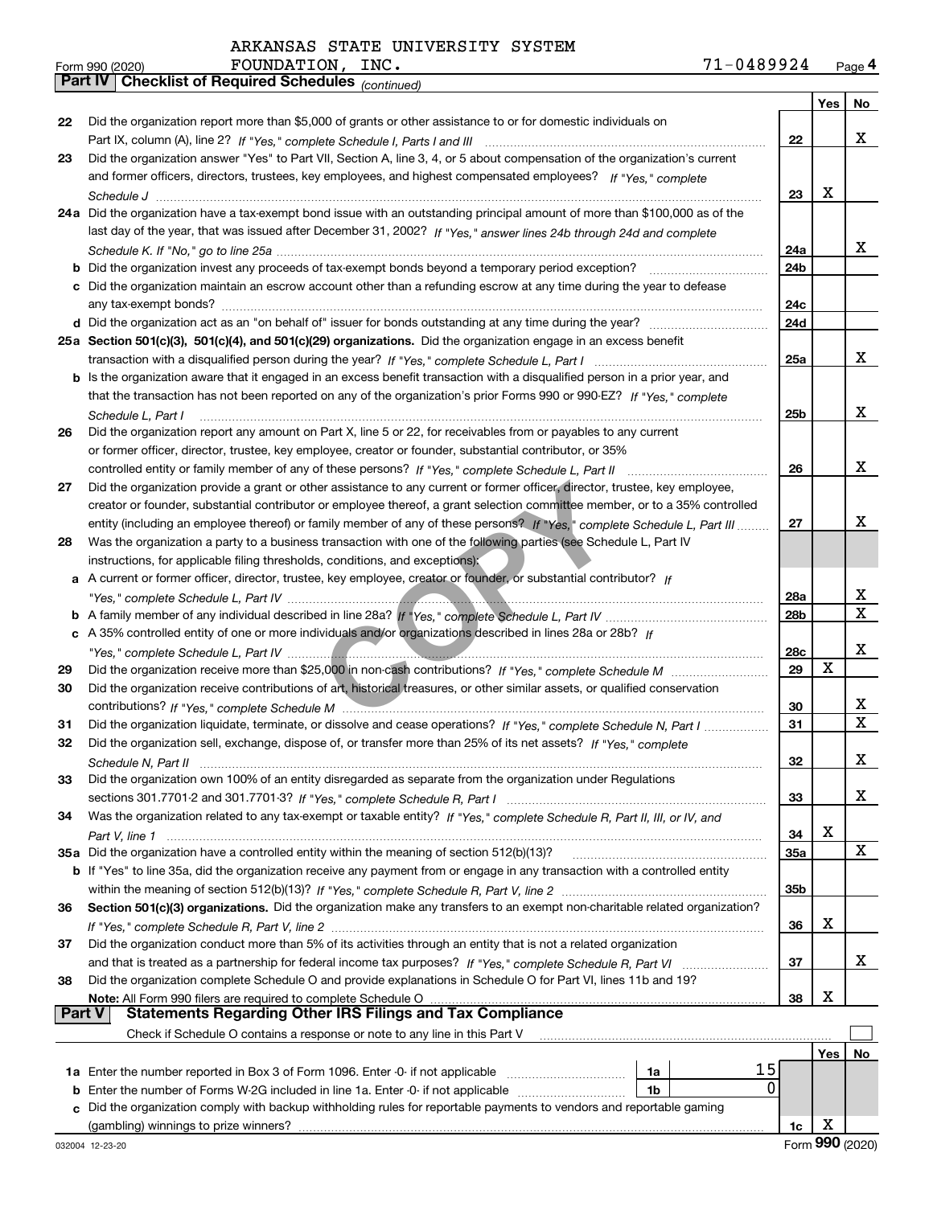ARKANSAS STATE UNIVERSITY SYSTEM
FOUNDATION, INC.

Form 990 (2020) 71-0489924 Page 4

**Part IV Checklist of Required Schedules** *(continued)*

| | | | Yes | No |
|---|---|---|---|---|
| 22 | Did the organization report more than $5,000 of grants or other assistance to or for domestic individuals on Part IX, column (A), line 2? *If "Yes," complete Schedule I, Parts I and III* | 22 | | X |
| 23 | Did the organization answer "Yes" to Part VII, Section A, line 3, 4, or 5 about compensation of the organization's current and former officers, directors, trustees, key employees, and highest compensated employees? *If "Yes," complete Schedule J* | 23 | X | |
| 24a | Did the organization have a tax-exempt bond issue with an outstanding principal amount of more than $100,000 as of the last day of the year, that was issued after December 31, 2002? *If "Yes," answer lines 24b through 24d and complete Schedule K. If "No," go to line 25a* | 24a | | X |
| b | Did the organization invest any proceeds of tax-exempt bonds beyond a temporary period exception? | 24b | | |
| c | Did the organization maintain an escrow account other than a refunding escrow at any time during the year to defease any tax-exempt bonds? | 24c | | |
| d | Did the organization act as an "on behalf of" issuer for bonds outstanding at any time during the year? | 24d | | |
| 25a | **Section 501(c)(3), 501(c)(4), and 501(c)(29) organizations.** Did the organization engage in an excess benefit transaction with a disqualified person during the year? *If "Yes," complete Schedule L, Part I* | 25a | | X |
| b | Is the organization aware that it engaged in an excess benefit transaction with a disqualified person in a prior year, and that the transaction has not been reported on any of the organization's prior Forms 990 or 990-EZ? *If "Yes," complete Schedule L, Part I* | 25b | | X |
| 26 | Did the organization report any amount on Part X, line 5 or 22, for receivables from or payables to any current or former officer, director, trustee, key employee, creator or founder, substantial contributor, or 35% controlled entity or family member of any of these persons? *If "Yes," complete Schedule L, Part II* | 26 | | X |
| 27 | Did the organization provide a grant or other assistance to any current or former officer, director, trustee, key employee, creator or founder, substantial contributor or employee thereof, a grant selection committee member, or to a 35% controlled entity (including an employee thereof) or family member of any of these persons? *If "Yes," complete Schedule L, Part III* | 27 | | X |
| 28 | Was the organization a party to a business transaction with one of the following parties (see Schedule L, Part IV instructions, for applicable filing thresholds, conditions, and exceptions): | | | |
| a | A current or former officer, director, trustee, key employee, creator or founder, or substantial contributor? *If "Yes," complete Schedule L, Part IV* | 28a | | X |
| b | A family member of any individual described in line 28a? *If "Yes," complete Schedule L, Part IV* | 28b | | X |
| c | A 35% controlled entity of one or more individuals and/or organizations described in lines 28a or 28b? *If "Yes," complete Schedule L, Part IV* | 28c | | X |
| 29 | Did the organization receive more than $25,000 in non-cash contributions? *If "Yes," complete Schedule M* | 29 | X | |
| 30 | Did the organization receive contributions of art, historical treasures, or other similar assets, or qualified conservation contributions? *If "Yes," complete Schedule M* | 30 | | X |
| 31 | Did the organization liquidate, terminate, or dissolve and cease operations? *If "Yes," complete Schedule N, Part I* | 31 | | X |
| 32 | Did the organization sell, exchange, dispose of, or transfer more than 25% of its net assets? *If "Yes," complete Schedule N, Part II* | 32 | | X |
| 33 | Did the organization own 100% of an entity disregarded as separate from the organization under Regulations sections 301.7701-2 and 301.7701-3? *If "Yes," complete Schedule R, Part I* | 33 | | X |
| 34 | Was the organization related to any tax-exempt or taxable entity? *If "Yes," complete Schedule R, Part II, III, or IV, and Part V, line 1* | 34 | X | |
| 35a | Did the organization have a controlled entity within the meaning of section 512(b)(13)? | 35a | | X |
| b | If "Yes" to line 35a, did the organization receive any payment from or engage in any transaction with a controlled entity within the meaning of section 512(b)(13)? *If "Yes," complete Schedule R, Part V, line 2* | 35b | | |
| 36 | **Section 501(c)(3) organizations.** Did the organization make any transfers to an exempt non-charitable related organization? *If "Yes," complete Schedule R, Part V, line 2* | 36 | X | |
| 37 | Did the organization conduct more than 5% of its activities through an entity that is not a related organization and that is treated as a partnership for federal income tax purposes? *If "Yes," complete Schedule R, Part VI* | 37 | | X |
| 38 | Did the organization complete Schedule O and provide explanations in Schedule O for Part VI, lines 11b and 19? **Note:** All Form 990 filers are required to complete Schedule O | 38 | X | |

**Part V Statements Regarding Other IRS Filings and Tax Compliance**

Check if Schedule O contains a response or note to any line in this Part V ☐

| | | | | | Yes | No |
|---|---|---|---|---|---|---|
| 1a | Enter the number reported in Box 3 of Form 1096. Enter -0- if not applicable | 1a | 15 | | | |
| b | Enter the number of Forms W-2G included in line 1a. Enter -0- if not applicable | 1b | 0 | | | |
| c | Did the organization comply with backup withholding rules for reportable payments to vendors and reportable gaming (gambling) winnings to prize winners? | | | 1c | X | |

032004 12-23-20 Form **990** (2020)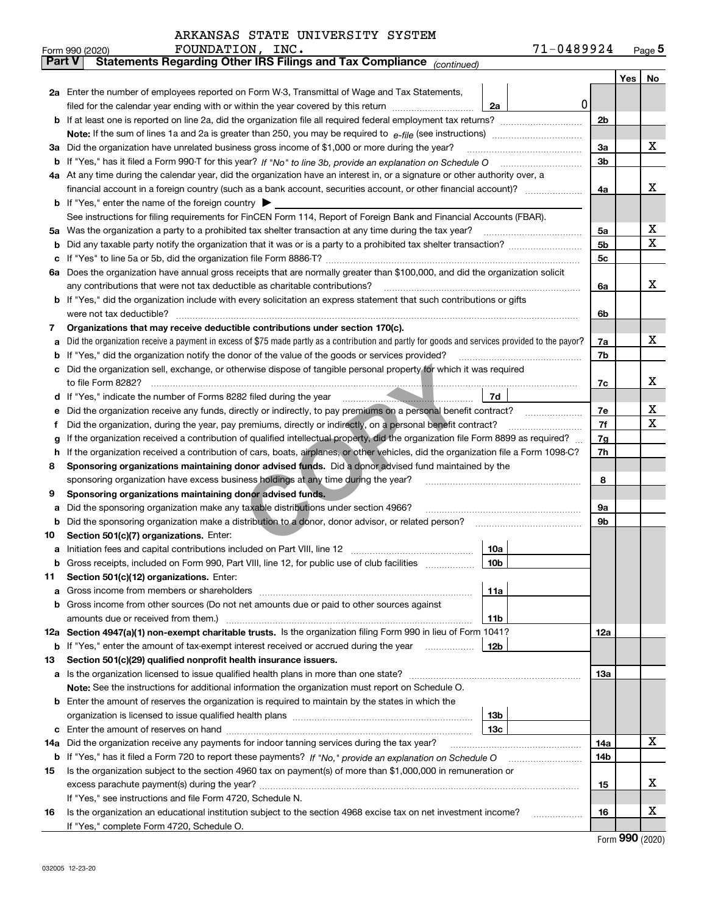ARKANSAS STATE UNIVERSITY SYSTEM
FOUNDATION, INC. 71-0489924

Form 990 (2020) Page **5**

## Part V Statements Regarding Other IRS Filings and Tax Compliance *(continued)*

| | | | | Yes | No |
|---|---|---|---|---|---|
| **2a** | Enter the number of employees reported on Form W-3, Transmittal of Wage and Tax Statements, filed for the calendar year ending with or within the year covered by this return | 2a | 0 | | |
| **b** | If at least one is reported on line 2a, did the organization file all required federal employment tax returns? | | 2b | | |
| | **Note:** If the sum of lines 1a and 2a is greater than 250, you may be required to *e-file* (see instructions) | | | | |
| **3a** | Did the organization have unrelated business gross income of $1,000 or more during the year? | | 3a | | X |
| **b** | If "Yes," has it filed a Form 990-T for this year? *If "No" to line 3b, provide an explanation on Schedule O* | | 3b | | |
| **4a** | At any time during the calendar year, did the organization have an interest in, or a signature or other authority over, a financial account in a foreign country (such as a bank account, securities account, or other financial account)? | | 4a | | X |
| **b** | If "Yes," enter the name of the foreign country ▶ | | | | |
| | See instructions for filing requirements for FinCEN Form 114, Report of Foreign Bank and Financial Accounts (FBAR). | | | | |
| **5a** | Was the organization a party to a prohibited tax shelter transaction at any time during the tax year? | | 5a | | X |
| **b** | Did any taxable party notify the organization that it was or is a party to a prohibited tax shelter transaction? | | 5b | | X |
| **c** | If "Yes" to line 5a or 5b, did the organization file Form 8886-T? | | 5c | | |
| **6a** | Does the organization have annual gross receipts that are normally greater than $100,000, and did the organization solicit any contributions that were not tax deductible as charitable contributions? | | 6a | | X |
| **b** | If "Yes," did the organization include with every solicitation an express statement that such contributions or gifts were not tax deductible? | | 6b | | |
| **7** | **Organizations that may receive deductible contributions under section 170(c).** | | | | |
| **a** | Did the organization receive a payment in excess of $75 made partly as a contribution and partly for goods and services provided to the payor? | | 7a | | X |
| **b** | If "Yes," did the organization notify the donor of the value of the goods or services provided? | | 7b | | |
| **c** | Did the organization sell, exchange, or otherwise dispose of tangible personal property for which it was required to file Form 8282? | | 7c | | X |
| **d** | If "Yes," indicate the number of Forms 8282 filed during the year | 7d | | | |
| **e** | Did the organization receive any funds, directly or indirectly, to pay premiums on a personal benefit contract? | | 7e | | X |
| **f** | Did the organization, during the year, pay premiums, directly or indirectly, on a personal benefit contract? | | 7f | | X |
| **g** | If the organization received a contribution of qualified intellectual property, did the organization file Form 8899 as required? | | 7g | | |
| **h** | If the organization received a contribution of cars, boats, airplanes, or other vehicles, did the organization file a Form 1098-C? | | 7h | | |
| **8** | **Sponsoring organizations maintaining donor advised funds.** Did a donor advised fund maintained by the sponsoring organization have excess business holdings at any time during the year? | | 8 | | |
| **9** | **Sponsoring organizations maintaining donor advised funds.** | | | | |
| **a** | Did the sponsoring organization make any taxable distributions under section 4966? | | 9a | | |
| **b** | Did the sponsoring organization make a distribution to a donor, donor advisor, or related person? | | 9b | | |
| **10** | **Section 501(c)(7) organizations.** Enter: | | | | |
| **a** | Initiation fees and capital contributions included on Part VIII, line 12 | 10a | | | |
| **b** | Gross receipts, included on Form 990, Part VIII, line 12, for public use of club facilities | 10b | | | |
| **11** | **Section 501(c)(12) organizations.** Enter: | | | | |
| **a** | Gross income from members or shareholders | 11a | | | |
| **b** | Gross income from other sources (Do not net amounts due or paid to other sources against amounts due or received from them.) | 11b | | | |
| **12a** | **Section 4947(a)(1) non-exempt charitable trusts.** Is the organization filing Form 990 in lieu of Form 1041? | | 12a | | |
| **b** | If "Yes," enter the amount of tax-exempt interest received or accrued during the year | 12b | | | |
| **13** | **Section 501(c)(29) qualified nonprofit health insurance issuers.** | | | | |
| **a** | Is the organization licensed to issue qualified health plans in more than one state? | | 13a | | |
| | **Note:** See the instructions for additional information the organization must report on Schedule O. | | | | |
| **b** | Enter the amount of reserves the organization is required to maintain by the states in which the organization is licensed to issue qualified health plans | 13b | | | |
| **c** | Enter the amount of reserves on hand | 13c | | | |
| **14a** | Did the organization receive any payments for indoor tanning services during the tax year? | | 14a | | X |
| **b** | If "Yes," has it filed a Form 720 to report these payments? *If "No," provide an explanation on Schedule O* | | 14b | | |
| **15** | Is the organization subject to the section 4960 tax on payment(s) of more than $1,000,000 in remuneration or excess parachute payment(s) during the year? | | 15 | | X |
| | If "Yes," see instructions and file Form 4720, Schedule N. | | | | |
| **16** | Is the organization an educational institution subject to the section 4968 excise tax on net investment income? | | 16 | | X |
| | If "Yes," complete Form 4720, Schedule O. | | | | |

Form **990** (2020)

032005 12-23-20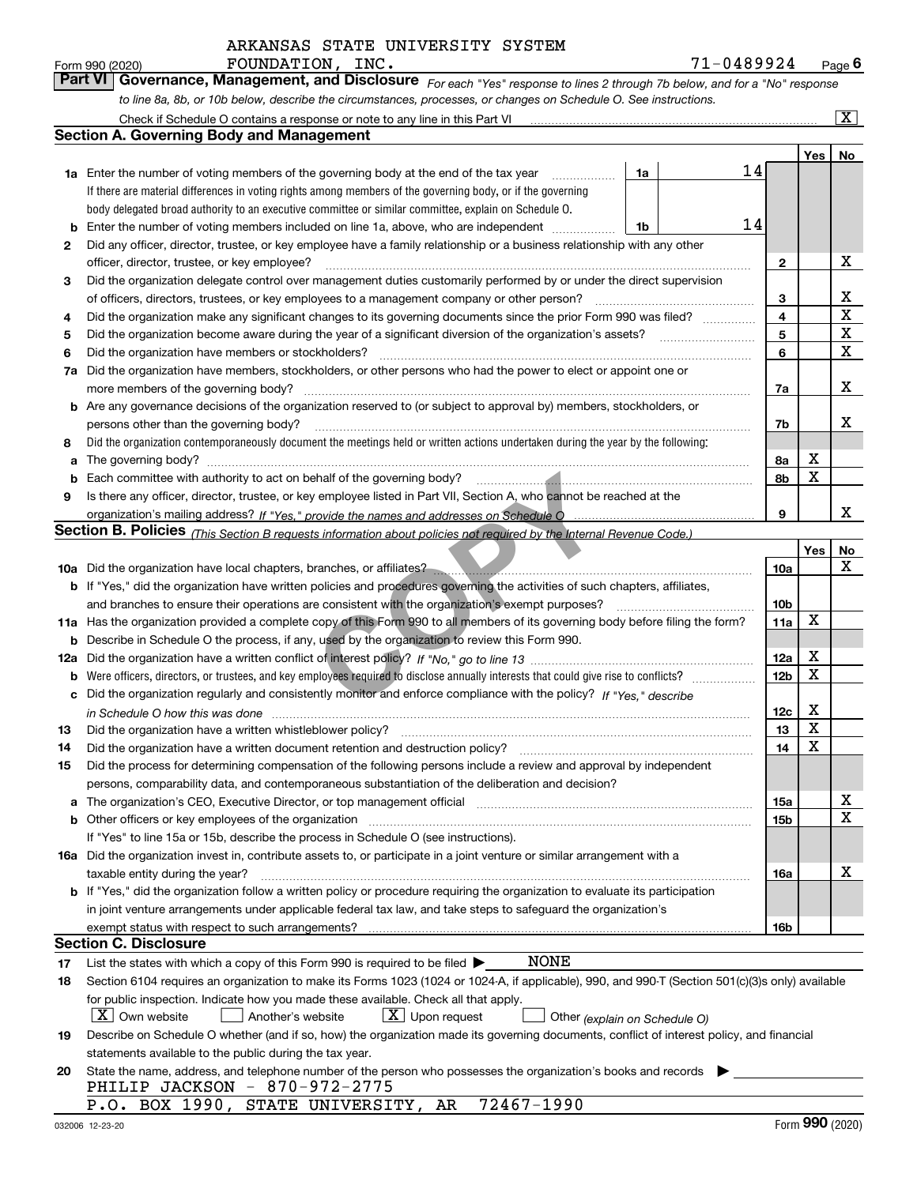ARKANSAS STATE UNIVERSITY SYSTEM
Form 990 (2020) FOUNDATION, INC. 71-0489924 Page 6

**Part VI Governance, Management, and Disclosure** *For each "Yes" response to lines 2 through 7b below, and for a "No" response to line 8a, 8b, or 10b below, describe the circumstances, processes, or changes on Schedule O. See instructions.*

Check if Schedule O contains a response or note to any line in this Part VI ..... [X]

## Section A. Governing Body and Management

| | | | | Yes | No |
|---|---|---|---|---|---|
| **1a** | Enter the number of voting members of the governing body at the end of the tax year ..... **1a** 14 | | | | |
| | If there are material differences in voting rights among members of the governing body, or if the governing body delegated broad authority to an executive committee or similar committee, explain on Schedule O. | | | | |
| **b** | Enter the number of voting members included on line 1a, above, who are independent ..... **1b** 14 | | | | |
| **2** | Did any officer, director, trustee, or key employee have a family relationship or a business relationship with any other officer, director, trustee, or key employee? | **2** | | | X |
| **3** | Did the organization delegate control over management duties customarily performed by or under the direct supervision of officers, directors, trustees, or key employees to a management company or other person? | **3** | | | X |
| **4** | Did the organization make any significant changes to its governing documents since the prior Form 990 was filed? | **4** | | | X |
| **5** | Did the organization become aware during the year of a significant diversion of the organization's assets? | **5** | | | X |
| **6** | Did the organization have members or stockholders? | **6** | | | X |
| **7a** | Did the organization have members, stockholders, or other persons who had the power to elect or appoint one or more members of the governing body? | **7a** | | | X |
| **b** | Are any governance decisions of the organization reserved to (or subject to approval by) members, stockholders, or persons other than the governing body? | **7b** | | | X |
| **8** | Did the organization contemporaneously document the meetings held or written actions undertaken during the year by the following: | | | | |
| **a** | The governing body? | **8a** | | X | |
| **b** | Each committee with authority to act on behalf of the governing body? | **8b** | | X | |
| **9** | Is there any officer, director, trustee, or key employee listed in Part VII, Section A, who cannot be reached at the organization's mailing address? *If "Yes," provide the names and addresses on Schedule O* | **9** | | | X |

## Section B. Policies *(This Section B requests information about policies not required by the Internal Revenue Code.)*

| | | | Yes | No |
|---|---|---|---|---|
| **10a** | Did the organization have local chapters, branches, or affiliates? | **10a** | | X |
| **b** | If "Yes," did the organization have written policies and procedures governing the activities of such chapters, affiliates, and branches to ensure their operations are consistent with the organization's exempt purposes? | **10b** | | |
| **11a** | Has the organization provided a complete copy of this Form 990 to all members of its governing body before filing the form? | **11a** | X | |
| **b** | Describe in Schedule O the process, if any, used by the organization to review this Form 990. | | | |
| **12a** | Did the organization have a written conflict of interest policy? *If "No," go to line 13* | **12a** | X | |
| **b** | Were officers, directors, or trustees, and key employees required to disclose annually interests that could give rise to conflicts? | **12b** | X | |
| **c** | Did the organization regularly and consistently monitor and enforce compliance with the policy? *If "Yes," describe in Schedule O how this was done* | **12c** | X | |
| **13** | Did the organization have a written whistleblower policy? | **13** | X | |
| **14** | Did the organization have a written document retention and destruction policy? | **14** | X | |
| **15** | Did the process for determining compensation of the following persons include a review and approval by independent persons, comparability data, and contemporaneous substantiation of the deliberation and decision? | | | |
| **a** | The organization's CEO, Executive Director, or top management official | **15a** | | X |
| **b** | Other officers or key employees of the organization | **15b** | | X |
| | If "Yes" to line 15a or 15b, describe the process in Schedule O (see instructions). | | | |
| **16a** | Did the organization invest in, contribute assets to, or participate in a joint venture or similar arrangement with a taxable entity during the year? | **16a** | | X |
| **b** | If "Yes," did the organization follow a written policy or procedure requiring the organization to evaluate its participation in joint venture arrangements under applicable federal tax law, and take steps to safeguard the organization's exempt status with respect to such arrangements? | **16b** | | |

## Section C. Disclosure

**17** List the states with which a copy of this Form 990 is required to be filed ▶ NONE

**18** Section 6104 requires an organization to make its Forms 1023 (1024 or 1024-A, if applicable), 990, and 990-T (Section 501(c)(3)s only) available for public inspection. Indicate how you made these available. Check all that apply.

[X] Own website [ ] Another's website [X] Upon request [ ] Other *(explain on Schedule O)*

**19** Describe on Schedule O whether (and if so, how) the organization made its governing documents, conflict of interest policy, and financial statements available to the public during the tax year.

**20** State the name, address, and telephone number of the person who possesses the organization's books and records ▶

PHILIP JACKSON - 870-972-2775
P.O. BOX 1990, STATE UNIVERSITY, AR 72467-1990

032006 12-23-20 Form **990** (2020)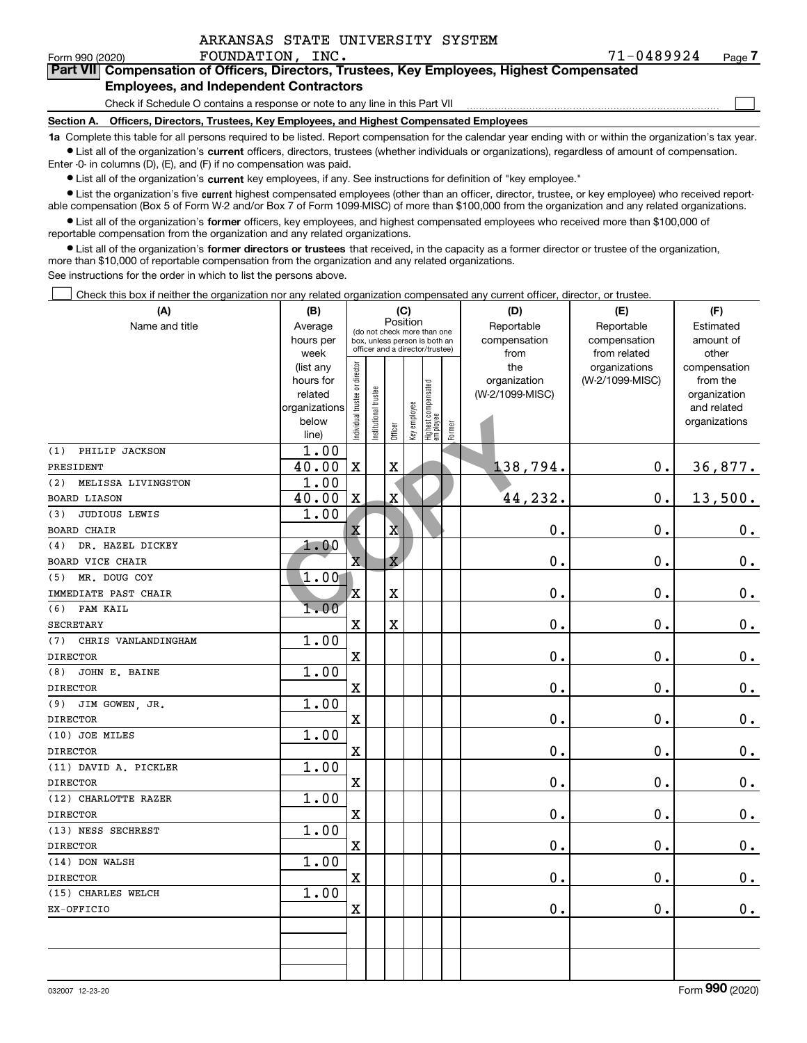ARKANSAS STATE UNIVERSITY SYSTEM FOUNDATION, INC. 71-0489924

Form 990 (2020) Page 7

**Part VII Compensation of Officers, Directors, Trustees, Key Employees, Highest Compensated Employees, and Independent Contractors**

Check if Schedule O contains a response or note to any line in this Part VII ☐

**Section A. Officers, Directors, Trustees, Key Employees, and Highest Compensated Employees**

**1a** Complete this table for all persons required to be listed. Report compensation for the calendar year ending with or within the organization's tax year.

- List all of the organization's **current** officers, directors, trustees (whether individuals or organizations), regardless of amount of compensation. Enter -0- in columns (D), (E), and (F) if no compensation was paid.
- List all of the organization's **current** key employees, if any. See instructions for definition of "key employee."
- List the organization's five **current** highest compensated employees (other than an officer, director, trustee, or key employee) who received reportable compensation (Box 5 of Form W-2 and/or Box 7 of Form 1099-MISC) of more than $100,000 from the organization and any related organizations.
- List all of the organization's **former** officers, key employees, and highest compensated employees who received more than $100,000 of reportable compensation from the organization and any related organizations.
- List all of the organization's **former directors or trustees** that received, in the capacity as a former director or trustee of the organization, more than $10,000 of reportable compensation from the organization and any related organizations.

See instructions for the order in which to list the persons above.

☐ Check this box if neither the organization nor any related organization compensated any current officer, director, or trustee.

| (A) Name and title | (B) Average hours per week (list any hours for related organizations below line) | (C) Position: Individual trustee or director | Institutional trustee | Officer | Key employee | Highest compensated employee | Former | (D) Reportable compensation from the organization (W-2/1099-MISC) | (E) Reportable compensation from related organizations (W-2/1099-MISC) | (F) Estimated amount of other compensation from the organization and related organizations |
|---|---|---|---|---|---|---|---|---|---|---|
| (1) PHILIP JACKSON<br>PRESIDENT | 1.00<br>40.00 | X | | X | | | | 138,794. | 0. | 36,877. |
| (2) MELISSA LIVINGSTON<br>BOARD LIASON | 1.00<br>40.00 | X | | X | | | | 44,232. | 0. | 13,500. |
| (3) JUDIOUS LEWIS<br>BOARD CHAIR | 1.00 | X | | X | | | | 0. | 0. | 0. |
| (4) DR. HAZEL DICKEY<br>BOARD VICE CHAIR | 1.00 | X | | X | | | | 0. | 0. | 0. |
| (5) MR. DOUG COY<br>IMMEDIATE PAST CHAIR | 1.00 | X | | X | | | | 0. | 0. | 0. |
| (6) PAM KAIL<br>SECRETARY | 1.00 | X | | X | | | | 0. | 0. | 0. |
| (7) CHRIS VANLANDINGHAM<br>DIRECTOR | 1.00 | X | | | | | | 0. | 0. | 0. |
| (8) JOHN E. BAINE<br>DIRECTOR | 1.00 | X | | | | | | 0. | 0. | 0. |
| (9) JIM GOWEN, JR.<br>DIRECTOR | 1.00 | X | | | | | | 0. | 0. | 0. |
| (10) JOE MILES<br>DIRECTOR | 1.00 | X | | | | | | 0. | 0. | 0. |
| (11) DAVID A. PICKLER<br>DIRECTOR | 1.00 | X | | | | | | 0. | 0. | 0. |
| (12) CHARLOTTE RAZER<br>DIRECTOR | 1.00 | X | | | | | | 0. | 0. | 0. |
| (13) NESS SECHREST<br>DIRECTOR | 1.00 | X | | | | | | 0. | 0. | 0. |
| (14) DON WALSH<br>DIRECTOR | 1.00 | X | | | | | | 0. | 0. | 0. |
| (15) CHARLES WELCH<br>EX-OFFICIO | 1.00 | X | | | | | | 0. | 0. | 0. |
| | | | | | | | | | | |

032007 12-23-20 Form **990** (2020)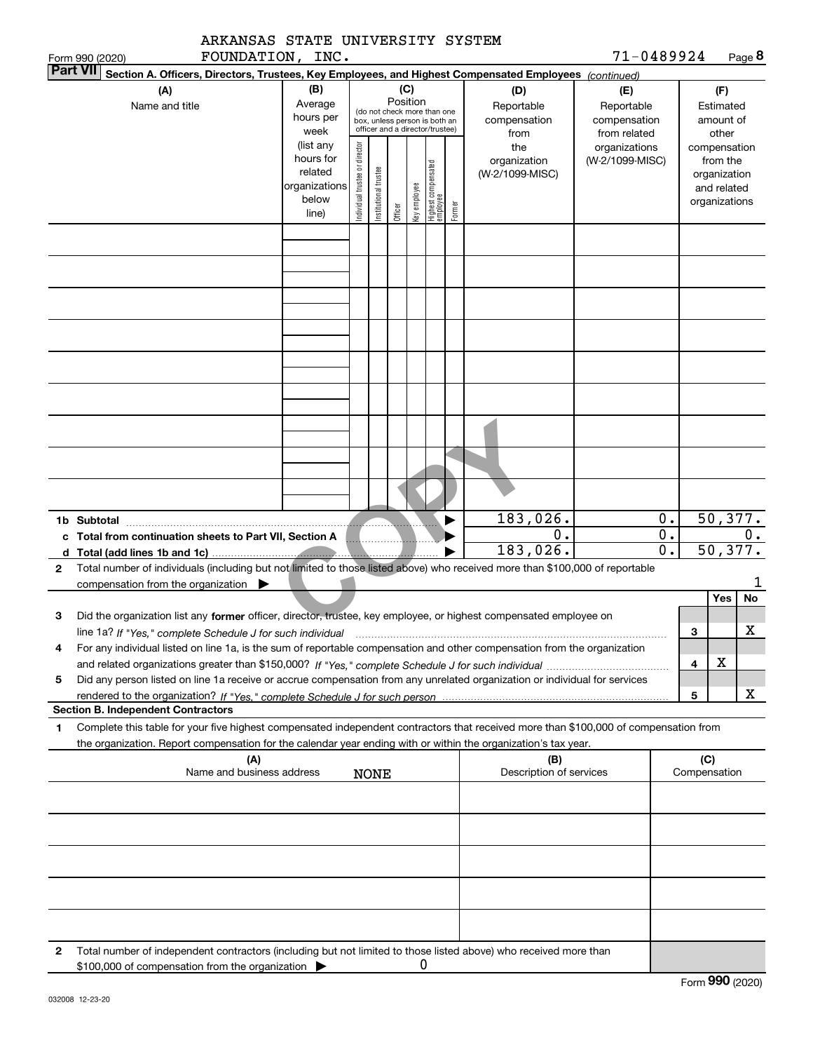Form 990 (2020) ARKANSAS STATE UNIVERSITY SYSTEM FOUNDATION, INC. 71-0489924

**Part VII Section A. Officers, Directors, Trustees, Key Employees, and Highest Compensated Employees** *(continued)*

| (A) Name and title | (B) Average hours per week (list any hours for related organizations below line) | (C) Position: Individual trustee or director | Institutional trustee | Officer | Key employee | Highest compensated employee | Former | (D) Reportable compensation from the organization (W-2/1099-MISC) | (E) Reportable compensation from related organizations (W-2/1099-MISC) | (F) Estimated amount of other compensation from the organization and related organizations |
|---|---|---|---|---|---|---|---|---|---|---|
| | | | | | | | | | | |
| | | | | | | | | | | |
| | | | | | | | | | | |
| | | | | | | | | | | |
| | | | | | | | | | | |
| | | | | | | | | | | |
| | | | | | | | | | | |
| | | | | | | | | | | |
| | | | | | | | | | | |
| **1b Subtotal** | | | | | | | | 183,026. | 0. | 50,377. |
| **c Total from continuation sheets to Part VII, Section A** | | | | | | | | 0. | 0. | 0. |
| **d Total (add lines 1b and 1c)** | | | | | | | | 183,026. | 0. | 50,377. |

**2** Total number of individuals (including but not limited to those listed above) who received more than $100,000 of reportable compensation from the organization ▶ 1

| | | Yes | No |
|---|---|---|---|
| **3** Did the organization list any **former** officer, director, trustee, key employee, or highest compensated employee on line 1a? *If "Yes," complete Schedule J for such individual* | 3 | | X |
| **4** For any individual listed on line 1a, is the sum of reportable compensation and other compensation from the organization and related organizations greater than $150,000? *If "Yes," complete Schedule J for such individual* | 4 | X | |
| **5** Did any person listed on line 1a receive or accrue compensation from any unrelated organization or individual for services rendered to the organization? *If "Yes," complete Schedule J for such person* | 5 | | X |

**Section B. Independent Contractors**

**1** Complete this table for your five highest compensated independent contractors that received more than $100,000 of compensation from the organization. Report compensation for the calendar year ending with or within the organization's tax year.

| (A) Name and business address | (B) Description of services | (C) Compensation |
|---|---|---|
| NONE | | |
| | | |
| | | |
| | | |
| | | |

**2** Total number of independent contractors (including but not limited to those listed above) who received more than $100,000 of compensation from the organization ▶ 0

Form **990** (2020)

032008 12-23-20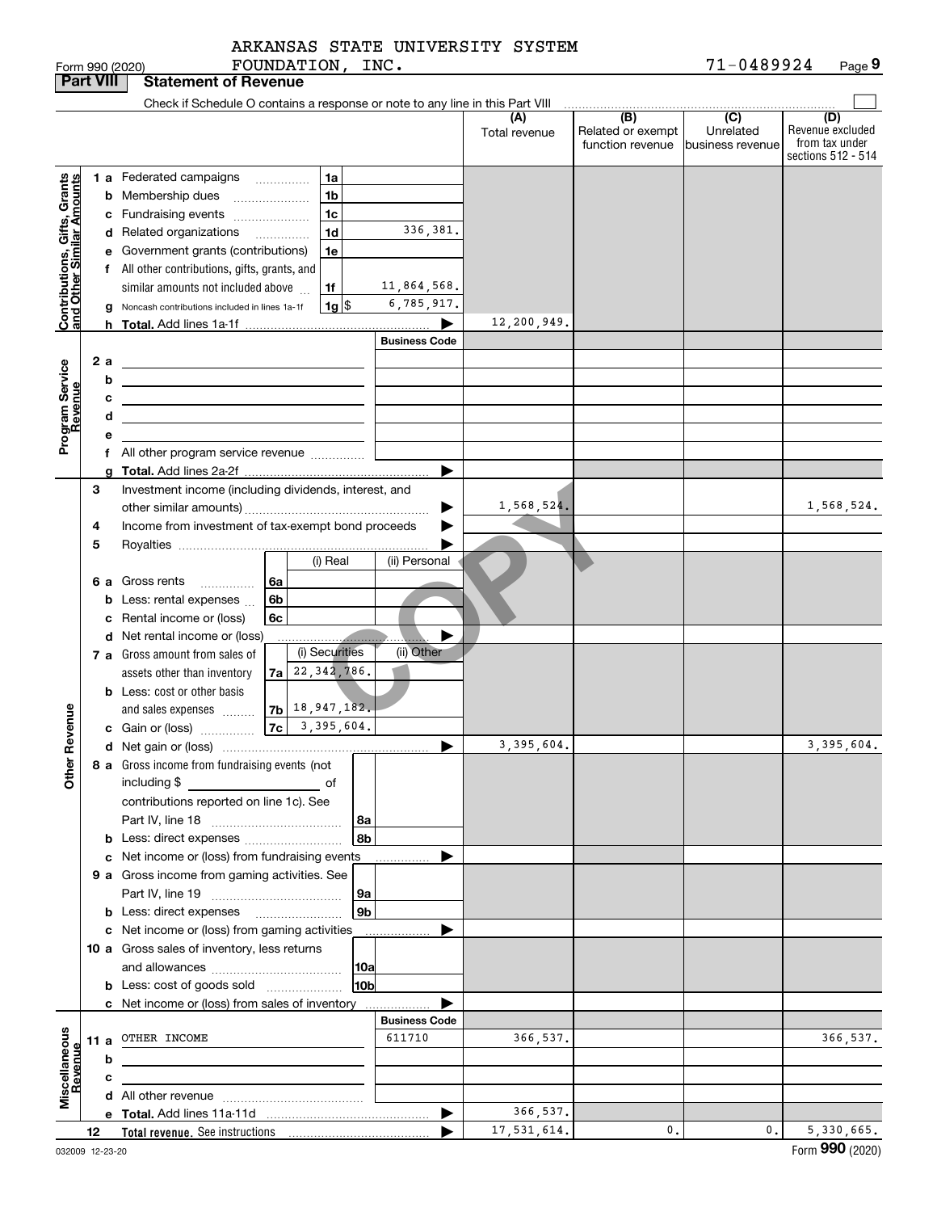ARKANSAS STATE UNIVERSITY SYSTEM FOUNDATION, INC. 71-0489924

Form 990 (2020) Page 9

**Part VIII Statement of Revenue**

Check if Schedule O contains a response or note to any line in this Part VIII

| | | | (A) Total revenue | (B) Related or exempt function revenue | (C) Unrelated business revenue | (D) Revenue excluded from tax under sections 512 - 514 |
|---|---|---|---|---|---|---|
| **Contributions, Gifts, Grants and Other Similar Amounts** | | | | | | |
| 1 a | Federated campaigns | 1a | | | | |
| b | Membership dues | 1b | | | | |
| c | Fundraising events | 1c | | | | |
| d | Related organizations | 1d 336,381. | | | | |
| e | Government grants (contributions) | 1e | | | | |
| f | All other contributions, gifts, grants, and similar amounts not included above | 1f 11,864,568. | | | | |
| g | Noncash contributions included in lines 1a-1f | 1g $ 6,785,917. | | | | |
| h | **Total.** Add lines 1a-1f | ▶ | 12,200,949. | | | |
| **Program Service Revenue** | | Business Code | | | | |
| 2 a | | | | | | |
| b | | | | | | |
| c | | | | | | |
| d | | | | | | |
| e | | | | | | |
| f | All other program service revenue | | | | | |
| g | **Total.** Add lines 2a-2f | ▶ | | | | |
| **Other Revenue** | | | | | | |
| 3 | Investment income (including dividends, interest, and other similar amounts) | ▶ | 1,568,524. | | | 1,568,524. |
| 4 | Income from investment of tax-exempt bond proceeds | ▶ | | | | |
| 5 | Royalties | ▶ | | | | |
| | | (i) Real / (ii) Personal | | | | |
| 6 a | Gross rents | 6a | | | | |
| b | Less: rental expenses | 6b | | | | |
| c | Rental income or (loss) | 6c | | | | |
| d | Net rental income or (loss) | ▶ | | | | |
| | | (i) Securities / (ii) Other | | | | |
| 7 a | Gross amount from sales of assets other than inventory | 7a 22,342,786. | | | | |
| b | Less: cost or other basis and sales expenses | 7b 18,947,182. | | | | |
| c | Gain or (loss) | 7c 3,395,604. | | | | |
| d | Net gain or (loss) | ▶ | 3,395,604. | | | 3,395,604. |
| 8 a | Gross income from fundraising events (not including $ ______ of contributions reported on line 1c). See Part IV, line 18 | 8a | | | | |
| b | Less: direct expenses | 8b | | | | |
| c | Net income or (loss) from fundraising events | ▶ | | | | |
| 9 a | Gross income from gaming activities. See Part IV, line 19 | 9a | | | | |
| b | Less: direct expenses | 9b | | | | |
| c | Net income or (loss) from gaming activities | ▶ | | | | |
| 10 a | Gross sales of inventory, less returns and allowances | 10a | | | | |
| b | Less: cost of goods sold | 10b | | | | |
| c | Net income or (loss) from sales of inventory | ▶ | | | | |
| **Miscellaneous Revenue** | | Business Code | | | | |
| 11 a | OTHER INCOME | 611710 | 366,537. | | | 366,537. |
| b | | | | | | |
| c | | | | | | |
| d | All other revenue | | | | | |
| e | **Total.** Add lines 11a-11d | ▶ | 366,537. | | | |
| 12 | **Total revenue.** See instructions | ▶ | 17,531,614. | 0. | 0. | 5,330,665. |

032009 12-23-20

Form **990** (2020)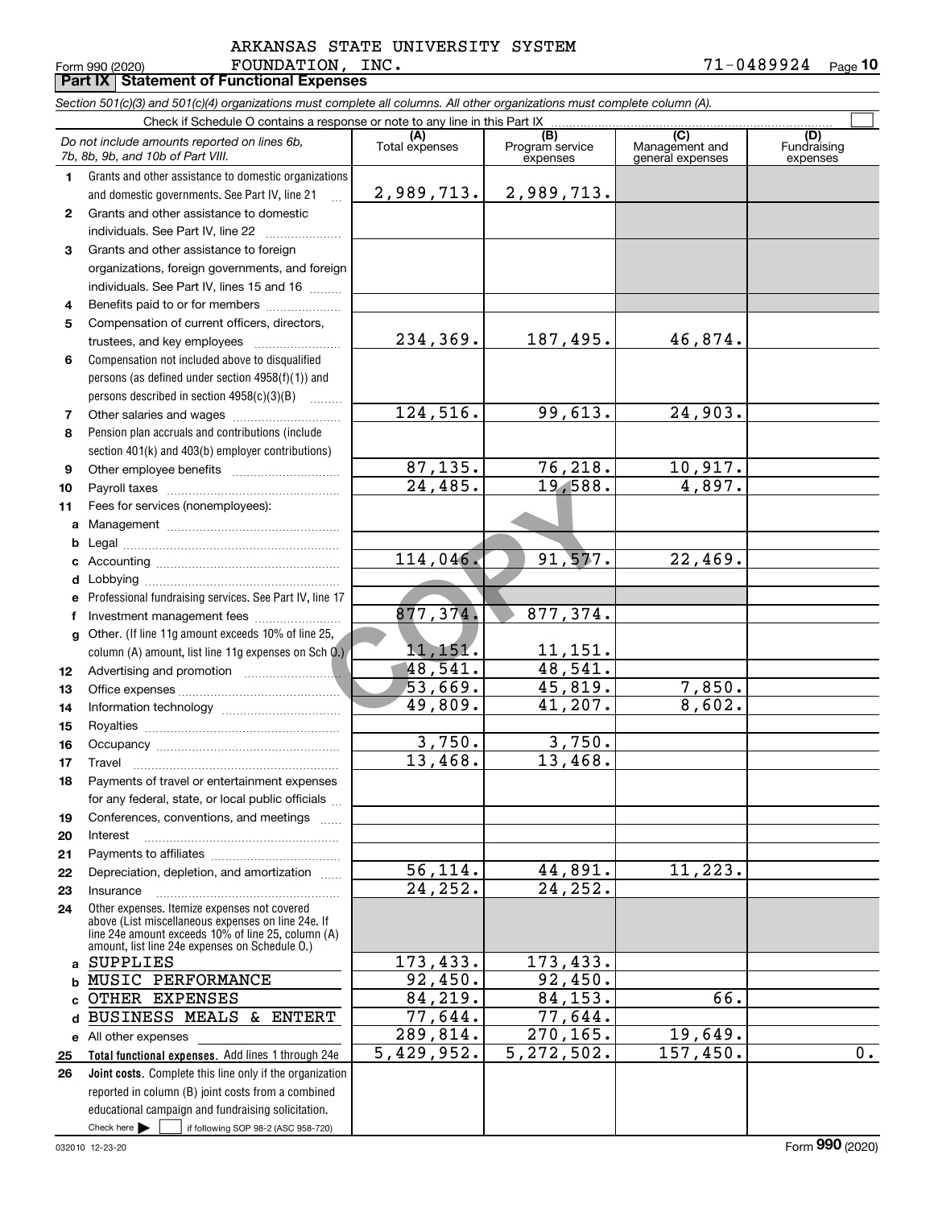Form 990 (2020) ARKANSAS STATE UNIVERSITY SYSTEM FOUNDATION, INC. 71-0489924

## Part IX Statement of Functional Expenses

*Section 501(c)(3) and 501(c)(4) organizations must complete all columns. All other organizations must complete column (A).*

Check if Schedule O contains a response or note to any line in this Part IX

| | *Do not include amounts reported on lines 6b, 7b, 8b, 9b, and 10b of Part VIII.* | (A) Total expenses | (B) Program service expenses | (C) Management and general expenses | (D) Fundraising expenses |
|---|---|---|---|---|---|
| 1 | Grants and other assistance to domestic organizations and domestic governments. See Part IV, line 21 | 2,989,713. | 2,989,713. | | |
| 2 | Grants and other assistance to domestic individuals. See Part IV, line 22 | | | | |
| 3 | Grants and other assistance to foreign organizations, foreign governments, and foreign individuals. See Part IV, lines 15 and 16 | | | | |
| 4 | Benefits paid to or for members | | | | |
| 5 | Compensation of current officers, directors, trustees, and key employees | 234,369. | 187,495. | 46,874. | |
| 6 | Compensation not included above to disqualified persons (as defined under section 4958(f)(1)) and persons described in section 4958(c)(3)(B) | | | | |
| 7 | Other salaries and wages | 124,516. | 99,613. | 24,903. | |
| 8 | Pension plan accruals and contributions (include section 401(k) and 403(b) employer contributions) | | | | |
| 9 | Other employee benefits | 87,135. | 76,218. | 10,917. | |
| 10 | Payroll taxes | 24,485. | 19,588. | 4,897. | |
| 11 | Fees for services (nonemployees): | | | | |
| a | Management | | | | |
| b | Legal | | | | |
| c | Accounting | 114,046. | 91,577. | 22,469. | |
| d | Lobbying | | | | |
| e | Professional fundraising services. See Part IV, line 17 | | | | |
| f | Investment management fees | 877,374. | 877,374. | | |
| g | Other. (If line 11g amount exceeds 10% of line 25, column (A) amount, list line 11g expenses on Sch O.) | 11,151. | 11,151. | | |
| 12 | Advertising and promotion | 48,541. | 48,541. | | |
| 13 | Office expenses | 53,669. | 45,819. | 7,850. | |
| 14 | Information technology | 49,809. | 41,207. | 8,602. | |
| 15 | Royalties | | | | |
| 16 | Occupancy | 3,750. | 3,750. | | |
| 17 | Travel | 13,468. | 13,468. | | |
| 18 | Payments of travel or entertainment expenses for any federal, state, or local public officials | | | | |
| 19 | Conferences, conventions, and meetings | | | | |
| 20 | Interest | | | | |
| 21 | Payments to affiliates | | | | |
| 22 | Depreciation, depletion, and amortization | 56,114. | 44,891. | 11,223. | |
| 23 | Insurance | 24,252. | 24,252. | | |
| 24 | Other expenses. Itemize expenses not covered above (List miscellaneous expenses on line 24e. If line 24e amount exceeds 10% of line 25, column (A) amount, list line 24e expenses on Schedule O.) | | | | |
| a | SUPPLIES | 173,433. | 173,433. | | |
| b | MUSIC PERFORMANCE | 92,450. | 92,450. | | |
| c | OTHER EXPENSES | 84,219. | 84,153. | 66. | |
| d | BUSINESS MEALS & ENTERT | 77,644. | 77,644. | | |
| e | All other expenses | 289,814. | 270,165. | 19,649. | |
| 25 | **Total functional expenses.** Add lines 1 through 24e | 5,429,952. | 5,272,502. | 157,450. | 0. |
| 26 | **Joint costs.** Complete this line only if the organization reported in column (B) joint costs from a combined educational campaign and fundraising solicitation. Check here ☐ if following SOP 98-2 (ASC 958-720) | | | | |

032010 12-23-20 Form **990** (2020)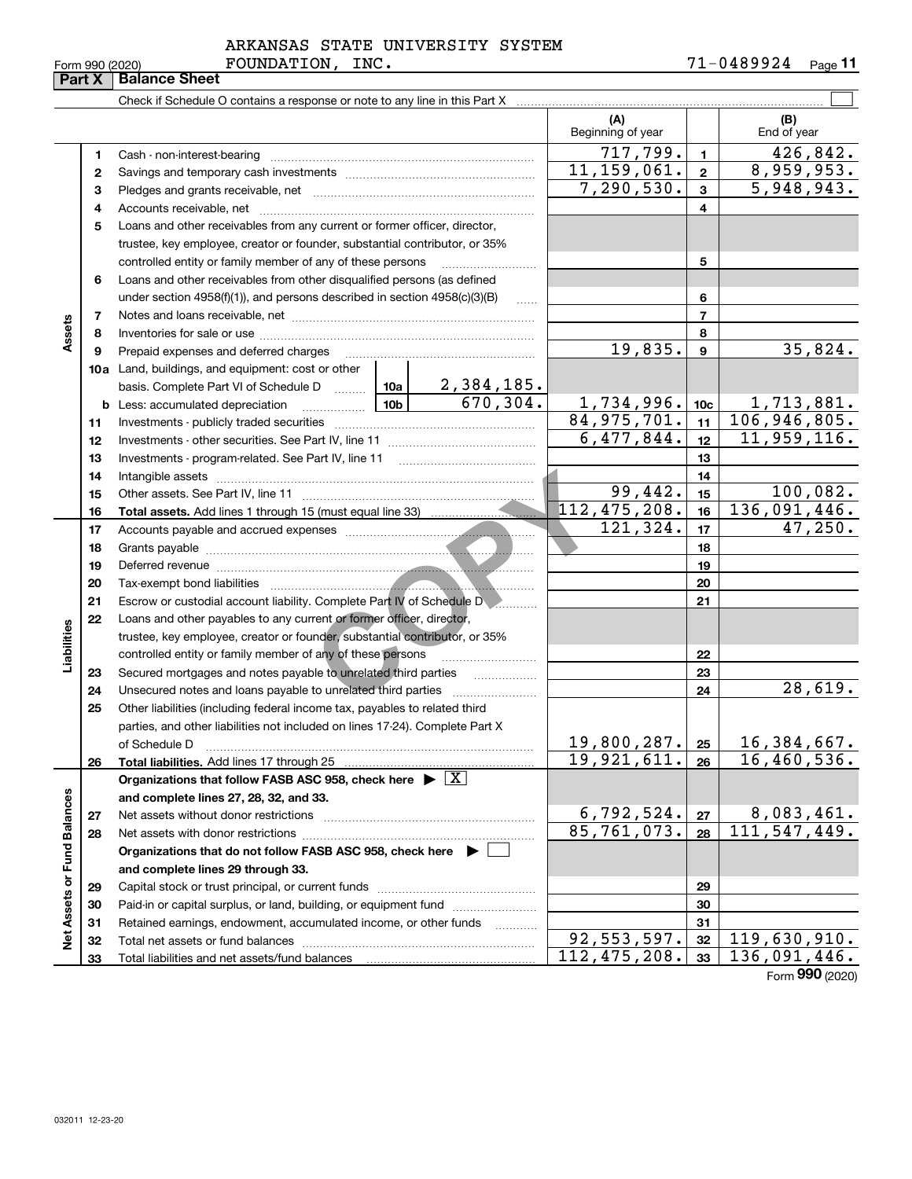ARKANSAS STATE UNIVERSITY SYSTEM FOUNDATION, INC. 71-0489924

Form 990 (2020)

## Part X Balance Sheet

Check if Schedule O contains a response or note to any line in this Part X ☐

| Section | Line | Description | | | (A) Beginning of year | | (B) End of year |
|---|---|---|---|---|---|---|---|
| Assets | 1 | Cash - non-interest-bearing | | | 717,799. | 1 | 426,842. |
| | 2 | Savings and temporary cash investments | | | 11,159,061. | 2 | 8,959,953. |
| | 3 | Pledges and grants receivable, net | | | 7,290,530. | 3 | 5,948,943. |
| | 4 | Accounts receivable, net | | | | 4 | |
| | 5 | Loans and other receivables from any current or former officer, director, trustee, key employee, creator or founder, substantial contributor, or 35% controlled entity or family member of any of these persons | | | | 5 | |
| | 6 | Loans and other receivables from other disqualified persons (as defined under section 4958(f)(1)), and persons described in section 4958(c)(3)(B) | | | | 6 | |
| | 7 | Notes and loans receivable, net | | | | 7 | |
| | 8 | Inventories for sale or use | | | | 8 | |
| | 9 | Prepaid expenses and deferred charges | | | 19,835. | 9 | 35,824. |
| | 10a | Land, buildings, and equipment: cost or other basis. Complete Part VI of Schedule D | 10a | 2,384,185. | | | |
| | b | Less: accumulated depreciation | 10b | 670,304. | 1,734,996. | 10c | 1,713,881. |
| | 11 | Investments - publicly traded securities | | | 84,975,701. | 11 | 106,946,805. |
| | 12 | Investments - other securities. See Part IV, line 11 | | | 6,477,844. | 12 | 11,959,116. |
| | 13 | Investments - program-related. See Part IV, line 11 | | | | 13 | |
| | 14 | Intangible assets | | | | 14 | |
| | 15 | Other assets. See Part IV, line 11 | | | 99,442. | 15 | 100,082. |
| | 16 | **Total assets.** Add lines 1 through 15 (must equal line 33) | | | 112,475,208. | 16 | 136,091,446. |
| Liabilities | 17 | Accounts payable and accrued expenses | | | 121,324. | 17 | 47,250. |
| | 18 | Grants payable | | | | 18 | |
| | 19 | Deferred revenue | | | | 19 | |
| | 20 | Tax-exempt bond liabilities | | | | 20 | |
| | 21 | Escrow or custodial account liability. Complete Part IV of Schedule D | | | | 21 | |
| | 22 | Loans and other payables to any current or former officer, director, trustee, key employee, creator or founder, substantial contributor, or 35% controlled entity or family member of any of these persons | | | | 22 | |
| | 23 | Secured mortgages and notes payable to unrelated third parties | | | | 23 | |
| | 24 | Unsecured notes and loans payable to unrelated third parties | | | | 24 | 28,619. |
| | 25 | Other liabilities (including federal income tax, payables to related third parties, and other liabilities not included on lines 17-24). Complete Part X of Schedule D | | | 19,800,287. | 25 | 16,384,667. |
| | 26 | **Total liabilities.** Add lines 17 through 25 | | | 19,921,611. | 26 | 16,460,536. |
| Net Assets or Fund Balances | | **Organizations that follow FASB ASC 958, check here ▶ ☒ and complete lines 27, 28, 32, and 33.** | | | | | |
| | 27 | Net assets without donor restrictions | | | 6,792,524. | 27 | 8,083,461. |
| | 28 | Net assets with donor restrictions | | | 85,761,073. | 28 | 111,547,449. |
| | | **Organizations that do not follow FASB ASC 958, check here ▶ ☐ and complete lines 29 through 33.** | | | | | |
| | 29 | Capital stock or trust principal, or current funds | | | | 29 | |
| | 30 | Paid-in or capital surplus, or land, building, or equipment fund | | | | 30 | |
| | 31 | Retained earnings, endowment, accumulated income, or other funds | | | | 31 | |
| | 32 | Total net assets or fund balances | | | 92,553,597. | 32 | 119,630,910. |
| | 33 | Total liabilities and net assets/fund balances | | | 112,475,208. | 33 | 136,091,446. |

Form **990** (2020)

032011 12-23-20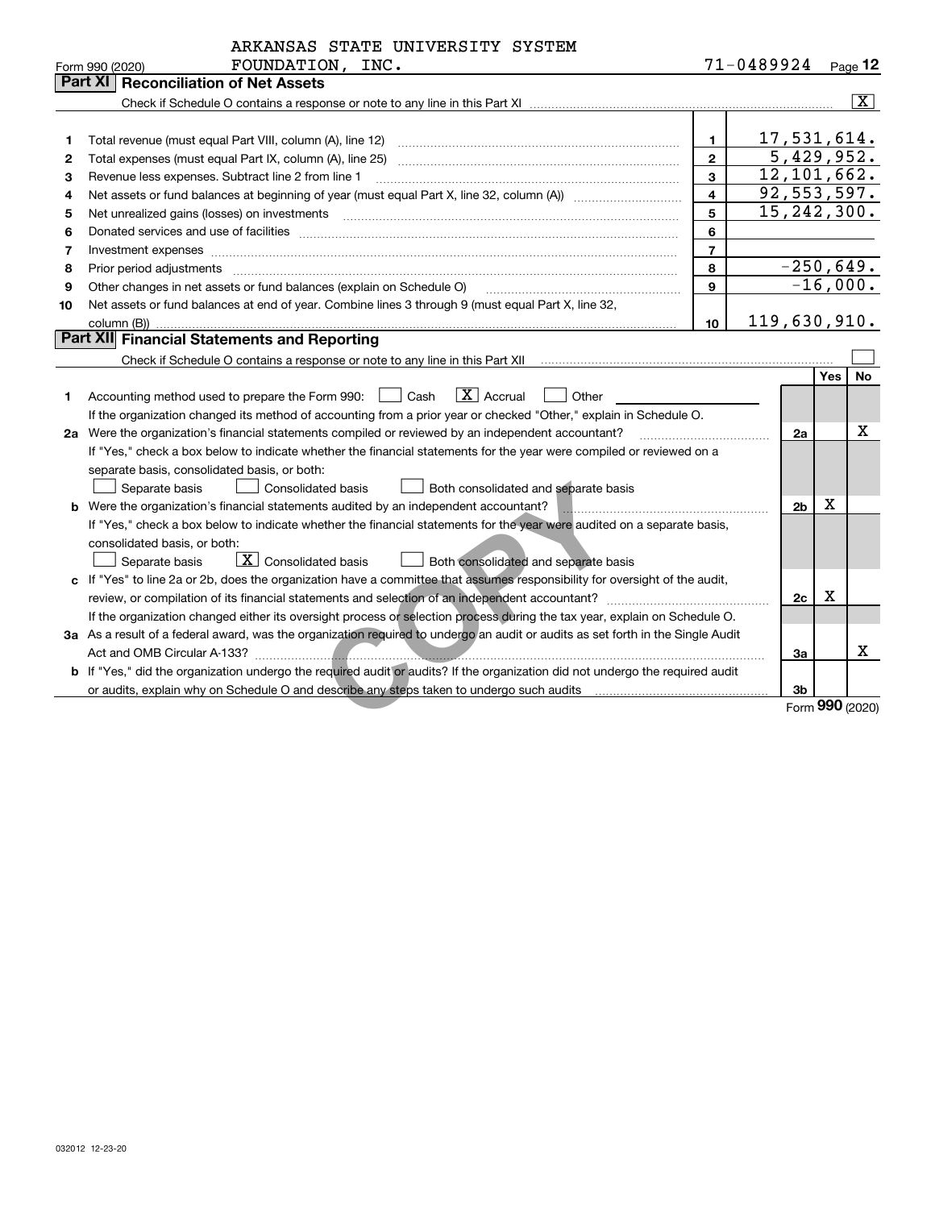ARKANSAS STATE UNIVERSITY SYSTEM FOUNDATION, INC. 71-0489924

Form 990 (2020)

## Part XI Reconciliation of Net Assets

Check if Schedule O contains a response or note to any line in this Part XI [X]

| | | | |
|---|---|---|---|
| 1 | Total revenue (must equal Part VIII, column (A), line 12) | 1 | 17,531,614. |
| 2 | Total expenses (must equal Part IX, column (A), line 25) | 2 | 5,429,952. |
| 3 | Revenue less expenses. Subtract line 2 from line 1 | 3 | 12,101,662. |
| 4 | Net assets or fund balances at beginning of year (must equal Part X, line 32, column (A)) | 4 | 92,553,597. |
| 5 | Net unrealized gains (losses) on investments | 5 | 15,242,300. |
| 6 | Donated services and use of facilities | 6 | |
| 7 | Investment expenses | 7 | |
| 8 | Prior period adjustments | 8 | -250,649. |
| 9 | Other changes in net assets or fund balances (explain on Schedule O) | 9 | -16,000. |
| 10 | Net assets or fund balances at end of year. Combine lines 3 through 9 (must equal Part X, line 32, column (B)) | 10 | 119,630,910. |

## Part XII Financial Statements and Reporting

Check if Schedule O contains a response or note to any line in this Part XII [ ]

| | | | Yes | No |
|---|---|---|---|---|
| 1 | Accounting method used to prepare the Form 990: [ ] Cash [X] Accrual [ ] Other<br>If the organization changed its method of accounting from a prior year or checked "Other," explain in Schedule O. | | | |
| 2a | Were the organization's financial statements compiled or reviewed by an independent accountant?<br>If "Yes," check a box below to indicate whether the financial statements for the year were compiled or reviewed on a separate basis, consolidated basis, or both:<br>[ ] Separate basis [ ] Consolidated basis [ ] Both consolidated and separate basis | 2a | | X |
| b | Were the organization's financial statements audited by an independent accountant?<br>If "Yes," check a box below to indicate whether the financial statements for the year were audited on a separate basis, consolidated basis, or both:<br>[ ] Separate basis [X] Consolidated basis [ ] Both consolidated and separate basis | 2b | X | |
| c | If "Yes" to line 2a or 2b, does the organization have a committee that assumes responsibility for oversight of the audit, review, or compilation of its financial statements and selection of an independent accountant?<br>If the organization changed either its oversight process or selection process during the tax year, explain on Schedule O. | 2c | X | |
| 3a | As a result of a federal award, was the organization required to undergo an audit or audits as set forth in the Single Audit Act and OMB Circular A-133? | 3a | | X |
| b | If "Yes," did the organization undergo the required audit or audits? If the organization did not undergo the required audit or audits, explain why on Schedule O and describe any steps taken to undergo such audits | 3b | | |

Form **990** (2020)

032012 12-23-20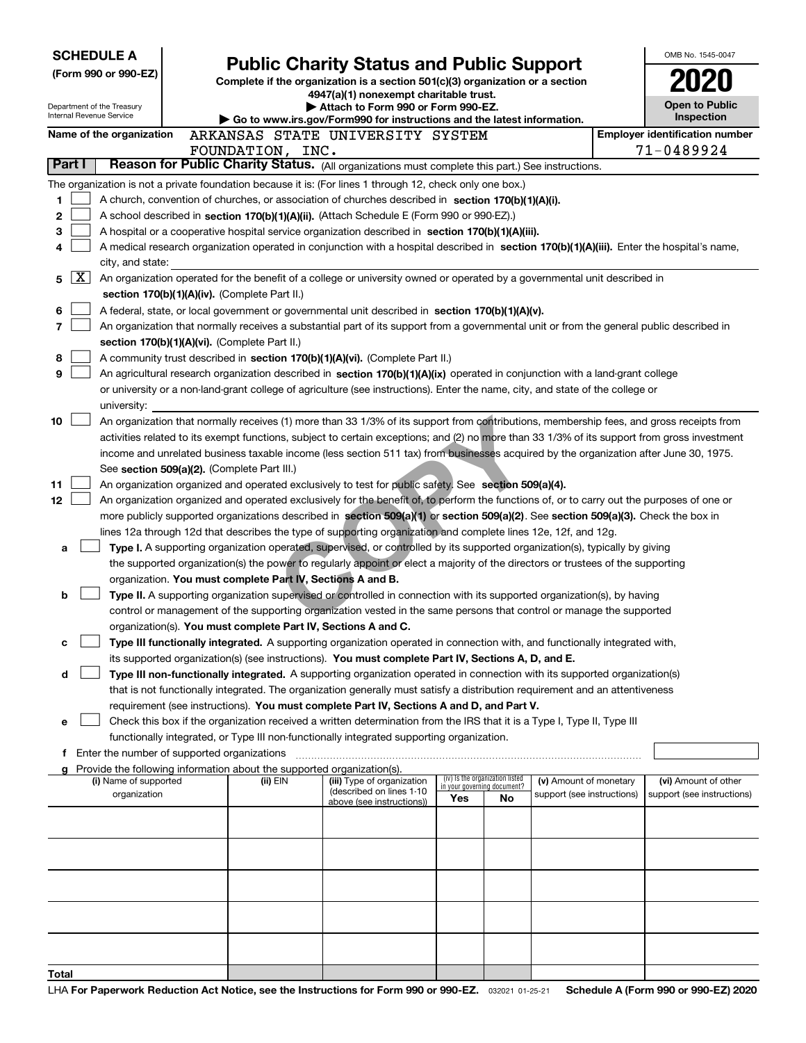**SCHEDULE A**
**(Form 990 or 990-EZ)**

Department of the Treasury
Internal Revenue Service

# Public Charity Status and Public Support

**Complete if the organization is a section 501(c)(3) organization or a section 4947(a)(1) nonexempt charitable trust.**
**▶ Attach to Form 990 or Form 990-EZ.**
**▶ Go to www.irs.gov/Form990 for instructions and the latest information.**

OMB No. 1545-0047
**2020**
**Open to Public Inspection**

**Name of the organization** ARKANSAS STATE UNIVERSITY SYSTEM FOUNDATION, INC.
**Employer identification number** 71-0489924

**Part I** **Reason for Public Charity Status.** (All organizations must complete this part.) See instructions.

The organization is not a private foundation because it is: (For lines 1 through 12, check only one box.)

1 [ ] A church, convention of churches, or association of churches described in **section 170(b)(1)(A)(i).**
2 [ ] A school described in **section 170(b)(1)(A)(ii).** (Attach Schedule E (Form 990 or 990-EZ).)
3 [ ] A hospital or a cooperative hospital service organization described in **section 170(b)(1)(A)(iii).**
4 [ ] A medical research organization operated in conjunction with a hospital described in **section 170(b)(1)(A)(iii).** Enter the hospital's name, city, and state:
5 [X] An organization operated for the benefit of a college or university owned or operated by a governmental unit described in **section 170(b)(1)(A)(iv).** (Complete Part II.)
6 [ ] A federal, state, or local government or governmental unit described in **section 170(b)(1)(A)(v).**
7 [ ] An organization that normally receives a substantial part of its support from a governmental unit or from the general public described in **section 170(b)(1)(A)(vi).** (Complete Part II.)
8 [ ] A community trust described in **section 170(b)(1)(A)(vi).** (Complete Part II.)
9 [ ] An agricultural research organization described in **section 170(b)(1)(A)(ix)** operated in conjunction with a land-grant college or university or a non-land-grant college of agriculture (see instructions). Enter the name, city, and state of the college or university:
10 [ ] An organization that normally receives (1) more than 33 1/3% of its support from contributions, membership fees, and gross receipts from activities related to its exempt functions, subject to certain exceptions; and (2) no more than 33 1/3% of its support from gross investment income and unrelated business taxable income (less section 511 tax) from businesses acquired by the organization after June 30, 1975. See **section 509(a)(2).** (Complete Part III.)
11 [ ] An organization organized and operated exclusively to test for public safety. See **section 509(a)(4).**
12 [ ] An organization organized and operated exclusively for the benefit of, to perform the functions of, or to carry out the purposes of one or more publicly supported organizations described in **section 509(a)(1)** or **section 509(a)(2)**. See **section 509(a)(3).** Check the box in lines 12a through 12d that describes the type of supporting organization and complete lines 12e, 12f, and 12g.

a [ ] **Type I.** A supporting organization operated, supervised, or controlled by its supported organization(s), typically by giving the supported organization(s) the power to regularly appoint or elect a majority of the directors or trustees of the supporting organization. **You must complete Part IV, Sections A and B.**
b [ ] **Type II.** A supporting organization supervised or controlled in connection with its supported organization(s), by having control or management of the supporting organization vested in the same persons that control or manage the supported organization(s). **You must complete Part IV, Sections A and C.**
c [ ] **Type III functionally integrated.** A supporting organization operated in connection with, and functionally integrated with, its supported organization(s) (see instructions). **You must complete Part IV, Sections A, D, and E.**
d [ ] **Type III non-functionally integrated.** A supporting organization operated in connection with its supported organization(s) that is not functionally integrated. The organization generally must satisfy a distribution requirement and an attentiveness requirement (see instructions). **You must complete Part IV, Sections A and D, and Part V.**
e [ ] Check this box if the organization received a written determination from the IRS that it is a Type I, Type II, Type III functionally integrated, or Type III non-functionally integrated supporting organization.
f Enter the number of supported organizations
g Provide the following information about the supported organization(s).

| (i) Name of supported organization | (ii) EIN | (iii) Type of organization (described on lines 1-10 above (see instructions)) | (iv) Is the organization listed in your governing document? Yes | No | (v) Amount of monetary support (see instructions) | (vi) Amount of other support (see instructions) |
|---|---|---|---|---|---|---|
| | | | | | | |
| | | | | | | |
| | | | | | | |
| | | | | | | |
| | | | | | | |
| **Total** | | | | | | |

LHA **For Paperwork Reduction Act Notice, see the Instructions for Form 990 or 990-EZ.** 032021 01-25-21 **Schedule A (Form 990 or 990-EZ) 2020**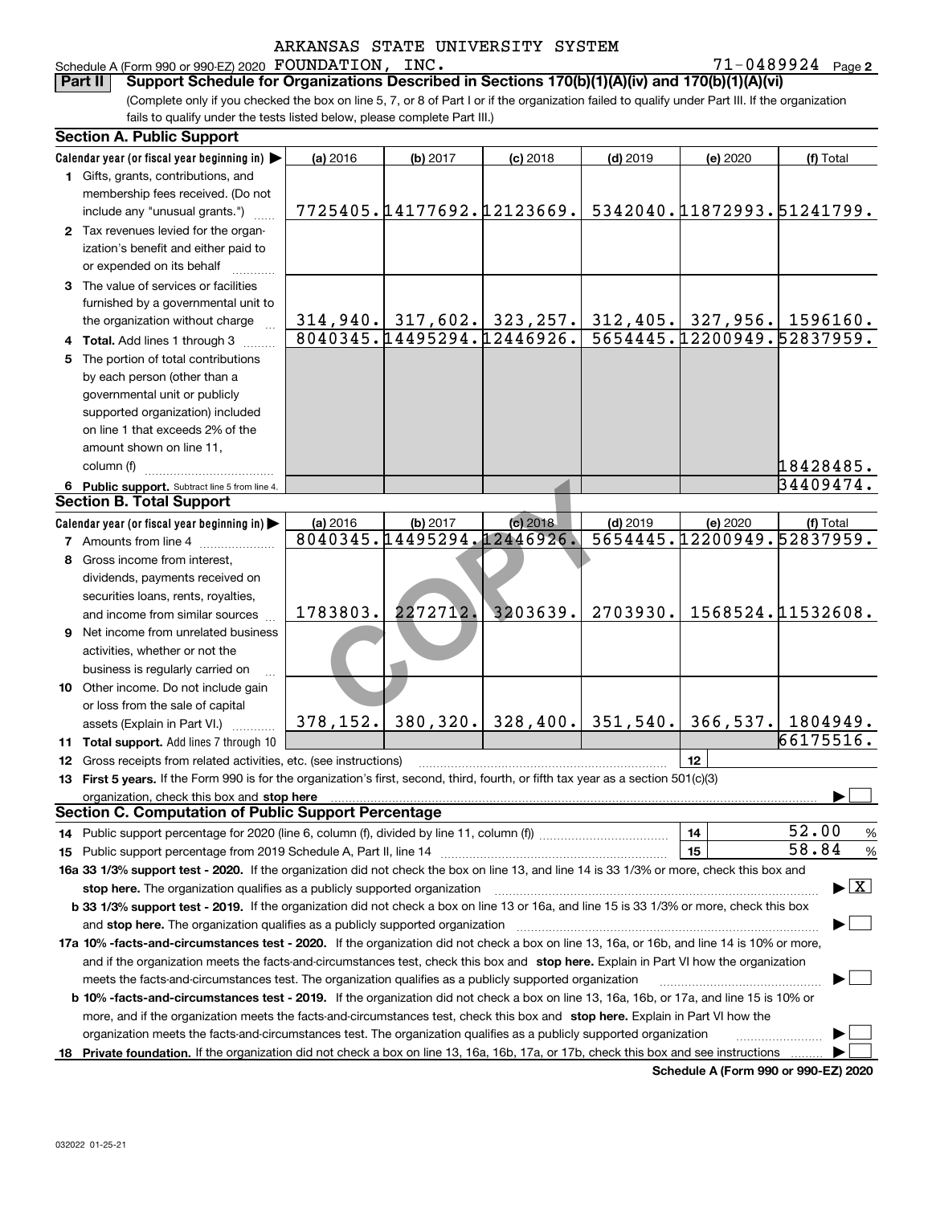ARKANSAS STATE UNIVERSITY SYSTEM

Schedule A (Form 990 or 990-EZ) 2020 FOUNDATION, INC. 71-0489924 Page 2

**Part II Support Schedule for Organizations Described in Sections 170(b)(1)(A)(iv) and 170(b)(1)(A)(vi)**

(Complete only if you checked the box on line 5, 7, or 8 of Part I or if the organization failed to qualify under Part III. If the organization fails to qualify under the tests listed below, please complete Part III.)

**Section A. Public Support**

| Calendar year (or fiscal year beginning in) ▶ | (a) 2016 | (b) 2017 | (c) 2018 | (d) 2019 | (e) 2020 | (f) Total |
|---|---|---|---|---|---|---|
| 1 Gifts, grants, contributions, and membership fees received. (Do not include any "unusual grants.") | 7725405. | 14177692. | 12123669. | 5342040. | 11872993. | 51241799. |
| 2 Tax revenues levied for the organization's benefit and either paid to or expended on its behalf | | | | | | |
| 3 The value of services or facilities furnished by a governmental unit to the organization without charge | 314,940. | 317,602. | 323,257. | 312,405. | 327,956. | 1596160. |
| 4 **Total.** Add lines 1 through 3 | 8040345. | 14495294. | 12446926. | 5654445. | 12200949. | 52837959. |
| 5 The portion of total contributions by each person (other than a governmental unit or publicly supported organization) included on line 1 that exceeds 2% of the amount shown on line 11, column (f) | | | | | | 18428485. |
| 6 **Public support.** Subtract line 5 from line 4. | | | | | | 34409474. |

**Section B. Total Support**

| Calendar year (or fiscal year beginning in) ▶ | (a) 2016 | (b) 2017 | (c) 2018 | (d) 2019 | (e) 2020 | (f) Total |
|---|---|---|---|---|---|---|
| 7 Amounts from line 4 | 8040345. | 14495294. | 12446926. | 5654445. | 12200949. | 52837959. |
| 8 Gross income from interest, dividends, payments received on securities loans, rents, royalties, and income from similar sources | 1783803. | 2272712. | 3203639. | 2703930. | 1568524. | 11532608. |
| 9 Net income from unrelated business activities, whether or not the business is regularly carried on | | | | | | |
| 10 Other income. Do not include gain or loss from the sale of capital assets (Explain in Part VI.) | 378,152. | 380,320. | 328,400. | 351,540. | 366,537. | 1804949. |
| 11 **Total support.** Add lines 7 through 10 | | | | | | 66175516. |

12 Gross receipts from related activities, etc. (see instructions) | 12 |

13 **First 5 years.** If the Form 990 is for the organization's first, second, third, fourth, or fifth tax year as a section 501(c)(3) organization, check this box and **stop here** ▶ ☐

**Section C. Computation of Public Support Percentage**

14 Public support percentage for 2020 (line 6, column (f), divided by line 11, column (f)) | 14 | 52.00 %

15 Public support percentage from 2019 Schedule A, Part II, line 14 | 15 | 58.84 %

**16a 33 1/3% support test - 2020.** If the organization did not check the box on line 13, and line 14 is 33 1/3% or more, check this box and **stop here.** The organization qualifies as a publicly supported organization ▶ ☒

**b 33 1/3% support test - 2019.** If the organization did not check a box on line 13 or 16a, and line 15 is 33 1/3% or more, check this box and **stop here.** The organization qualifies as a publicly supported organization ▶ ☐

**17a 10% -facts-and-circumstances test - 2020.** If the organization did not check a box on line 13, 16a, or 16b, and line 14 is 10% or more, and if the organization meets the facts-and-circumstances test, check this box and **stop here.** Explain in Part VI how the organization meets the facts-and-circumstances test. The organization qualifies as a publicly supported organization ▶ ☐

**b 10% -facts-and-circumstances test - 2019.** If the organization did not check a box on line 13, 16a, 16b, or 17a, and line 15 is 10% or more, and if the organization meets the facts-and-circumstances test, check this box and **stop here.** Explain in Part VI how the organization meets the facts-and-circumstances test. The organization qualifies as a publicly supported organization ▶ ☐

**18 Private foundation.** If the organization did not check a box on line 13, 16a, 16b, 17a, or 17b, check this box and see instructions ▶ ☐

**Schedule A (Form 990 or 990-EZ) 2020**

032022 01-25-21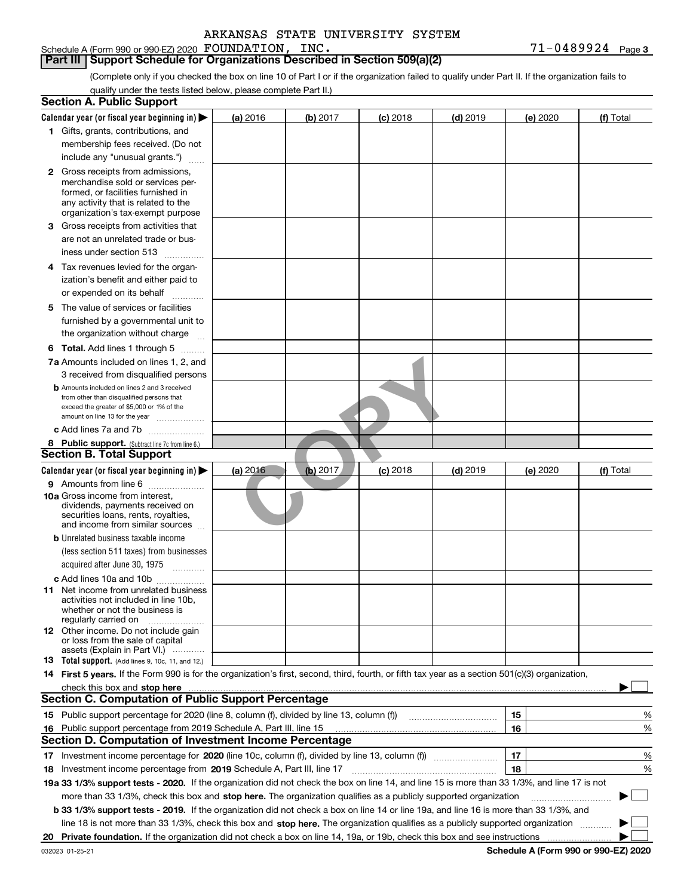ARKANSAS STATE UNIVERSITY SYSTEM

Schedule A (Form 990 or 990-EZ) 2020 FOUNDATION, INC. 71-0489924 Page 3

## Part III Support Schedule for Organizations Described in Section 509(a)(2)

(Complete only if you checked the box on line 10 of Part I or if the organization failed to qualify under Part II. If the organization fails to qualify under the tests listed below, please complete Part II.)

### Section A. Public Support

| Calendar year (or fiscal year beginning in) ▶ | (a) 2016 | (b) 2017 | (c) 2018 | (d) 2019 | (e) 2020 | (f) Total |
|---|---|---|---|---|---|---|
| **1** Gifts, grants, contributions, and membership fees received. (Do not include any "unusual grants.") | | | | | | |
| **2** Gross receipts from admissions, merchandise sold or services performed, or facilities furnished in any activity that is related to the organization's tax-exempt purpose | | | | | | |
| **3** Gross receipts from activities that are not an unrelated trade or business under section 513 | | | | | | |
| **4** Tax revenues levied for the organization's benefit and either paid to or expended on its behalf | | | | | | |
| **5** The value of services or facilities furnished by a governmental unit to the organization without charge | | | | | | |
| **6 Total.** Add lines 1 through 5 | | | | | | |
| **7a** Amounts included on lines 1, 2, and 3 received from disqualified persons | | | | | | |
| **b** Amounts included on lines 2 and 3 received from other than disqualified persons that exceed the greater of $5,000 or 1% of the amount on line 13 for the year | | | | | | |
| **c** Add lines 7a and 7b | | | | | | |
| **8 Public support.** (Subtract line 7c from line 6.) | | | | | | |

### Section B. Total Support

| Calendar year (or fiscal year beginning in) ▶ | (a) 2016 | (b) 2017 | (c) 2018 | (d) 2019 | (e) 2020 | (f) Total |
|---|---|---|---|---|---|---|
| **9** Amounts from line 6 | | | | | | |
| **10a** Gross income from interest, dividends, payments received on securities loans, rents, royalties, and income from similar sources | | | | | | |
| **b** Unrelated business taxable income (less section 511 taxes) from businesses acquired after June 30, 1975 | | | | | | |
| **c** Add lines 10a and 10b | | | | | | |
| **11** Net income from unrelated business activities not included in line 10b, whether or not the business is regularly carried on | | | | | | |
| **12** Other income. Do not include gain or loss from the sale of capital assets (Explain in Part VI.) | | | | | | |
| **13 Total support.** (Add lines 9, 10c, 11, and 12.) | | | | | | |

**14 First 5 years.** If the Form 990 is for the organization's first, second, third, fourth, or fifth tax year as a section 501(c)(3) organization, check this box and **stop here** ▶ ☐

### Section C. Computation of Public Support Percentage

| | | | |
|---|---|---|---|
| **15** | Public support percentage for 2020 (line 8, column (f), divided by line 13, column (f)) | 15 | % |
| **16** | Public support percentage from 2019 Schedule A, Part III, line 15 | 16 | % |

### Section D. Computation of Investment Income Percentage

| | | | |
|---|---|---|---|
| **17** | Investment income percentage for **2020** (line 10c, column (f), divided by line 13, column (f)) | 17 | % |
| **18** | Investment income percentage from **2019** Schedule A, Part III, line 17 | 18 | % |

**19a 33 1/3% support tests - 2020.** If the organization did not check the box on line 14, and line 15 is more than 33 1/3%, and line 17 is not more than 33 1/3%, check this box and **stop here.** The organization qualifies as a publicly supported organization ▶ ☐

**b 33 1/3% support tests - 2019.** If the organization did not check a box on line 14 or line 19a, and line 16 is more than 33 1/3%, and line 18 is not more than 33 1/3%, check this box and **stop here.** The organization qualifies as a publicly supported organization ▶ ☐

**20 Private foundation.** If the organization did not check a box on line 14, 19a, or 19b, check this box and see instructions ▶ ☐

032023 01-25-21 **Schedule A (Form 990 or 990-EZ) 2020**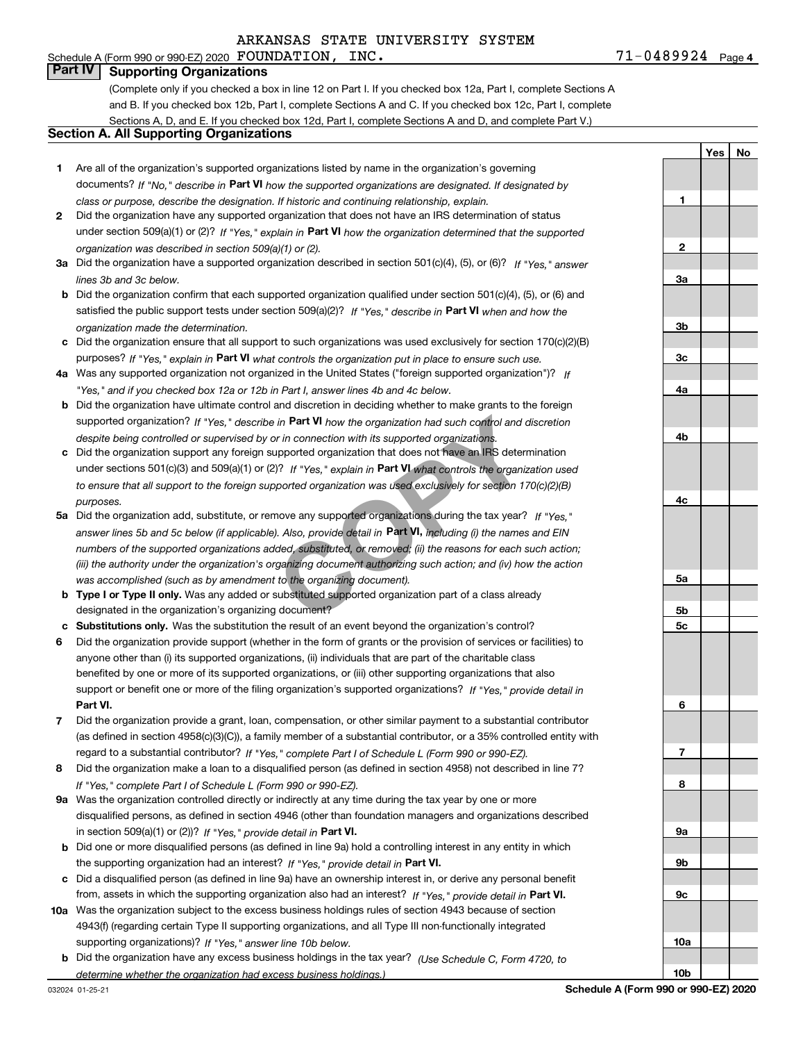ARKANSAS STATE UNIVERSITY SYSTEM
Schedule A (Form 990 or 990-EZ) 2020 FOUNDATION, INC. 71-0489924 Page 4

## Part IV Supporting Organizations

(Complete only if you checked a box in line 12 on Part I. If you checked box 12a, Part I, complete Sections A and B. If you checked box 12b, Part I, complete Sections A and C. If you checked box 12c, Part I, complete Sections A, D, and E. If you checked box 12d, Part I, complete Sections A and D, and complete Part V.)

### Section A. All Supporting Organizations

| | | | Yes | No |
|---|---|---|---|---|
| **1** | Are all of the organization's supported organizations listed by name in the organization's governing documents? *If "No," describe in* **Part VI** *how the supported organizations are designated. If designated by class or purpose, describe the designation. If historic and continuing relationship, explain.* | 1 | | |
| **2** | Did the organization have any supported organization that does not have an IRS determination of status under section 509(a)(1) or (2)? *If "Yes," explain in* **Part VI** *how the organization determined that the supported organization was described in section 509(a)(1) or (2).* | 2 | | |
| **3a** | Did the organization have a supported organization described in section 501(c)(4), (5), or (6)? *If "Yes," answer lines 3b and 3c below.* | 3a | | |
| **b** | Did the organization confirm that each supported organization qualified under section 501(c)(4), (5), or (6) and satisfied the public support tests under section 509(a)(2)? *If "Yes," describe in* **Part VI** *when and how the organization made the determination.* | 3b | | |
| **c** | Did the organization ensure that all support to such organizations was used exclusively for section 170(c)(2)(B) purposes? *If "Yes," explain in* **Part VI** *what controls the organization put in place to ensure such use.* | 3c | | |
| **4a** | Was any supported organization not organized in the United States ("foreign supported organization")? *If "Yes," and if you checked box 12a or 12b in Part I, answer lines 4b and 4c below.* | 4a | | |
| **b** | Did the organization have ultimate control and discretion in deciding whether to make grants to the foreign supported organization? *If "Yes," describe in* **Part VI** *how the organization had such control and discretion despite being controlled or supervised by or in connection with its supported organizations.* | 4b | | |
| **c** | Did the organization support any foreign supported organization that does not have an IRS determination under sections 501(c)(3) and 509(a)(1) or (2)? *If "Yes," explain in* **Part VI** *what controls the organization used to ensure that all support to the foreign supported organization was used exclusively for section 170(c)(2)(B) purposes.* | 4c | | |
| **5a** | Did the organization add, substitute, or remove any supported organizations during the tax year? *If "Yes," answer lines 5b and 5c below (if applicable). Also, provide detail in* **Part VI,** *including (i) the names and EIN numbers of the supported organizations added, substituted, or removed; (ii) the reasons for each such action; (iii) the authority under the organization's organizing document authorizing such action; and (iv) how the action was accomplished (such as by amendment to the organizing document).* | 5a | | |
| **b** | **Type I or Type II only.** Was any added or substituted supported organization part of a class already designated in the organization's organizing document? | 5b | | |
| **c** | **Substitutions only.** Was the substitution the result of an event beyond the organization's control? | 5c | | |
| **6** | Did the organization provide support (whether in the form of grants or the provision of services or facilities) to anyone other than (i) its supported organizations, (ii) individuals that are part of the charitable class benefited by one or more of its supported organizations, or (iii) other supporting organizations that also support or benefit one or more of the filing organization's supported organizations? *If "Yes," provide detail in* **Part VI.** | 6 | | |
| **7** | Did the organization provide a grant, loan, compensation, or other similar payment to a substantial contributor (as defined in section 4958(c)(3)(C)), a family member of a substantial contributor, or a 35% controlled entity with regard to a substantial contributor? *If "Yes," complete Part I of Schedule L (Form 990 or 990-EZ).* | 7 | | |
| **8** | Did the organization make a loan to a disqualified person (as defined in section 4958) not described in line 7? *If "Yes," complete Part I of Schedule L (Form 990 or 990-EZ).* | 8 | | |
| **9a** | Was the organization controlled directly or indirectly at any time during the tax year by one or more disqualified persons, as defined in section 4946 (other than foundation managers and organizations described in section 509(a)(1) or (2))? *If "Yes," provide detail in* **Part VI.** | 9a | | |
| **b** | Did one or more disqualified persons (as defined in line 9a) hold a controlling interest in any entity in which the supporting organization had an interest? *If "Yes," provide detail in* **Part VI.** | 9b | | |
| **c** | Did a disqualified person (as defined in line 9a) have an ownership interest in, or derive any personal benefit from, assets in which the supporting organization also had an interest? *If "Yes," provide detail in* **Part VI.** | 9c | | |
| **10a** | Was the organization subject to the excess business holdings rules of section 4943 because of section 4943(f) (regarding certain Type II supporting organizations, and all Type III non-functionally integrated supporting organizations)? *If "Yes," answer line 10b below.* | 10a | | |
| **b** | Did the organization have any excess business holdings in the tax year? *(Use Schedule C, Form 4720, to determine whether the organization had excess business holdings.)* | 10b | | |

032024 01-25-21 **Schedule A (Form 990 or 990-EZ) 2020**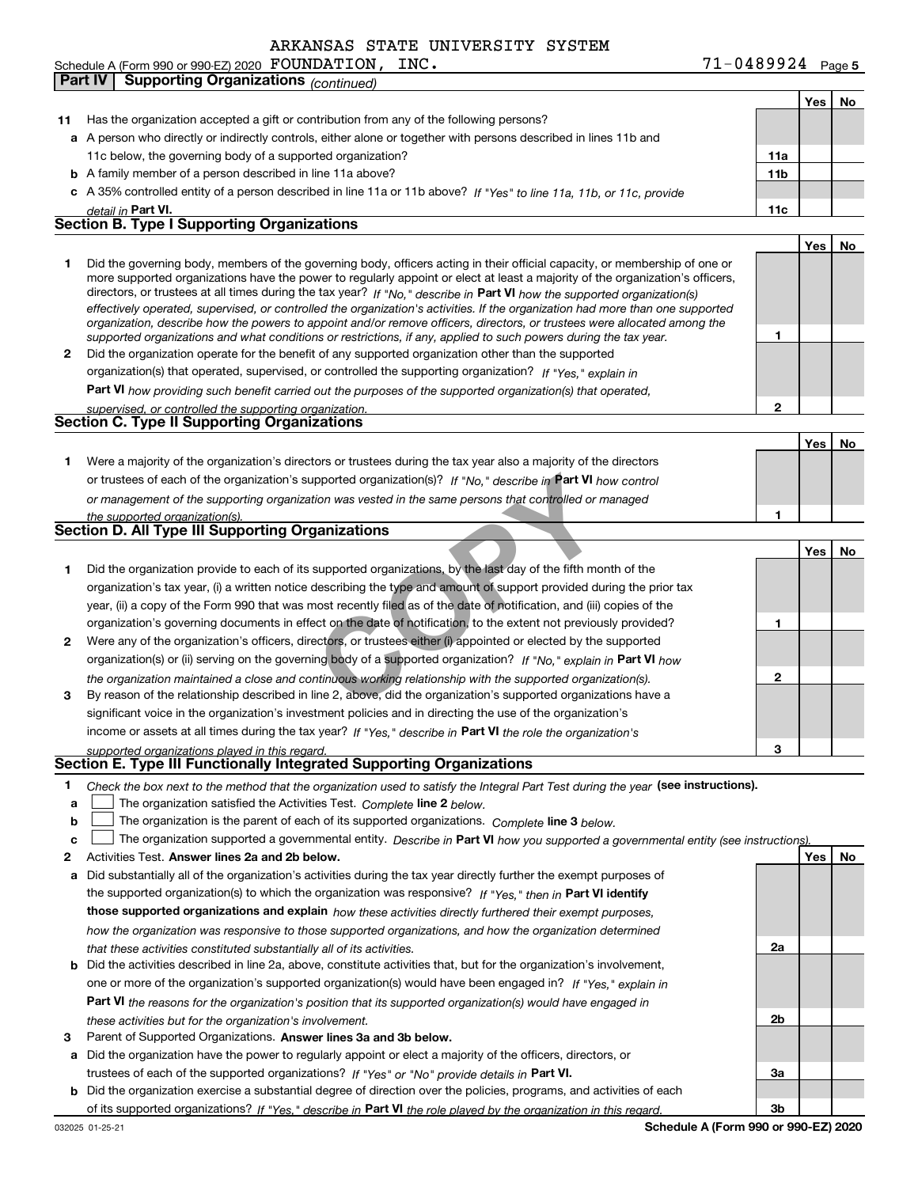ARKANSAS STATE UNIVERSITY SYSTEM
Schedule A (Form 990 or 990-EZ) 2020 FOUNDATION, INC. 71-0489924 Page 5

## Part IV Supporting Organizations *(continued)*

| | | | Yes | No |
|---|---|---|---|---|
| **11** | Has the organization accepted a gift or contribution from any of the following persons? | | | |
| **a** | A person who directly or indirectly controls, either alone or together with persons described in lines 11b and 11c below, the governing body of a supported organization? | 11a | | |
| **b** | A family member of a person described in line 11a above? | 11b | | |
| **c** | A 35% controlled entity of a person described in line 11a or 11b above? *If "Yes" to line 11a, 11b, or 11c, provide detail in* **Part VI.** | 11c | | |

### Section B. Type I Supporting Organizations

| | | | Yes | No |
|---|---|---|---|---|
| **1** | Did the governing body, members of the governing body, officers acting in their official capacity, or membership of one or more supported organizations have the power to regularly appoint or elect at least a majority of the organization's officers, directors, or trustees at all times during the tax year? *If "No," describe in* **Part VI** *how the supported organization(s) effectively operated, supervised, or controlled the organization's activities. If the organization had more than one supported organization, describe how the powers to appoint and/or remove officers, directors, or trustees were allocated among the supported organizations and what conditions or restrictions, if any, applied to such powers during the tax year.* | 1 | | |
| **2** | Did the organization operate for the benefit of any supported organization other than the supported organization(s) that operated, supervised, or controlled the supporting organization? *If "Yes," explain in* **Part VI** *how providing such benefit carried out the purposes of the supported organization(s) that operated, supervised, or controlled the supporting organization.* | 2 | | |

### Section C. Type II Supporting Organizations

| | | | Yes | No |
|---|---|---|---|---|
| **1** | Were a majority of the organization's directors or trustees during the tax year also a majority of the directors or trustees of each of the organization's supported organization(s)? *If "No," describe in* **Part VI** *how control or management of the supporting organization was vested in the same persons that controlled or managed the supported organization(s).* | 1 | | |

### Section D. All Type III Supporting Organizations

| | | | Yes | No |
|---|---|---|---|---|
| **1** | Did the organization provide to each of its supported organizations, by the last day of the fifth month of the organization's tax year, (i) a written notice describing the type and amount of support provided during the prior tax year, (ii) a copy of the Form 990 that was most recently filed as of the date of notification, and (iii) copies of the organization's governing documents in effect on the date of notification, to the extent not previously provided? | 1 | | |
| **2** | Were any of the organization's officers, directors, or trustees either (i) appointed or elected by the supported organization(s) or (ii) serving on the governing body of a supported organization? *If "No," explain in* **Part VI** *how the organization maintained a close and continuous working relationship with the supported organization(s).* | 2 | | |
| **3** | By reason of the relationship described in line 2, above, did the organization's supported organizations have a significant voice in the organization's investment policies and in directing the use of the organization's income or assets at all times during the tax year? *If "Yes," describe in* **Part VI** *the role the organization's supported organizations played in this regard.* | 3 | | |

### Section E. Type III Functionally Integrated Supporting Organizations

**1** *Check the box next to the method that the organization used to satisfy the Integral Part Test during the year* **(see instructions).**

- **a** ☐ The organization satisfied the Activities Test. *Complete* **line 2** *below.*
- **b** ☐ The organization is the parent of each of its supported organizations. *Complete* **line 3** *below.*
- **c** ☐ The organization supported a governmental entity. *Describe in* **Part VI** *how you supported a governmental entity (see instructions).*

| | | | Yes | No |
|---|---|---|---|---|
| **2** | Activities Test. **Answer lines 2a and 2b below.** | | | |
| **a** | Did substantially all of the organization's activities during the tax year directly further the exempt purposes of the supported organization(s) to which the organization was responsive? *If "Yes," then in* **Part VI identify those supported organizations and explain** *how these activities directly furthered their exempt purposes, how the organization was responsive to those supported organizations, and how the organization determined that these activities constituted substantially all of its activities.* | 2a | | |
| **b** | Did the activities described in line 2a, above, constitute activities that, but for the organization's involvement, one or more of the organization's supported organization(s) would have been engaged in? *If "Yes," explain in* **Part VI** *the reasons for the organization's position that its supported organization(s) would have engaged in these activities but for the organization's involvement.* | 2b | | |
| **3** | Parent of Supported Organizations. **Answer lines 3a and 3b below.** | | | |
| **a** | Did the organization have the power to regularly appoint or elect a majority of the officers, directors, or trustees of each of the supported organizations? *If "Yes" or "No" provide details in* **Part VI.** | 3a | | |
| **b** | Did the organization exercise a substantial degree of direction over the policies, programs, and activities of each of its supported organizations? *If "Yes," describe in* **Part VI** *the role played by the organization in this regard.* | 3b | | |

032025 01-25-21 **Schedule A (Form 990 or 990-EZ) 2020**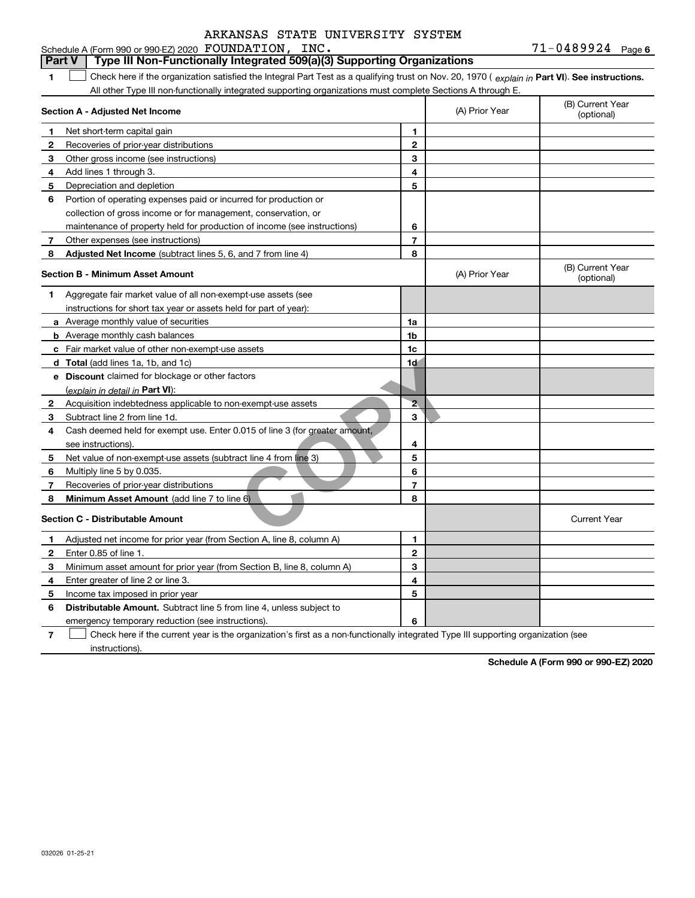ARKANSAS STATE UNIVERSITY SYSTEM

Schedule A (Form 990 or 990-EZ) 2020 FOUNDATION, INC. 71-0489924 Page 6

## Part V | Type III Non-Functionally Integrated 509(a)(3) Supporting Organizations

**1** ☐ Check here if the organization satisfied the Integral Part Test as a qualifying trust on Nov. 20, 1970 ( *explain in* **Part VI**). **See instructions.** All other Type III non-functionally integrated supporting organizations must complete Sections A through E.

| **Section A - Adjusted Net Income** | | | (A) Prior Year | (B) Current Year (optional) |
|---|---|---|---|---|
| **1** | Net short-term capital gain | **1** | | |
| **2** | Recoveries of prior-year distributions | **2** | | |
| **3** | Other gross income (see instructions) | **3** | | |
| **4** | Add lines 1 through 3. | **4** | | |
| **5** | Depreciation and depletion | **5** | | |
| **6** | Portion of operating expenses paid or incurred for production or collection of gross income or for management, conservation, or maintenance of property held for production of income (see instructions) | **6** | | |
| **7** | Other expenses (see instructions) | **7** | | |
| **8** | **Adjusted Net Income** (subtract lines 5, 6, and 7 from line 4) | **8** | | |

| **Section B - Minimum Asset Amount** | | | (A) Prior Year | (B) Current Year (optional) |
|---|---|---|---|---|
| **1** | Aggregate fair market value of all non-exempt-use assets (see instructions for short tax year or assets held for part of year): | | | |
| **a** | Average monthly value of securities | **1a** | | |
| **b** | Average monthly cash balances | **1b** | | |
| **c** | Fair market value of other non-exempt-use assets | **1c** | | |
| **d** | **Total** (add lines 1a, 1b, and 1c) | **1d** | | |
| **e** | **Discount** claimed for blockage or other factors (*explain in detail in* **Part VI**): | | | |
| **2** | Acquisition indebtedness applicable to non-exempt-use assets | **2** | | |
| **3** | Subtract line 2 from line 1d. | **3** | | |
| **4** | Cash deemed held for exempt use. Enter 0.015 of line 3 (for greater amount, see instructions). | **4** | | |
| **5** | Net value of non-exempt-use assets (subtract line 4 from line 3) | **5** | | |
| **6** | Multiply line 5 by 0.035. | **6** | | |
| **7** | Recoveries of prior-year distributions | **7** | | |
| **8** | **Minimum Asset Amount** (add line 7 to line 6) | **8** | | |

| **Section C - Distributable Amount** | | | | Current Year |
|---|---|---|---|---|
| **1** | Adjusted net income for prior year (from Section A, line 8, column A) | **1** | | |
| **2** | Enter 0.85 of line 1. | **2** | | |
| **3** | Minimum asset amount for prior year (from Section B, line 8, column A) | **3** | | |
| **4** | Enter greater of line 2 or line 3. | **4** | | |
| **5** | Income tax imposed in prior year | **5** | | |
| **6** | **Distributable Amount.** Subtract line 5 from line 4, unless subject to emergency temporary reduction (see instructions). | **6** | | |

**7** ☐ Check here if the current year is the organization's first as a non-functionally integrated Type III supporting organization (see instructions).

**Schedule A (Form 990 or 990-EZ) 2020**

032026 01-25-21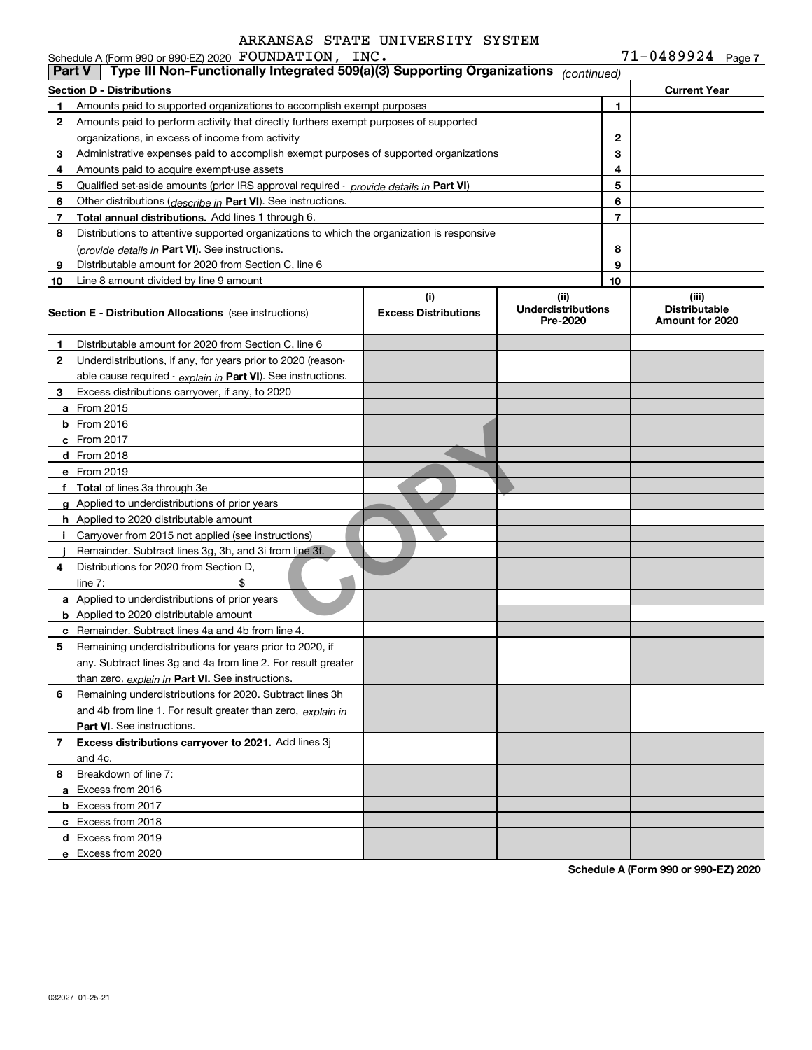ARKANSAS STATE UNIVERSITY SYSTEM

Schedule A (Form 990 or 990-EZ) 2020 FOUNDATION, INC. 71-0489924 Page 7

## Part V | Type III Non-Functionally Integrated 509(a)(3) Supporting Organizations *(continued)*

| Section D - Distributions | | | Current Year |
|---|---|---|---|
| 1 | Amounts paid to supported organizations to accomplish exempt purposes | 1 | |
| 2 | Amounts paid to perform activity that directly furthers exempt purposes of supported organizations, in excess of income from activity | 2 | |
| 3 | Administrative expenses paid to accomplish exempt purposes of supported organizations | 3 | |
| 4 | Amounts paid to acquire exempt-use assets | 4 | |
| 5 | Qualified set-aside amounts (prior IRS approval required - *provide details in* **Part VI**) | 5 | |
| 6 | Other distributions (*describe in* **Part VI**). See instructions. | 6 | |
| 7 | **Total annual distributions.** Add lines 1 through 6. | 7 | |
| 8 | Distributions to attentive supported organizations to which the organization is responsive (*provide details in* **Part VI**). See instructions. | 8 | |
| 9 | Distributable amount for 2020 from Section C, line 6 | 9 | |
| 10 | Line 8 amount divided by line 9 amount | 10 | |

| Section E - Distribution Allocations (see instructions) | (i) Excess Distributions | (ii) Underdistributions Pre-2020 | (iii) Distributable Amount for 2020 |
|---|---|---|---|
| **1** Distributable amount for 2020 from Section C, line 6 | | | |
| **2** Underdistributions, if any, for years prior to 2020 (reasonable cause required - *explain in* **Part VI**). See instructions. | | | |
| **3** Excess distributions carryover, if any, to 2020 | | | |
| **a** From 2015 | | | |
| **b** From 2016 | | | |
| **c** From 2017 | | | |
| **d** From 2018 | | | |
| **e** From 2019 | | | |
| **f Total** of lines 3a through 3e | | | |
| **g** Applied to underdistributions of prior years | | | |
| **h** Applied to 2020 distributable amount | | | |
| **i** Carryover from 2015 not applied (see instructions) | | | |
| **j** Remainder. Subtract lines 3g, 3h, and 3i from line 3f. | | | |
| **4** Distributions for 2020 from Section D, line 7: $ | | | |
| **a** Applied to underdistributions of prior years | | | |
| **b** Applied to 2020 distributable amount | | | |
| **c** Remainder. Subtract lines 4a and 4b from line 4. | | | |
| **5** Remaining underdistributions for years prior to 2020, if any. Subtract lines 3g and 4a from line 2. For result greater than zero, *explain in* **Part VI.** See instructions. | | | |
| **6** Remaining underdistributions for 2020. Subtract lines 3h and 4b from line 1. For result greater than zero, *explain in* **Part VI**. See instructions. | | | |
| **7 Excess distributions carryover to 2021.** Add lines 3j and 4c. | | | |
| **8** Breakdown of line 7: | | | |
| **a** Excess from 2016 | | | |
| **b** Excess from 2017 | | | |
| **c** Excess from 2018 | | | |
| **d** Excess from 2019 | | | |
| **e** Excess from 2020 | | | |

**Schedule A (Form 990 or 990-EZ) 2020**

032027 01-25-21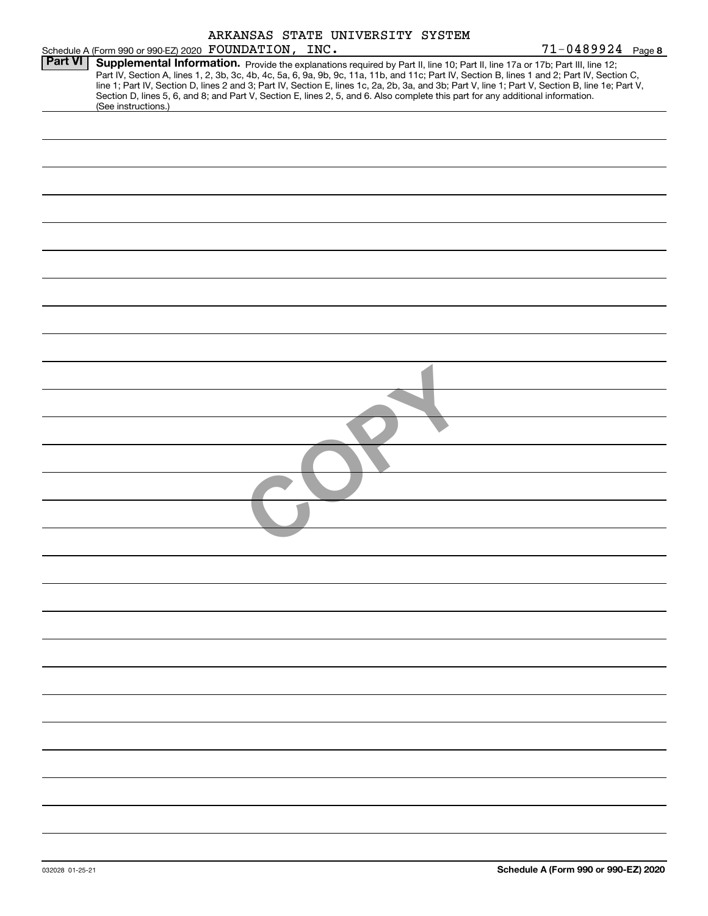ARKANSAS STATE UNIVERSITY SYSTEM

Schedule A (Form 990 or 990-EZ) 2020 FOUNDATION, INC. 71-0489924 Page 8

**Part VI** **Supplemental Information.** Provide the explanations required by Part II, line 10; Part II, line 17a or 17b; Part III, line 12; Part IV, Section A, lines 1, 2, 3b, 3c, 4b, 4c, 5a, 6, 9a, 9b, 9c, 11a, 11b, and 11c; Part IV, Section B, lines 1 and 2; Part IV, Section C, line 1; Part IV, Section D, lines 2 and 3; Part IV, Section E, lines 1c, 2a, 2b, 3a, and 3b; Part V, line 1; Part V, Section B, line 1e; Part V, Section D, lines 5, 6, and 8; and Part V, Section E, lines 2, 5, and 6. Also complete this part for any additional information. (See instructions.)

COPY

032028 01-25-21

**Schedule A (Form 990 or 990-EZ) 2020**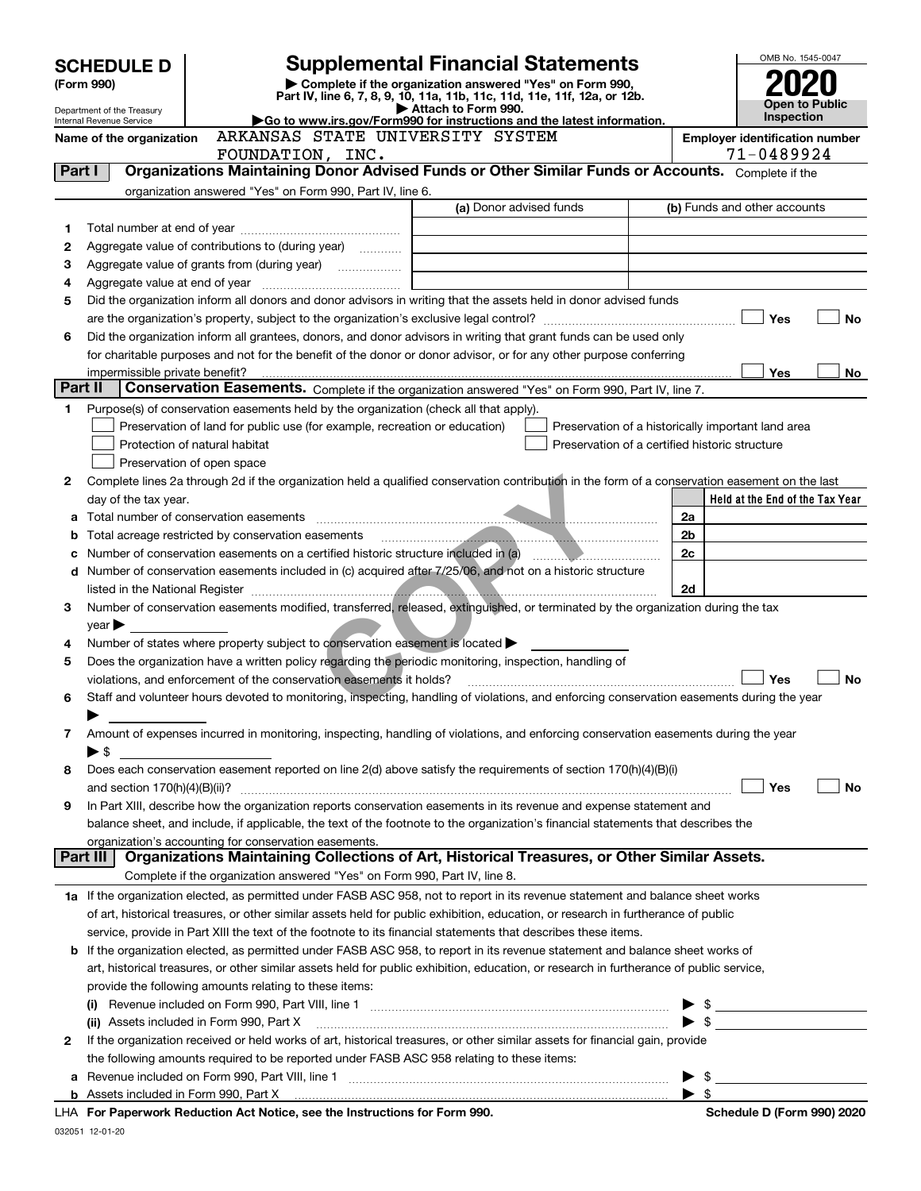# SCHEDULE D (Form 990)

Department of the Treasury
Internal Revenue Service

## Supplemental Financial Statements

▶ Complete if the organization answered "Yes" on Form 990, Part IV, line 6, 7, 8, 9, 10, 11a, 11b, 11c, 11d, 11e, 11f, 12a, or 12b.
▶ Attach to Form 990.
▶Go to www.irs.gov/Form990 for instructions and the latest information.

OMB No. 1545-0047

**2020**

**Open to Public Inspection**

Name of the organization: ARKANSAS STATE UNIVERSITY SYSTEM FOUNDATION, INC.

Employer identification number: 71-0489924

### Part I — Organizations Maintaining Donor Advised Funds or Other Similar Funds or Accounts.

Complete if the organization answered "Yes" on Form 990, Part IV, line 6.

| | | (a) Donor advised funds | (b) Funds and other accounts |
|---|---|---|---|
| 1 | Total number at end of year | | |
| 2 | Aggregate value of contributions to (during year) | | |
| 3 | Aggregate value of grants from (during year) | | |
| 4 | Aggregate value at end of year | | |

5 Did the organization inform all donors and donor advisors in writing that the assets held in donor advised funds are the organization's property, subject to the organization's exclusive legal control? ☐ Yes ☐ No

6 Did the organization inform all grantees, donors, and donor advisors in writing that grant funds can be used only for charitable purposes and not for the benefit of the donor or donor advisor, or for any other purpose conferring impermissible private benefit? ☐ Yes ☐ No

### Part II — Conservation Easements.

Complete if the organization answered "Yes" on Form 990, Part IV, line 7.

1 Purpose(s) of conservation easements held by the organization (check all that apply).

- ☐ Preservation of land for public use (for example, recreation or education)
- ☐ Protection of natural habitat
- ☐ Preservation of open space
- ☐ Preservation of a historically important land area
- ☐ Preservation of a certified historic structure

2 Complete lines 2a through 2d if the organization held a qualified conservation contribution in the form of a conservation easement on the last day of the tax year.

| | | | Held at the End of the Tax Year |
|---|---|---|---|
| a | Total number of conservation easements | 2a | |
| b | Total acreage restricted by conservation easements | 2b | |
| c | Number of conservation easements on a certified historic structure included in (a) | 2c | |
| d | Number of conservation easements included in (c) acquired after 7/25/06, and not on a historic structure listed in the National Register | 2d | |

3 Number of conservation easements modified, transferred, released, extinguished, or terminated by the organization during the tax year ▶

4 Number of states where property subject to conservation easement is located ▶

5 Does the organization have a written policy regarding the periodic monitoring, inspection, handling of violations, and enforcement of the conservation easements it holds? ☐ Yes ☐ No

6 Staff and volunteer hours devoted to monitoring, inspecting, handling of violations, and enforcing conservation easements during the year ▶

7 Amount of expenses incurred in monitoring, inspecting, handling of violations, and enforcing conservation easements during the year ▶ $

8 Does each conservation easement reported on line 2(d) above satisfy the requirements of section 170(h)(4)(B)(i) and section 170(h)(4)(B)(ii)? ☐ Yes ☐ No

9 In Part XIII, describe how the organization reports conservation easements in its revenue and expense statement and balance sheet, and include, if applicable, the text of the footnote to the organization's financial statements that describes the organization's accounting for conservation easements.

### Part III — Organizations Maintaining Collections of Art, Historical Treasures, or Other Similar Assets.

Complete if the organization answered "Yes" on Form 990, Part IV, line 8.

1a If the organization elected, as permitted under FASB ASC 958, not to report in its revenue statement and balance sheet works of art, historical treasures, or other similar assets held for public exhibition, education, or research in furtherance of public service, provide in Part XIII the text of the footnote to its financial statements that describes these items.

b If the organization elected, as permitted under FASB ASC 958, to report in its revenue statement and balance sheet works of art, historical treasures, or other similar assets held for public exhibition, education, or research in furtherance of public service, provide the following amounts relating to these items:

(i) Revenue included on Form 990, Part VIII, line 1 ▶ $

(ii) Assets included in Form 990, Part X ▶ $

2 If the organization received or held works of art, historical treasures, or other similar assets for financial gain, provide the following amounts required to be reported under FASB ASC 958 relating to these items:

a Revenue included on Form 990, Part VIII, line 1 ▶ $

b Assets included in Form 990, Part X ▶ $

LHA For Paperwork Reduction Act Notice, see the Instructions for Form 990.

Schedule D (Form 990) 2020

032051 12-01-20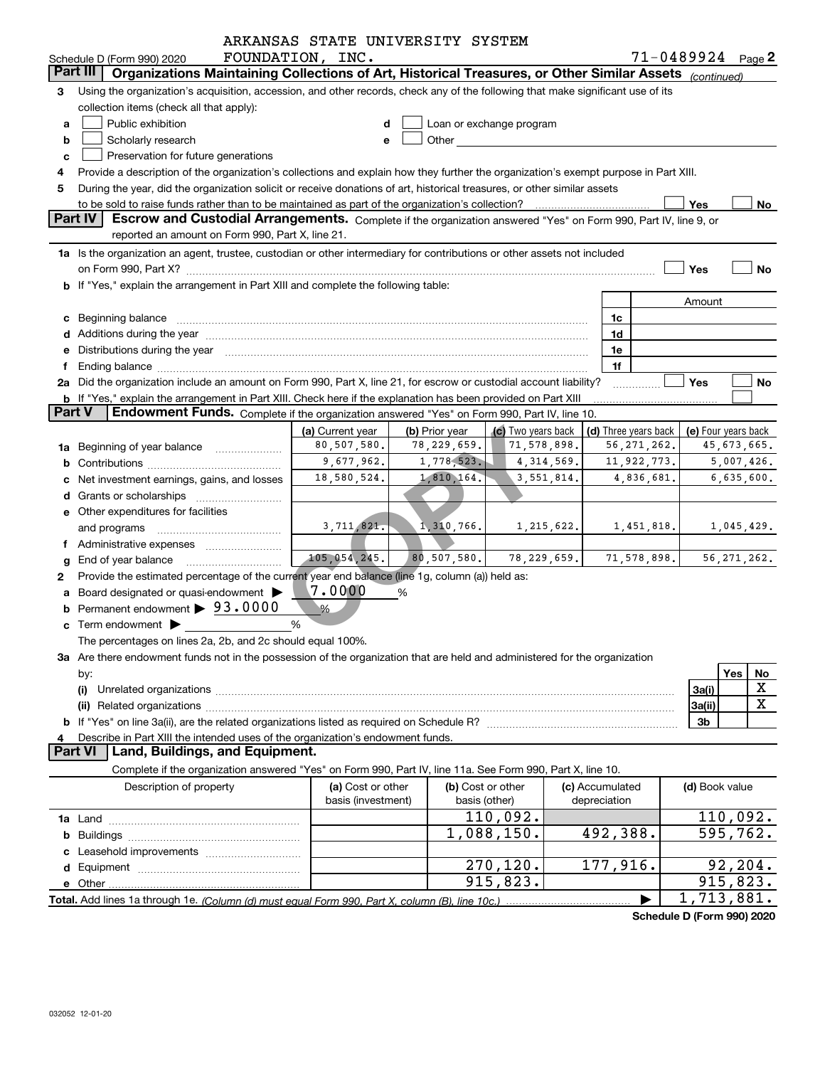ARKANSAS STATE UNIVERSITY SYSTEM

Schedule D (Form 990) 2020 FOUNDATION, INC. 71-0489924 Page 2

**Part III** **Organizations Maintaining Collections of Art, Historical Treasures, or Other Similar Assets** *(continued)*

3 Using the organization's acquisition, accession, and other records, check any of the following that make significant use of its collection items (check all that apply):

a ☐ Public exhibition
b ☐ Scholarly research
c ☐ Preservation for future generations
d ☐ Loan or exchange program
e ☐ Other

4 Provide a description of the organization's collections and explain how they further the organization's exempt purpose in Part XIII.

5 During the year, did the organization solicit or receive donations of art, historical treasures, or other similar assets to be sold to raise funds rather than to be maintained as part of the organization's collection? ☐ Yes ☐ No

**Part IV** **Escrow and Custodial Arrangements.** Complete if the organization answered "Yes" on Form 990, Part IV, line 9, or reported an amount on Form 990, Part X, line 21.

1a Is the organization an agent, trustee, custodian or other intermediary for contributions or other assets not included on Form 990, Part X? ☐ Yes ☐ No

b If "Yes," explain the arrangement in Part XIII and complete the following table:

| | | Amount |
|---|---|---|
| c Beginning balance | 1c | |
| d Additions during the year | 1d | |
| e Distributions during the year | 1e | |
| f Ending balance | 1f | |

2a Did the organization include an amount on Form 990, Part X, line 21, for escrow or custodial account liability? ☐ Yes ☐ No

b If "Yes," explain the arrangement in Part XIII. Check here if the explanation has been provided on Part XIII ☐

**Part V** **Endowment Funds.** Complete if the organization answered "Yes" on Form 990, Part IV, line 10.

| | (a) Current year | (b) Prior year | (c) Two years back | (d) Three years back | (e) Four years back |
|---|---|---|---|---|---|
| 1a Beginning of year balance | 80,507,580. | 78,229,659. | 71,578,898. | 56,271,262. | 45,673,665. |
| b Contributions | 9,677,962. | 1,778,523. | 4,314,569. | 11,922,773. | 5,007,426. |
| c Net investment earnings, gains, and losses | 18,580,524. | 1,810,164. | 3,551,814. | 4,836,681. | 6,635,600. |
| d Grants or scholarships | | | | | |
| e Other expenditures for facilities and programs | 3,711,821. | 1,310,766. | 1,215,622. | 1,451,818. | 1,045,429. |
| f Administrative expenses | | | | | |
| g End of year balance | 105,054,245. | 80,507,580. | 78,229,659. | 71,578,898. | 56,271,262. |

2 Provide the estimated percentage of the current year end balance (line 1g, column (a)) held as:

a Board designated or quasi-endowment ▶ 7.0000 %
b Permanent endowment ▶ 93.0000 %
c Term endowment ▶ %

The percentages on lines 2a, 2b, and 2c should equal 100%.

3a Are there endowment funds not in the possession of the organization that are held and administered for the organization by:

| | | Yes | No |
|---|---|---|---|
| (i) Unrelated organizations | 3a(i) | | X |
| (ii) Related organizations | 3a(ii) | | X |
| b If "Yes" on line 3a(ii), are the related organizations listed as required on Schedule R? | 3b | | |

4 Describe in Part XIII the intended uses of the organization's endowment funds.

**Part VI** **Land, Buildings, and Equipment.**

Complete if the organization answered "Yes" on Form 990, Part IV, line 11a. See Form 990, Part X, line 10.

| Description of property | (a) Cost or other basis (investment) | (b) Cost or other basis (other) | (c) Accumulated depreciation | (d) Book value |
|---|---|---|---|---|
| 1a Land | | 110,092. | | 110,092. |
| b Buildings | | 1,088,150. | 492,388. | 595,762. |
| c Leasehold improvements | | | | |
| d Equipment | | 270,120. | 177,916. | 92,204. |
| e Other | | 915,823. | | 915,823. |
| **Total.** Add lines 1a through 1e. *(Column (d) must equal Form 990, Part X, column (B), line 10c.)* | | | ▶ | 1,713,881. |

**Schedule D (Form 990) 2020**

032052 12-01-20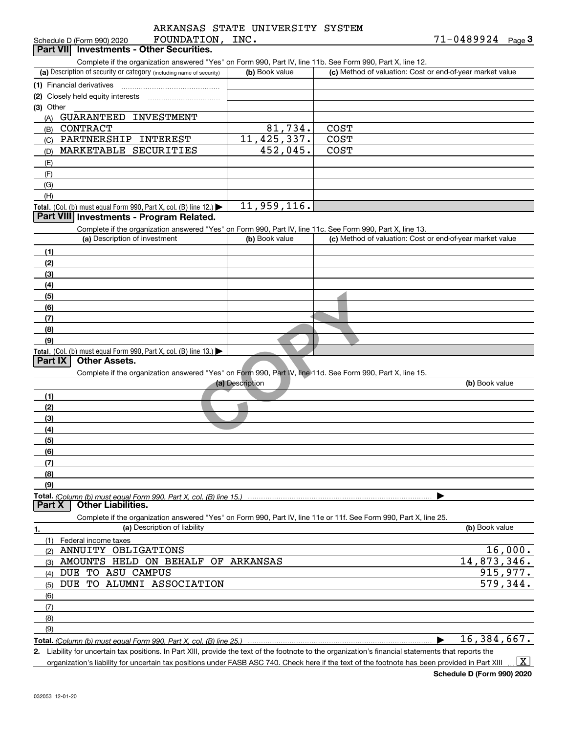ARKANSAS STATE UNIVERSITY SYSTEM FOUNDATION, INC. 71-0489924

Schedule D (Form 990) 2020 Page 3

## Part VII Investments - Other Securities.

Complete if the organization answered "Yes" on Form 990, Part IV, line 11b. See Form 990, Part X, line 12.

| (a) Description of security or category (including name of security) | (b) Book value | (c) Method of valuation: Cost or end-of-year market value |
|---|---|---|
| (1) Financial derivatives | | |
| (2) Closely held equity interests | | |
| (3) Other | | |
| (A) GUARANTEED INVESTMENT | | |
| (B) CONTRACT | 81,734. | COST |
| (C) PARTNERSHIP INTEREST | 11,425,337. | COST |
| (D) MARKETABLE SECURITIES | 452,045. | COST |
| (E) | | |
| (F) | | |
| (G) | | |
| (H) | | |
| Total. (Col. (b) must equal Form 990, Part X, col. (B) line 12.) | 11,959,116. | |

## Part VIII Investments - Program Related.

Complete if the organization answered "Yes" on Form 990, Part IV, line 11c. See Form 990, Part X, line 13.

| (a) Description of investment | (b) Book value | (c) Method of valuation: Cost or end-of-year market value |
|---|---|---|
| (1) | | |
| (2) | | |
| (3) | | |
| (4) | | |
| (5) | | |
| (6) | | |
| (7) | | |
| (8) | | |
| (9) | | |
| Total. (Col. (b) must equal Form 990, Part X, col. (B) line 13.) | | |

## Part IX Other Assets.

Complete if the organization answered "Yes" on Form 990, Part IV, line 11d. See Form 990, Part X, line 15.

| (a) Description | (b) Book value |
|---|---|
| (1) | |
| (2) | |
| (3) | |
| (4) | |
| (5) | |
| (6) | |
| (7) | |
| (8) | |
| (9) | |
| Total. (Column (b) must equal Form 990, Part X, col. (B) line 15.) | |

## Part X Other Liabilities.

Complete if the organization answered "Yes" on Form 990, Part IV, line 11e or 11f. See Form 990, Part X, line 25.

| 1. (a) Description of liability | (b) Book value |
|---|---|
| (1) Federal income taxes | |
| (2) ANNUITY OBLIGATIONS | 16,000. |
| (3) AMOUNTS HELD ON BEHALF OF ARKANSAS | 14,873,346. |
| (4) DUE TO ASU CAMPUS | 915,977. |
| (5) DUE TO ALUMNI ASSOCIATION | 579,344. |
| (6) | |
| (7) | |
| (8) | |
| (9) | |
| Total. (Column (b) must equal Form 990, Part X, col. (B) line 25.) | 16,384,667. |

2. Liability for uncertain tax positions. In Part XIII, provide the text of the footnote to the organization's financial statements that reports the organization's liability for uncertain tax positions under FASB ASC 740. Check here if the text of the footnote has been provided in Part XIII [X]

Schedule D (Form 990) 2020

032053 12-01-20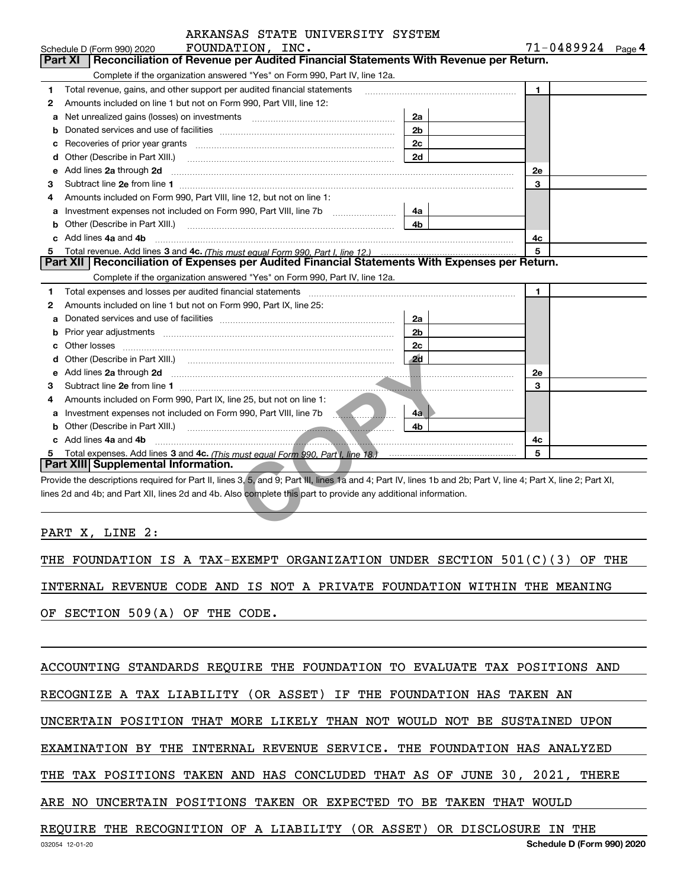ARKANSAS STATE UNIVERSITY SYSTEM
Schedule D (Form 990) 2020 FOUNDATION, INC. 71-0489924 Page 4

## Part XI | Reconciliation of Revenue per Audited Financial Statements With Revenue per Return.

Complete if the organization answered "Yes" on Form 990, Part IV, line 12a.

| | | | | | |
|---|---|---|---|---|---|
| 1 | Total revenue, gains, and other support per audited financial statements | | | 1 | |
| 2 | Amounts included on line 1 but not on Form 990, Part VIII, line 12: | | | | |
| a | Net unrealized gains (losses) on investments | 2a | | | |
| b | Donated services and use of facilities | 2b | | | |
| c | Recoveries of prior year grants | 2c | | | |
| d | Other (Describe in Part XIII.) | 2d | | | |
| e | Add lines 2a through 2d | | | 2e | |
| 3 | Subtract line 2e from line 1 | | | 3 | |
| 4 | Amounts included on Form 990, Part VIII, line 12, but not on line 1: | | | | |
| a | Investment expenses not included on Form 990, Part VIII, line 7b | 4a | | | |
| b | Other (Describe in Part XIII.) | 4b | | | |
| c | Add lines 4a and 4b | | | 4c | |
| 5 | Total revenue. Add lines 3 and 4c. *(This must equal Form 990, Part I, line 12.)* | | | 5 | |

## Part XII | Reconciliation of Expenses per Audited Financial Statements With Expenses per Return.

Complete if the organization answered "Yes" on Form 990, Part IV, line 12a.

| | | | | | |
|---|---|---|---|---|---|
| 1 | Total expenses and losses per audited financial statements | | | 1 | |
| 2 | Amounts included on line 1 but not on Form 990, Part IX, line 25: | | | | |
| a | Donated services and use of facilities | 2a | | | |
| b | Prior year adjustments | 2b | | | |
| c | Other losses | 2c | | | |
| d | Other (Describe in Part XIII.) | 2d | | | |
| e | Add lines 2a through 2d | | | 2e | |
| 3 | Subtract line 2e from line 1 | | | 3 | |
| 4 | Amounts included on Form 990, Part IX, line 25, but not on line 1: | | | | |
| a | Investment expenses not included on Form 990, Part VIII, line 7b | 4a | | | |
| b | Other (Describe in Part XIII.) | 4b | | | |
| c | Add lines 4a and 4b | | | 4c | |
| 5 | Total expenses. Add lines 3 and 4c. *(This must equal Form 990, Part I, line 18.)* | | | 5 | |

## Part XIII | Supplemental Information.

Provide the descriptions required for Part II, lines 3, 5, and 9; Part III, lines 1a and 4; Part IV, lines 1b and 2b; Part V, line 4; Part X, line 2; Part XI, lines 2d and 4b; and Part XII, lines 2d and 4b. Also complete this part to provide any additional information.

PART X, LINE 2:

THE FOUNDATION IS A TAX-EXEMPT ORGANIZATION UNDER SECTION 501(C)(3) OF THE INTERNAL REVENUE CODE AND IS NOT A PRIVATE FOUNDATION WITHIN THE MEANING OF SECTION 509(A) OF THE CODE.

ACCOUNTING STANDARDS REQUIRE THE FOUNDATION TO EVALUATE TAX POSITIONS AND RECOGNIZE A TAX LIABILITY (OR ASSET) IF THE FOUNDATION HAS TAKEN AN UNCERTAIN POSITION THAT MORE LIKELY THAN NOT WOULD NOT BE SUSTAINED UPON EXAMINATION BY THE INTERNAL REVENUE SERVICE. THE FOUNDATION HAS ANALYZED THE TAX POSITIONS TAKEN AND HAS CONCLUDED THAT AS OF JUNE 30, 2021, THERE ARE NO UNCERTAIN POSITIONS TAKEN OR EXPECTED TO BE TAKEN THAT WOULD REQUIRE THE RECOGNITION OF A LIABILITY (OR ASSET) OR DISCLOSURE IN THE

032054 12-01-20 **Schedule D (Form 990) 2020**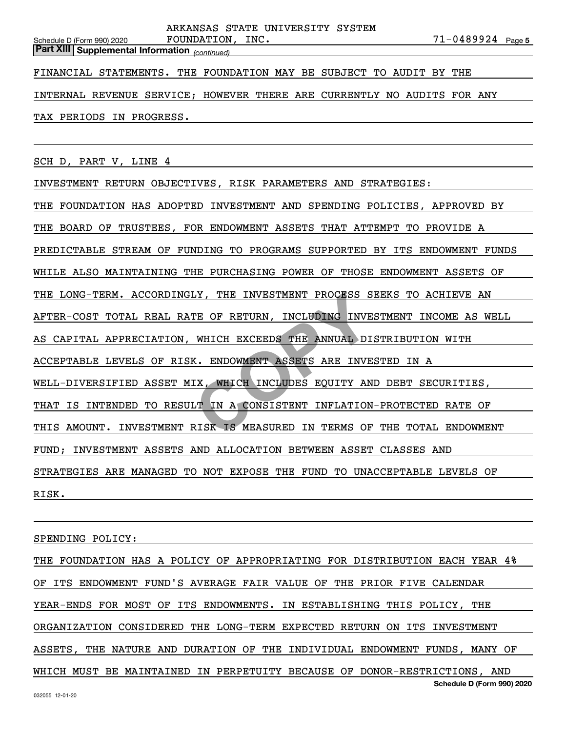**Part XIII Supplemental Information** *(continued)*

FINANCIAL STATEMENTS. THE FOUNDATION MAY BE SUBJECT TO AUDIT BY THE INTERNAL REVENUE SERVICE; HOWEVER THERE ARE CURRENTLY NO AUDITS FOR ANY TAX PERIODS IN PROGRESS.

SCH D, PART V, LINE 4

INVESTMENT RETURN OBJECTIVES, RISK PARAMETERS AND STRATEGIES:

THE FOUNDATION HAS ADOPTED INVESTMENT AND SPENDING POLICIES, APPROVED BY THE BOARD OF TRUSTEES, FOR ENDOWMENT ASSETS THAT ATTEMPT TO PROVIDE A PREDICTABLE STREAM OF FUNDING TO PROGRAMS SUPPORTED BY ITS ENDOWMENT FUNDS WHILE ALSO MAINTAINING THE PURCHASING POWER OF THOSE ENDOWMENT ASSETS OF THE LONG-TERM. ACCORDINGLY, THE INVESTMENT PROCESS SEEKS TO ACHIEVE AN AFTER-COST TOTAL REAL RATE OF RETURN, INCLUDING INVESTMENT INCOME AS WELL AS CAPITAL APPRECIATION, WHICH EXCEEDS THE ANNUAL DISTRIBUTION WITH ACCEPTABLE LEVELS OF RISK. ENDOWMENT ASSETS ARE INVESTED IN A WELL-DIVERSIFIED ASSET MIX, WHICH INCLUDES EQUITY AND DEBT SECURITIES, THAT IS INTENDED TO RESULT IN A CONSISTENT INFLATION-PROTECTED RATE OF THIS AMOUNT. INVESTMENT RISK IS MEASURED IN TERMS OF THE TOTAL ENDOWMENT FUND; INVESTMENT ASSETS AND ALLOCATION BETWEEN ASSET CLASSES AND STRATEGIES ARE MANAGED TO NOT EXPOSE THE FUND TO UNACCEPTABLE LEVELS OF RISK.

SPENDING POLICY:

THE FOUNDATION HAS A POLICY OF APPROPRIATING FOR DISTRIBUTION EACH YEAR 4% OF ITS ENDOWMENT FUND'S AVERAGE FAIR VALUE OF THE PRIOR FIVE CALENDAR YEAR-ENDS FOR MOST OF ITS ENDOWMENTS. IN ESTABLISHING THIS POLICY, THE ORGANIZATION CONSIDERED THE LONG-TERM EXPECTED RETURN ON ITS INVESTMENT ASSETS, THE NATURE AND DURATION OF THE INDIVIDUAL ENDOWMENT FUNDS, MANY OF WHICH MUST BE MAINTAINED IN PERPETUITY BECAUSE OF DONOR-RESTRICTIONS, AND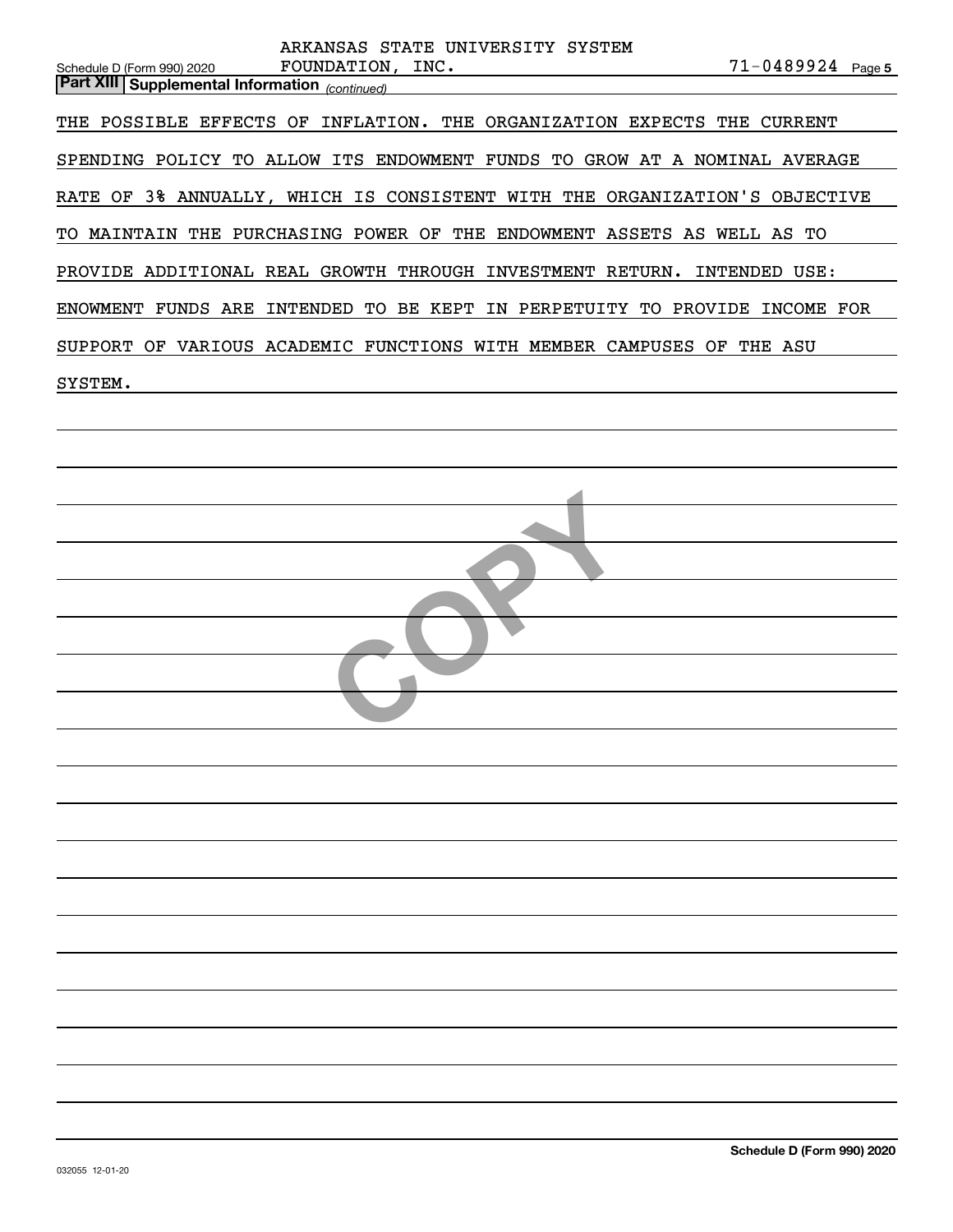ARKANSAS STATE UNIVERSITY SYSTEM FOUNDATION, INC. 71-0489924

**Part XIII Supplemental Information** *(continued)*

THE POSSIBLE EFFECTS OF INFLATION. THE ORGANIZATION EXPECTS THE CURRENT SPENDING POLICY TO ALLOW ITS ENDOWMENT FUNDS TO GROW AT A NOMINAL AVERAGE RATE OF 3% ANNUALLY, WHICH IS CONSISTENT WITH THE ORGANIZATION'S OBJECTIVE TO MAINTAIN THE PURCHASING POWER OF THE ENDOWMENT ASSETS AS WELL AS TO PROVIDE ADDITIONAL REAL GROWTH THROUGH INVESTMENT RETURN. INTENDED USE: ENOWMENT FUNDS ARE INTENDED TO BE KEPT IN PERPETUITY TO PROVIDE INCOME FOR SUPPORT OF VARIOUS ACADEMIC FUNCTIONS WITH MEMBER CAMPUSES OF THE ASU SYSTEM.

COPY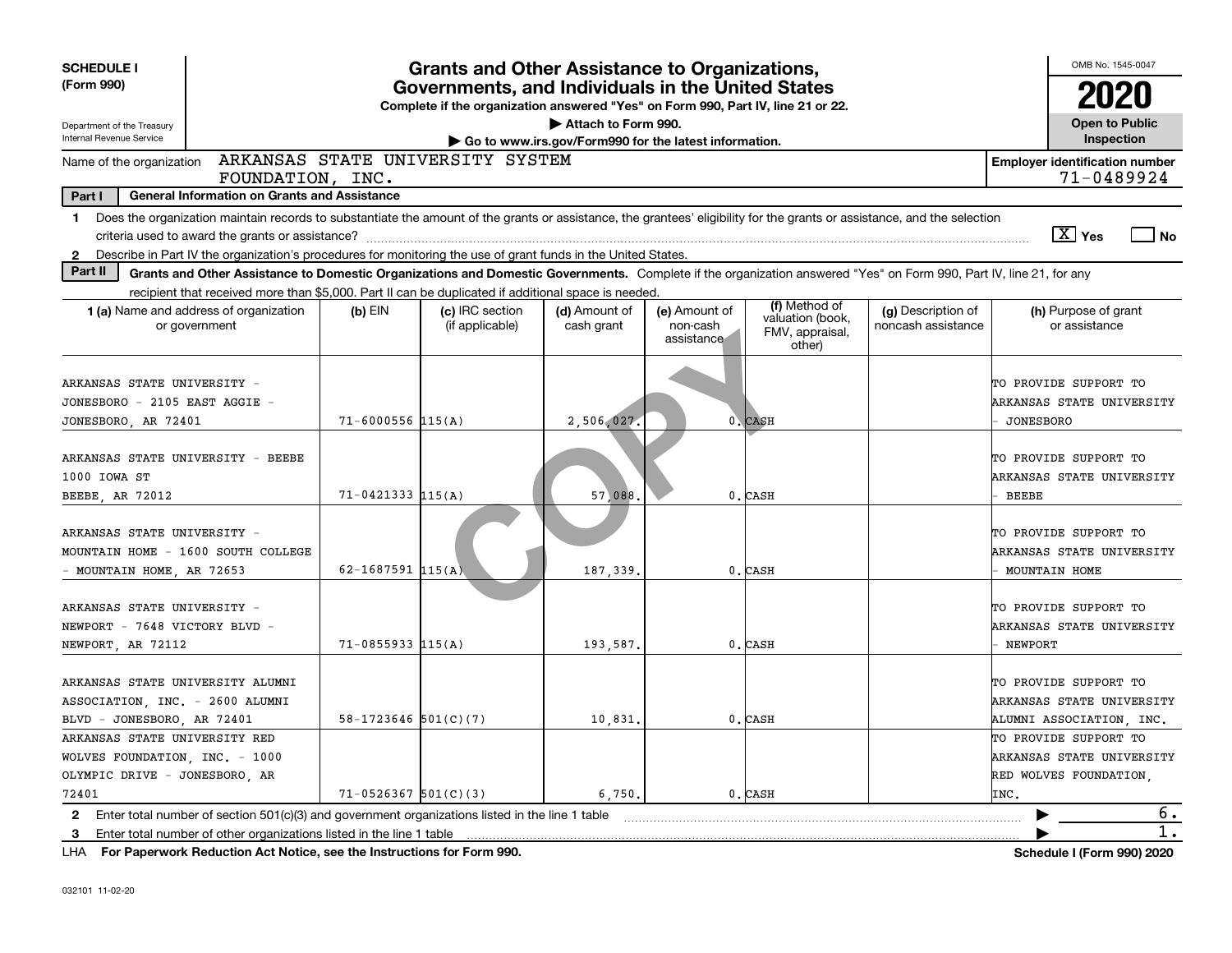**SCHEDULE I (Form 990)**

Department of the Treasury
Internal Revenue Service

# Grants and Other Assistance to Organizations, Governments, and Individuals in the United States

**Complete if the organization answered "Yes" on Form 990, Part IV, line 21 or 22.**

**▶ Attach to Form 990.**

**▶ Go to www.irs.gov/Form990 for the latest information.**

OMB No. 1545-0047

**2020**

**Open to Public Inspection**

Name of the organization: ARKANSAS STATE UNIVERSITY SYSTEM FOUNDATION, INC.

**Employer identification number:** 71-0489924

**Part I — General Information on Grants and Assistance**

1 Does the organization maintain records to substantiate the amount of the grants or assistance, the grantees' eligibility for the grants or assistance, and the selection criteria used to award the grants or assistance? [X] Yes [ ] No

2 Describe in Part IV the organization's procedures for monitoring the use of grant funds in the United States.

**Part II — Grants and Other Assistance to Domestic Organizations and Domestic Governments.** Complete if the organization answered "Yes" on Form 990, Part IV, line 21, for any recipient that received more than $5,000. Part II can be duplicated if additional space is needed.

| 1 (a) Name and address of organization or government | (b) EIN | (c) IRC section (if applicable) | (d) Amount of cash grant | (e) Amount of non-cash assistance | (f) Method of valuation (book, FMV, appraisal, other) | (g) Description of noncash assistance | (h) Purpose of grant or assistance |
|---|---|---|---|---|---|---|---|
| ARKANSAS STATE UNIVERSITY - JONESBORO - 2105 EAST AGGIE - JONESBORO, AR 72401 | 71-6000556 | 115(A) | 2,506,027. | 0. | CASH | | TO PROVIDE SUPPORT TO ARKANSAS STATE UNIVERSITY - JONESBORO |
| ARKANSAS STATE UNIVERSITY - BEEBE 1000 IOWA ST BEEBE, AR 72012 | 71-0421333 | 115(A) | 57,088. | 0. | CASH | | TO PROVIDE SUPPORT TO ARKANSAS STATE UNIVERSITY - BEEBE |
| ARKANSAS STATE UNIVERSITY - MOUNTAIN HOME - 1600 SOUTH COLLEGE - MOUNTAIN HOME, AR 72653 | 62-1687591 | 115(A) | 187,339. | 0. | CASH | | TO PROVIDE SUPPORT TO ARKANSAS STATE UNIVERSITY - MOUNTAIN HOME |
| ARKANSAS STATE UNIVERSITY - NEWPORT - 7648 VICTORY BLVD - NEWPORT, AR 72112 | 71-0855933 | 115(A) | 193,587. | 0. | CASH | | TO PROVIDE SUPPORT TO ARKANSAS STATE UNIVERSITY - NEWPORT |
| ARKANSAS STATE UNIVERSITY ALUMNI ASSOCIATION, INC. - 2600 ALUMNI BLVD - JONESBORO, AR 72401 | 58-1723646 | 501(C)(7) | 10,831. | 0. | CASH | | TO PROVIDE SUPPORT TO ARKANSAS STATE UNIVERSITY ALUMNI ASSOCIATION, INC. |
| ARKANSAS STATE UNIVERSITY RED WOLVES FOUNDATION, INC. - 1000 OLYMPIC DRIVE - JONESBORO, AR 72401 | 71-0526367 | 501(C)(3) | 6,750. | 0. | CASH | | TO PROVIDE SUPPORT TO ARKANSAS STATE UNIVERSITY RED WOLVES FOUNDATION, INC. |

2 Enter total number of section 501(c)(3) and government organizations listed in the line 1 table ▶ 6.

3 Enter total number of other organizations listed in the line 1 table ▶ 1.

LHA **For Paperwork Reduction Act Notice, see the Instructions for Form 990.** **Schedule I (Form 990) 2020**

032101 11-02-20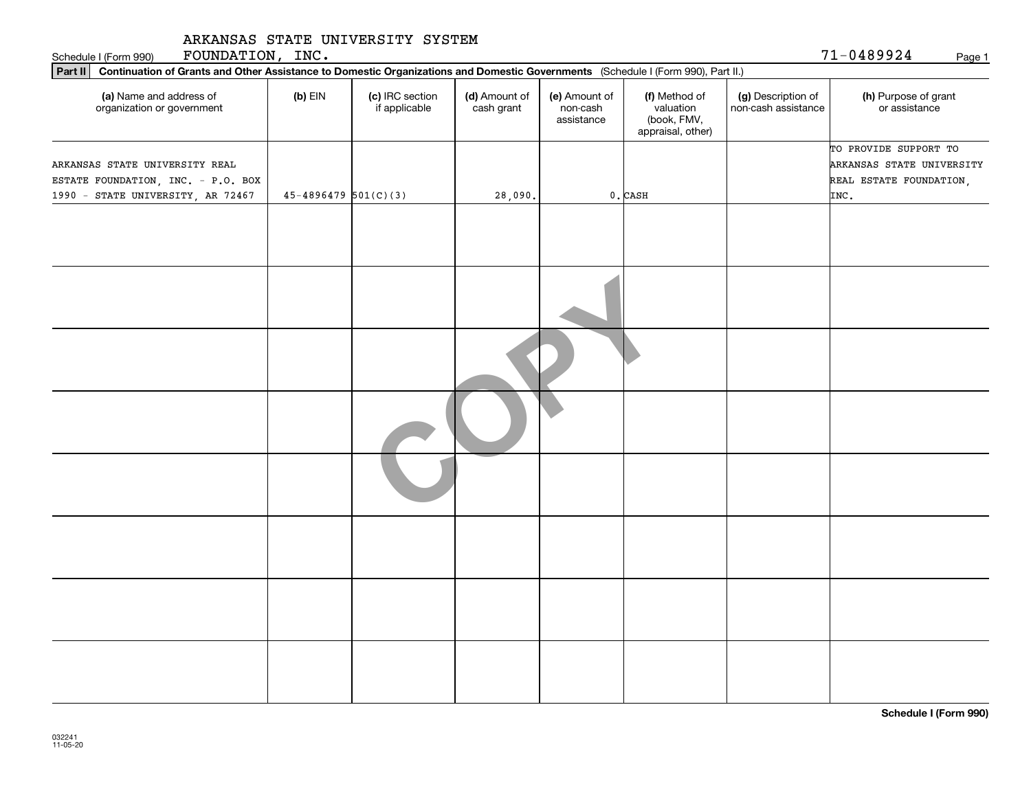ARKANSAS STATE UNIVERSITY SYSTEM FOUNDATION, INC.

Schedule I (Form 990) 71-0489924

**Part II** **Continuation of Grants and Other Assistance to Domestic Organizations and Domestic Governments** (Schedule I (Form 990), Part II.)

| (a) Name and address of organization or government | (b) EIN | (c) IRC section if applicable | (d) Amount of cash grant | (e) Amount of non-cash assistance | (f) Method of valuation (book, FMV, appraisal, other) | (g) Description of non-cash assistance | (h) Purpose of grant or assistance |
|---|---|---|---|---|---|---|---|
| ARKANSAS STATE UNIVERSITY REAL ESTATE FOUNDATION, INC. - P.O. BOX 1990 - STATE UNIVERSITY, AR 72467 | 45-4896479 | 501(C)(3) | 28,090. | 0. | CASH | | TO PROVIDE SUPPORT TO ARKANSAS STATE UNIVERSITY REAL ESTATE FOUNDATION, INC. |
| | | | | | | | |
| | | | | | | | |
| | | | | | | | |
| | | | | | | | |
| | | | | | | | |
| | | | | | | | |
| | | | | | | | |
| | | | | | | | |

COPY

**Schedule I (Form 990)**

032241 11-05-20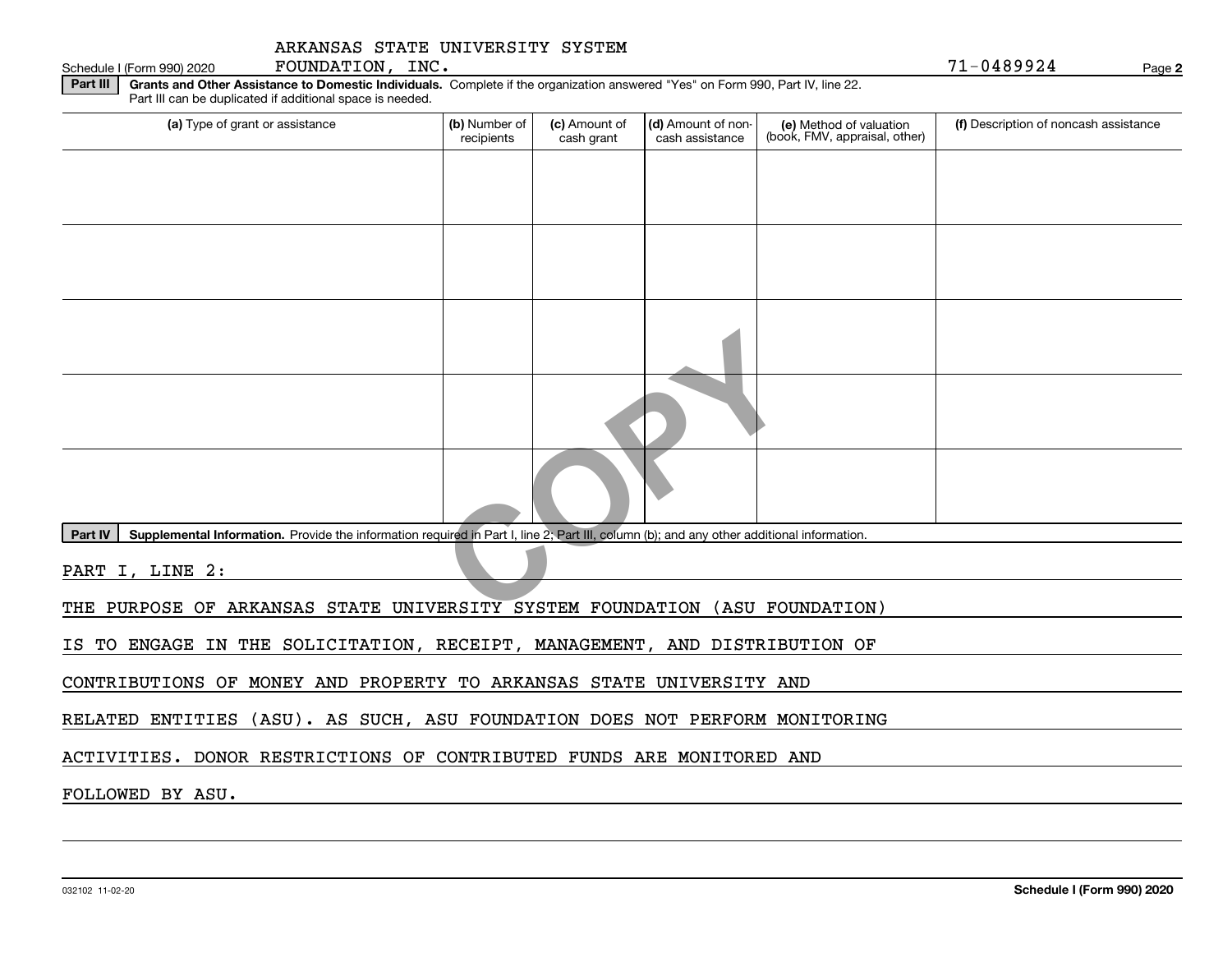ARKANSAS STATE UNIVERSITY SYSTEM FOUNDATION, INC. 71-0489924

Schedule I (Form 990) 2020 Page 2

**Part III** **Grants and Other Assistance to Domestic Individuals.** Complete if the organization answered "Yes" on Form 990, Part IV, line 22. Part III can be duplicated if additional space is needed.

| (a) Type of grant or assistance | (b) Number of recipients | (c) Amount of cash grant | (d) Amount of non-cash assistance | (e) Method of valuation (book, FMV, appraisal, other) | (f) Description of noncash assistance |
|---|---|---|---|---|---|
| | | | | | |
| | | | | | |
| | | | | | |
| | | | | | |
| | | | | | |

**Part IV** **Supplemental Information.** Provide the information required in Part I, line 2; Part III, column (b); and any other additional information.

PART I, LINE 2:

THE PURPOSE OF ARKANSAS STATE UNIVERSITY SYSTEM FOUNDATION (ASU FOUNDATION) IS TO ENGAGE IN THE SOLICITATION, RECEIPT, MANAGEMENT, AND DISTRIBUTION OF CONTRIBUTIONS OF MONEY AND PROPERTY TO ARKANSAS STATE UNIVERSITY AND RELATED ENTITIES (ASU). AS SUCH, ASU FOUNDATION DOES NOT PERFORM MONITORING ACTIVITIES. DONOR RESTRICTIONS OF CONTRIBUTED FUNDS ARE MONITORED AND FOLLOWED BY ASU.

032102 11-02-20 **Schedule I (Form 990) 2020**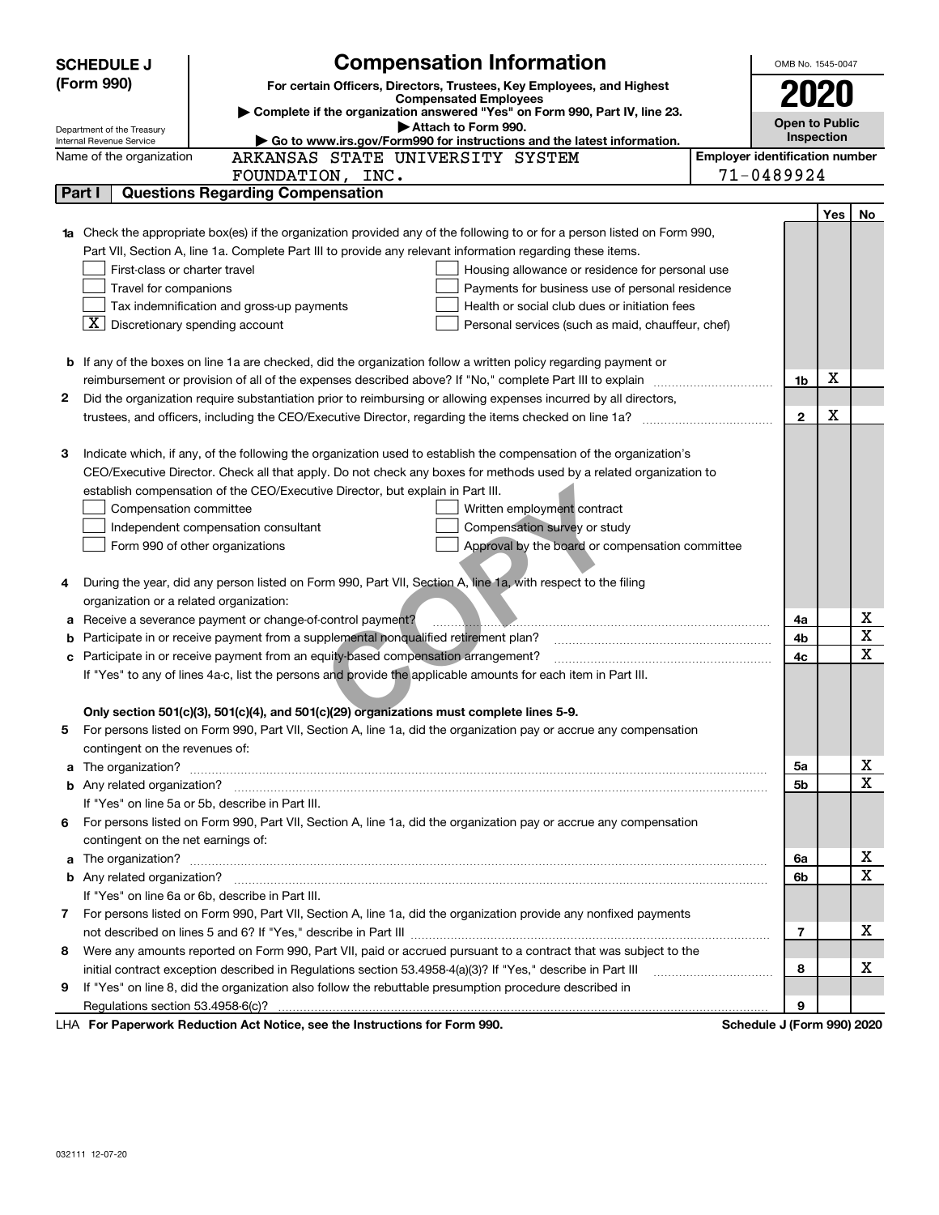**SCHEDULE J (Form 990)**

Department of the Treasury
Internal Revenue Service

# Compensation Information

**For certain Officers, Directors, Trustees, Key Employees, and Highest Compensated Employees**

▶ Complete if the organization answered "Yes" on Form 990, Part IV, line 23.

▶ Attach to Form 990.

▶ Go to www.irs.gov/Form990 for instructions and the latest information.

OMB No. 1545-0047

**2020**

**Open to Public Inspection**

Name of the organization: ARKANSAS STATE UNIVERSITY SYSTEM FOUNDATION, INC.

Employer identification number: 71-0489924

## Part I — Questions Regarding Compensation

| | | | Yes | No |
|---|---|---|---|---|
| **1a** | Check the appropriate box(es) if the organization provided any of the following to or for a person listed on Form 990, Part VII, Section A, line 1a. Complete Part III to provide any relevant information regarding these items.<br>☐ First-class or charter travel ☐ Housing allowance or residence for personal use<br>☐ Travel for companions ☐ Payments for business use of personal residence<br>☐ Tax indemnification and gross-up payments ☐ Health or social club dues or initiation fees<br>☒ Discretionary spending account ☐ Personal services (such as maid, chauffeur, chef) | | | |
| **b** | If any of the boxes on line 1a are checked, did the organization follow a written policy regarding payment or reimbursement or provision of all of the expenses described above? If "No," complete Part III to explain | 1b | X | |
| **2** | Did the organization require substantiation prior to reimbursing or allowing expenses incurred by all directors, trustees, and officers, including the CEO/Executive Director, regarding the items checked on line 1a? | 2 | X | |
| **3** | Indicate which, if any, of the following the organization used to establish the compensation of the organization's CEO/Executive Director. Check all that apply. Do not check any boxes for methods used by a related organization to establish compensation of the CEO/Executive Director, but explain in Part III.<br>☐ Compensation committee ☐ Written employment contract<br>☐ Independent compensation consultant ☐ Compensation survey or study<br>☐ Form 990 of other organizations ☐ Approval by the board or compensation committee | | | |
| **4** | During the year, did any person listed on Form 990, Part VII, Section A, line 1a, with respect to the filing organization or a related organization: | | | |
| **a** | Receive a severance payment or change-of-control payment? | 4a | | X |
| **b** | Participate in or receive payment from a supplemental nonqualified retirement plan? | 4b | | X |
| **c** | Participate in or receive payment from an equity-based compensation arrangement? | 4c | | X |
| | If "Yes" to any of lines 4a-c, list the persons and provide the applicable amounts for each item in Part III. | | | |
| | **Only section 501(c)(3), 501(c)(4), and 501(c)(29) organizations must complete lines 5-9.** | | | |
| **5** | For persons listed on Form 990, Part VII, Section A, line 1a, did the organization pay or accrue any compensation contingent on the revenues of: | | | |
| **a** | The organization? | 5a | | X |
| **b** | Any related organization? | 5b | | X |
| | If "Yes" on line 5a or 5b, describe in Part III. | | | |
| **6** | For persons listed on Form 990, Part VII, Section A, line 1a, did the organization pay or accrue any compensation contingent on the net earnings of: | | | |
| **a** | The organization? | 6a | | X |
| **b** | Any related organization? | 6b | | X |
| | If "Yes" on line 6a or 6b, describe in Part III. | | | |
| **7** | For persons listed on Form 990, Part VII, Section A, line 1a, did the organization provide any nonfixed payments not described on lines 5 and 6? If "Yes," describe in Part III | 7 | | X |
| **8** | Were any amounts reported on Form 990, Part VII, paid or accrued pursuant to a contract that was subject to the initial contract exception described in Regulations section 53.4958-4(a)(3)? If "Yes," describe in Part III | 8 | | X |
| **9** | If "Yes" on line 8, did the organization also follow the rebuttable presumption procedure described in Regulations section 53.4958-6(c)? | 9 | | |

LHA **For Paperwork Reduction Act Notice, see the Instructions for Form 990.** **Schedule J (Form 990) 2020**

032111 12-07-20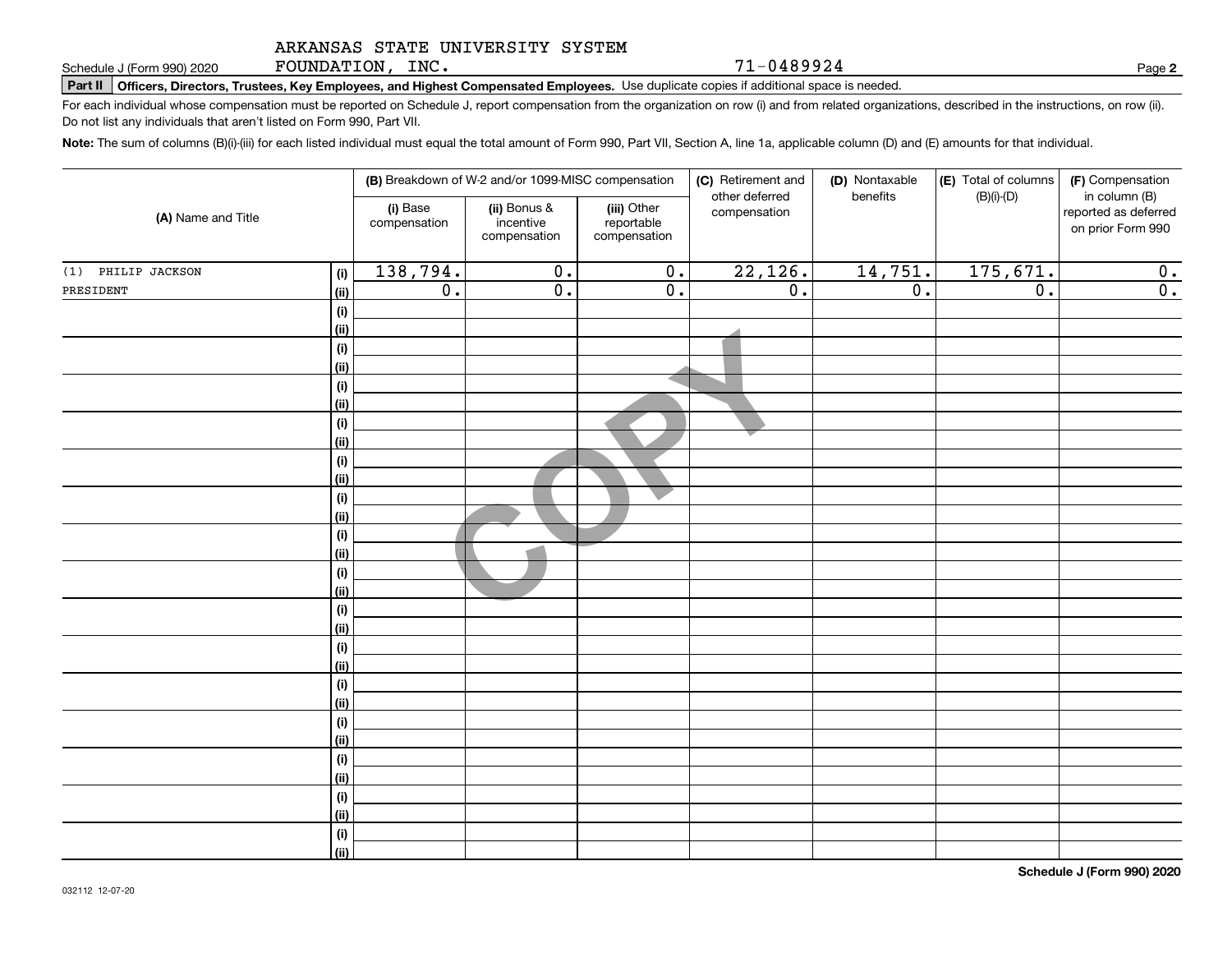ARKANSAS STATE UNIVERSITY SYSTEM FOUNDATION, INC. 71-0489924

Schedule J (Form 990) 2020

**Part II Officers, Directors, Trustees, Key Employees, and Highest Compensated Employees.** Use duplicate copies if additional space is needed.

For each individual whose compensation must be reported on Schedule J, report compensation from the organization on row (i) and from related organizations, described in the instructions, on row (ii). Do not list any individuals that aren't listed on Form 990, Part VII.

**Note:** The sum of columns (B)(i)-(iii) for each listed individual must equal the total amount of Form 990, Part VII, Section A, line 1a, applicable column (D) and (E) amounts for that individual.

| (A) Name and Title | | (B) Breakdown of W-2 and/or 1099-MISC compensation | | | (C) Retirement and other deferred compensation | (D) Nontaxable benefits | (E) Total of columns (B)(i)-(D) | (F) Compensation in column (B) reported as deferred on prior Form 990 |
|---|---|---|---|---|---|---|---|---|
| | | (i) Base compensation | (ii) Bonus & incentive compensation | (iii) Other reportable compensation | | | | |
| (1) PHILIP JACKSON | (i) | 138,794. | 0. | 0. | 22,126. | 14,751. | 175,671. | 0. |
| PRESIDENT | (ii) | 0. | 0. | 0. | 0. | 0. | 0. | 0. |

Schedule J (Form 990) 2020

032112 12-07-20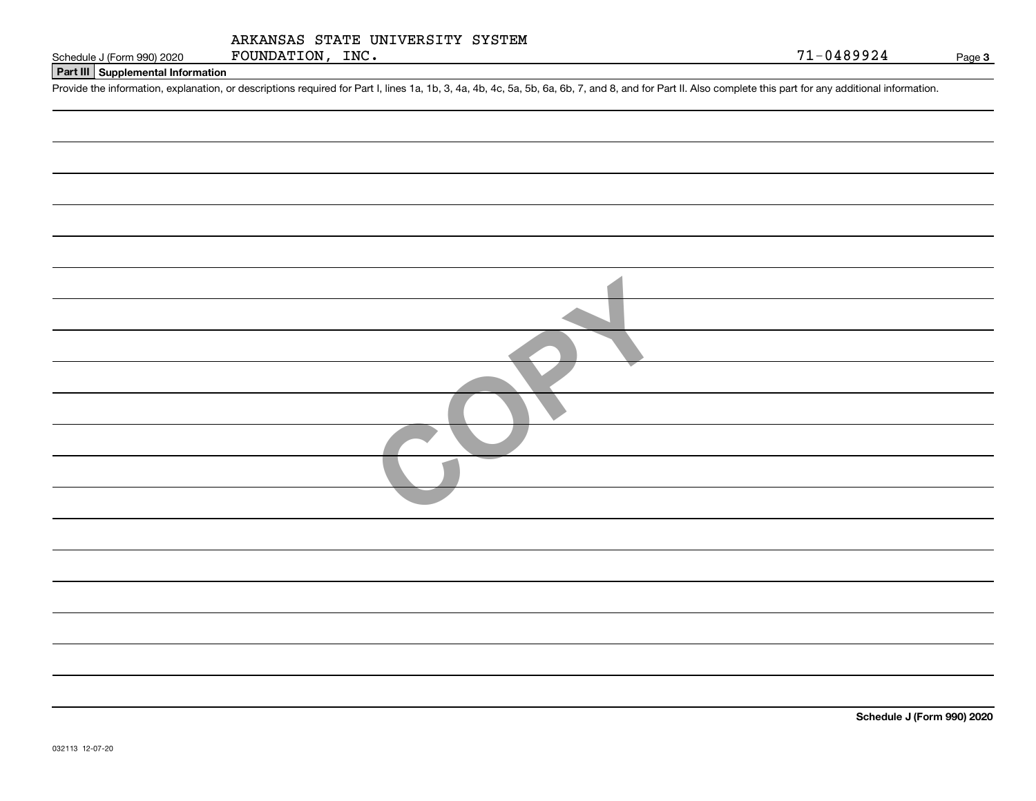ARKANSAS STATE UNIVERSITY SYSTEM FOUNDATION, INC.

71-0489924

## Part III Supplemental Information

Provide the information, explanation, or descriptions required for Part I, lines 1a, 1b, 3, 4a, 4b, 4c, 5a, 5b, 6a, 6b, 7, and 8, and for Part II. Also complete this part for any additional information.

COPY

Schedule J (Form 990) 2020

032113 12-07-20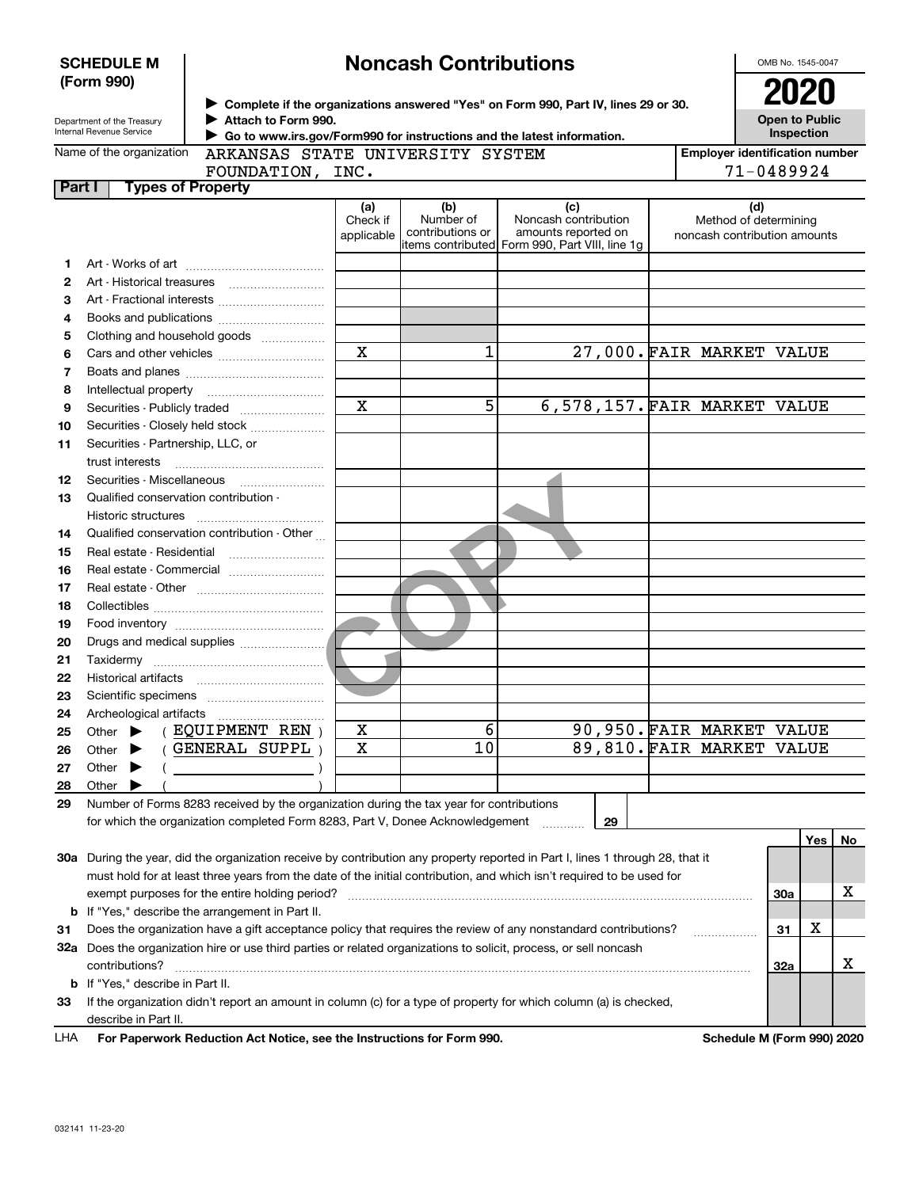**SCHEDULE M (Form 990)**

Department of the Treasury
Internal Revenue Service

# Noncash Contributions

▶ Complete if the organizations answered "Yes" on Form 990, Part IV, lines 29 or 30.
▶ Attach to Form 990.
▶ Go to www.irs.gov/Form990 for instructions and the latest information.

OMB No. 1545-0047

**2020**

**Open to Public Inspection**

Name of the organization: ARKANSAS STATE UNIVERSITY SYSTEM FOUNDATION, INC.

Employer identification number: 71-0489924

## Part I Types of Property

| | | (a) Check if applicable | (b) Number of contributions or items contributed | (c) Noncash contribution amounts reported on Form 990, Part VIII, line 1g | (d) Method of determining noncash contribution amounts |
|---|---|---|---|---|---|
| 1 | Art - Works of art | | | | |
| 2 | Art - Historical treasures | | | | |
| 3 | Art - Fractional interests | | | | |
| 4 | Books and publications | | | | |
| 5 | Clothing and household goods | | | | |
| 6 | Cars and other vehicles | X | 1 | 27,000. | FAIR MARKET VALUE |
| 7 | Boats and planes | | | | |
| 8 | Intellectual property | | | | |
| 9 | Securities - Publicly traded | X | 5 | 6,578,157. | FAIR MARKET VALUE |
| 10 | Securities - Closely held stock | | | | |
| 11 | Securities - Partnership, LLC, or trust interests | | | | |
| 12 | Securities - Miscellaneous | | | | |
| 13 | Qualified conservation contribution - Historic structures | | | | |
| 14 | Qualified conservation contribution - Other | | | | |
| 15 | Real estate - Residential | | | | |
| 16 | Real estate - Commercial | | | | |
| 17 | Real estate - Other | | | | |
| 18 | Collectibles | | | | |
| 19 | Food inventory | | | | |
| 20 | Drugs and medical supplies | | | | |
| 21 | Taxidermy | | | | |
| 22 | Historical artifacts | | | | |
| 23 | Scientific specimens | | | | |
| 24 | Archeological artifacts | | | | |
| 25 | Other ▶ ( EQUIPMENT REN ) | X | 6 | 90,950. | FAIR MARKET VALUE |
| 26 | Other ▶ ( GENERAL SUPPL ) | X | 10 | 89,810. | FAIR MARKET VALUE |
| 27 | Other ▶ ( ) | | | | |
| 28 | Other ▶ ( ) | | | | |

29 Number of Forms 8283 received by the organization during the tax year for contributions for which the organization completed Form 8283, Part V, Donee Acknowledgement ..... **29**

| | | | Yes | No |
|---|---|---|---|---|
| 30a | During the year, did the organization receive by contribution any property reported in Part I, lines 1 through 28, that it must hold for at least three years from the date of the initial contribution, and which isn't required to be used for exempt purposes for the entire holding period? | 30a | | X |
| b | If "Yes," describe the arrangement in Part II. | | | |
| 31 | Does the organization have a gift acceptance policy that requires the review of any nonstandard contributions? | 31 | X | |
| 32a | Does the organization hire or use third parties or related organizations to solicit, process, or sell noncash contributions? | 32a | | X |
| b | If "Yes," describe in Part II. | | | |
| 33 | If the organization didn't report an amount in column (c) for a type of property for which column (a) is checked, describe in Part II. | | | |

LHA **For Paperwork Reduction Act Notice, see the Instructions for Form 990.** **Schedule M (Form 990) 2020**

032141 11-23-20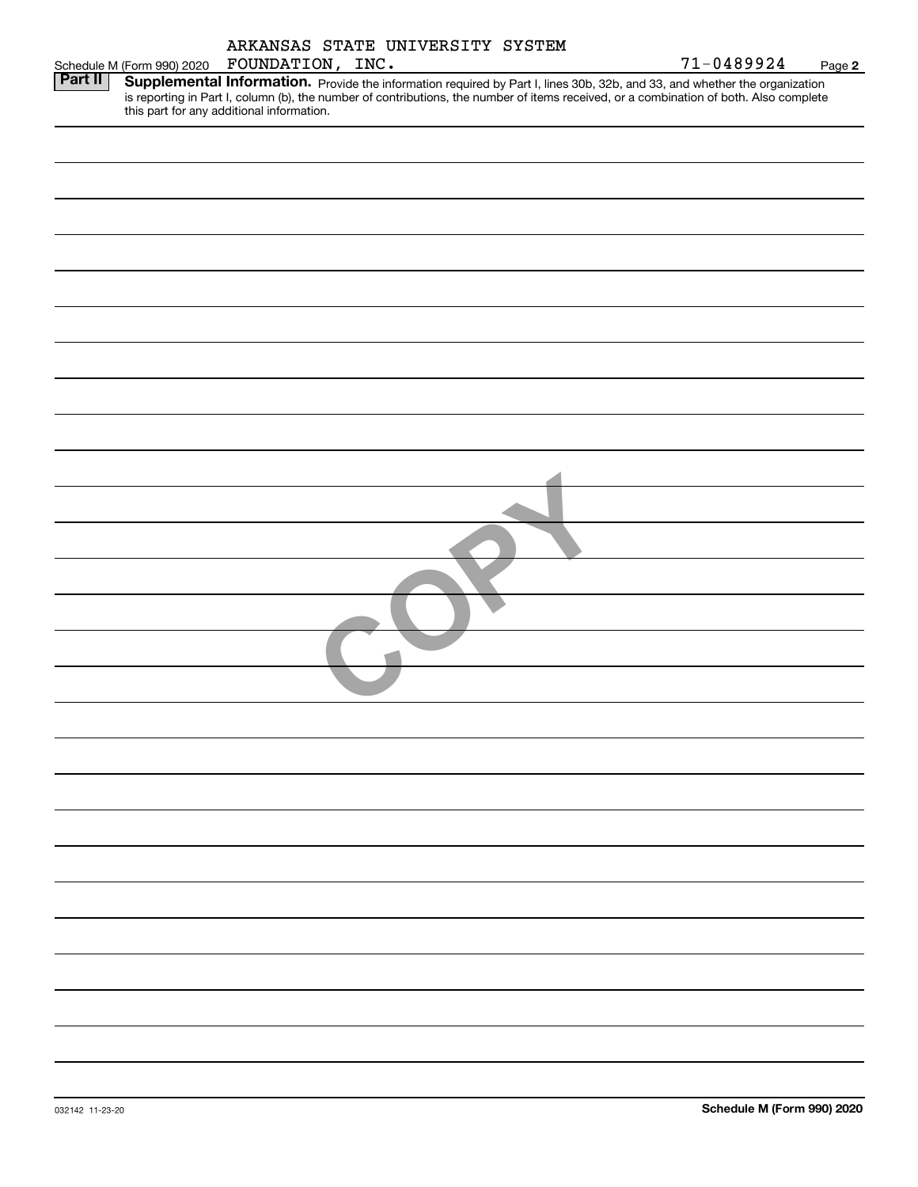Schedule M (Form 990) 2020 ARKANSAS STATE UNIVERSITY SYSTEM FOUNDATION, INC. 71-0489924 Page **2**

**Part II** **Supplemental Information.** Provide the information required by Part I, lines 30b, 32b, and 33, and whether the organization is reporting in Part I, column (b), the number of contributions, the number of items received, or a combination of both. Also complete this part for any additional information.

COPY

032142 11-23-20

**Schedule M (Form 990) 2020**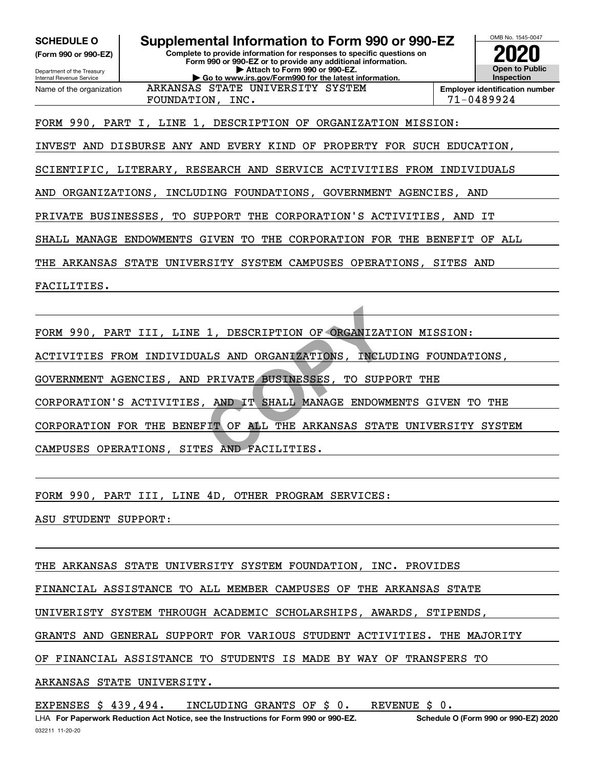**SCHEDULE O**
**(Form 990 or 990-EZ)**

Department of the Treasury
Internal Revenue Service

# Supplemental Information to Form 990 or 990-EZ

**Complete to provide information for responses to specific questions on Form 990 or 990-EZ or to provide any additional information.**
**▶ Attach to Form 990 or 990-EZ.**
**▶ Go to www.irs.gov/Form990 for the latest information.**

OMB No. 1545-0047
**2020**
**Open to Public Inspection**

Name of the organization: ARKANSAS STATE UNIVERSITY SYSTEM FOUNDATION, INC.

**Employer identification number:** 71-0489924

FORM 990, PART I, LINE 1, DESCRIPTION OF ORGANIZATION MISSION:

INVEST AND DISBURSE ANY AND EVERY KIND OF PROPERTY FOR SUCH EDUCATION, SCIENTIFIC, LITERARY, RESEARCH AND SERVICE ACTIVITIES FROM INDIVIDUALS AND ORGANIZATIONS, INCLUDING FOUNDATIONS, GOVERNMENT AGENCIES, AND PRIVATE BUSINESSES, TO SUPPORT THE CORPORATION'S ACTIVITIES, AND IT SHALL MANAGE ENDOWMENTS GIVEN TO THE CORPORATION FOR THE BENEFIT OF ALL THE ARKANSAS STATE UNIVERSITY SYSTEM CAMPUSES OPERATIONS, SITES AND FACILITIES.

FORM 990, PART III, LINE 1, DESCRIPTION OF ORGANIZATION MISSION:

ACTIVITIES FROM INDIVIDUALS AND ORGANIZATIONS, INCLUDING FOUNDATIONS, GOVERNMENT AGENCIES, AND PRIVATE BUSINESSES, TO SUPPORT THE CORPORATION'S ACTIVITIES, AND IT SHALL MANAGE ENDOWMENTS GIVEN TO THE CORPORATION FOR THE BENEFIT OF ALL THE ARKANSAS STATE UNIVERSITY SYSTEM CAMPUSES OPERATIONS, SITES AND FACILITIES.

FORM 990, PART III, LINE 4D, OTHER PROGRAM SERVICES:

ASU STUDENT SUPPORT:

THE ARKANSAS STATE UNIVERSITY SYSTEM FOUNDATION, INC. PROVIDES FINANCIAL ASSISTANCE TO ALL MEMBER CAMPUSES OF THE ARKANSAS STATE UNIVERISTY SYSTEM THROUGH ACADEMIC SCHOLARSHIPS, AWARDS, STIPENDS, GRANTS AND GENERAL SUPPORT FOR VARIOUS STUDENT ACTIVITIES. THE MAJORITY OF FINANCIAL ASSISTANCE TO STUDENTS IS MADE BY WAY OF TRANSFERS TO ARKANSAS STATE UNIVERSITY.

EXPENSES $ 439,494. INCLUDING GRANTS OF $ 0. REVENUE $ 0.

LHA **For Paperwork Reduction Act Notice, see the Instructions for Form 990 or 990-EZ.** **Schedule O (Form 990 or 990-EZ) 2020**

032211 11-20-20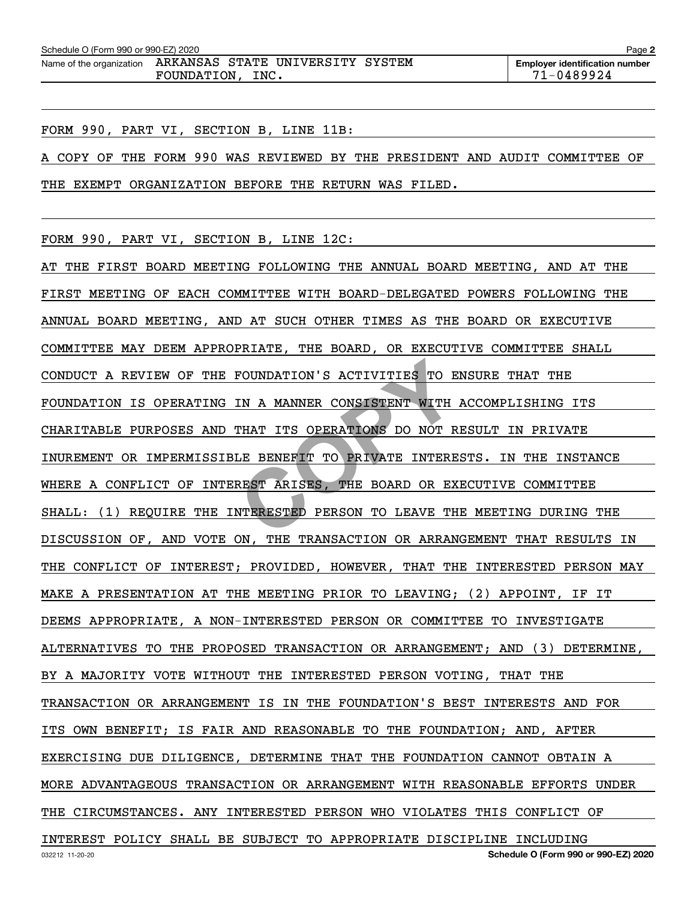Name of the organization ARKANSAS STATE UNIVERSITY SYSTEM FOUNDATION, INC.

**Employer identification number** 71-0489924

FORM 990, PART VI, SECTION B, LINE 11B:

A COPY OF THE FORM 990 WAS REVIEWED BY THE PRESIDENT AND AUDIT COMMITTEE OF THE EXEMPT ORGANIZATION BEFORE THE RETURN WAS FILED.

FORM 990, PART VI, SECTION B, LINE 12C:

AT THE FIRST BOARD MEETING FOLLOWING THE ANNUAL BOARD MEETING, AND AT THE FIRST MEETING OF EACH COMMITTEE WITH BOARD-DELEGATED POWERS FOLLOWING THE ANNUAL BOARD MEETING, AND AT SUCH OTHER TIMES AS THE BOARD OR EXECUTIVE COMMITTEE MAY DEEM APPROPRIATE, THE BOARD, OR EXECUTIVE COMMITTEE SHALL CONDUCT A REVIEW OF THE FOUNDATION'S ACTIVITIES TO ENSURE THAT THE FOUNDATION IS OPERATING IN A MANNER CONSISTENT WITH ACCOMPLISHING ITS CHARITABLE PURPOSES AND THAT ITS OPERATIONS DO NOT RESULT IN PRIVATE INUREMENT OR IMPERMISSIBLE BENEFIT TO PRIVATE INTERESTS. IN THE INSTANCE WHERE A CONFLICT OF INTEREST ARISES, THE BOARD OR EXECUTIVE COMMITTEE SHALL: (1) REQUIRE THE INTERESTED PERSON TO LEAVE THE MEETING DURING THE DISCUSSION OF, AND VOTE ON, THE TRANSACTION OR ARRANGEMENT THAT RESULTS IN THE CONFLICT OF INTEREST; PROVIDED, HOWEVER, THAT THE INTERESTED PERSON MAY MAKE A PRESENTATION AT THE MEETING PRIOR TO LEAVING; (2) APPOINT, IF IT DEEMS APPROPRIATE, A NON-INTERESTED PERSON OR COMMITTEE TO INVESTIGATE ALTERNATIVES TO THE PROPOSED TRANSACTION OR ARRANGEMENT; AND (3) DETERMINE, BY A MAJORITY VOTE WITHOUT THE INTERESTED PERSON VOTING, THAT THE TRANSACTION OR ARRANGEMENT IS IN THE FOUNDATION'S BEST INTERESTS AND FOR ITS OWN BENEFIT; IS FAIR AND REASONABLE TO THE FOUNDATION; AND, AFTER EXERCISING DUE DILIGENCE, DETERMINE THAT THE FOUNDATION CANNOT OBTAIN A MORE ADVANTAGEOUS TRANSACTION OR ARRANGEMENT WITH REASONABLE EFFORTS UNDER THE CIRCUMSTANCES. ANY INTERESTED PERSON WHO VIOLATES THIS CONFLICT OF INTEREST POLICY SHALL BE SUBJECT TO APPROPRIATE DISCIPLINE INCLUDING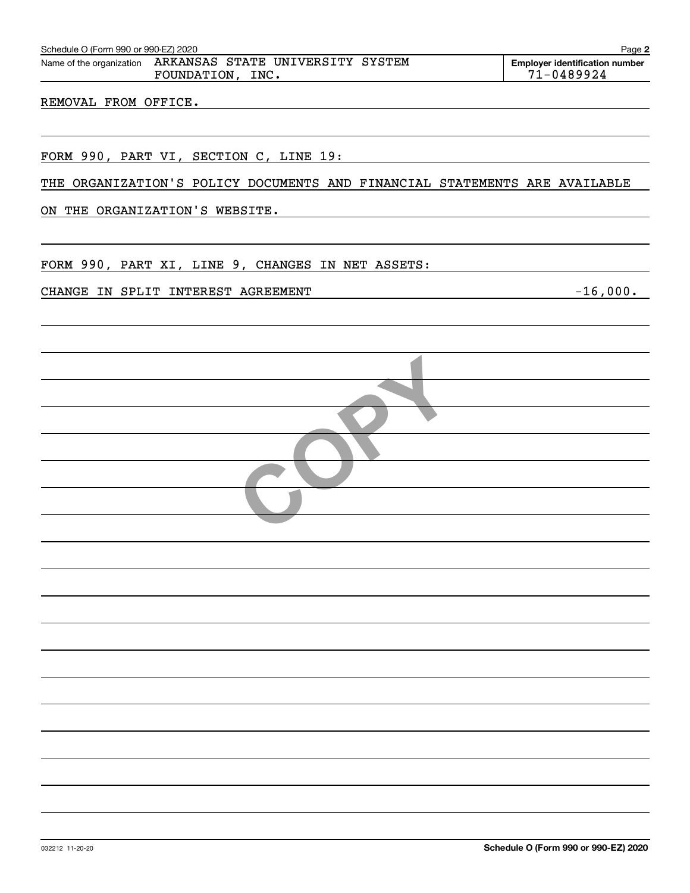Schedule O (Form 990 or 990-EZ) 2020 Page 2

Name of the organization ARKANSAS STATE UNIVERSITY SYSTEM FOUNDATION, INC.

Employer identification number 71-0489924

REMOVAL FROM OFFICE.

FORM 990, PART VI, SECTION C, LINE 19:

THE ORGANIZATION'S POLICY DOCUMENTS AND FINANCIAL STATEMENTS ARE AVAILABLE ON THE ORGANIZATION'S WEBSITE.

FORM 990, PART XI, LINE 9, CHANGES IN NET ASSETS:

| | |
|---|---|
| CHANGE IN SPLIT INTEREST AGREEMENT | -16,000. |

032212 11-20-20 Schedule O (Form 990 or 990-EZ) 2020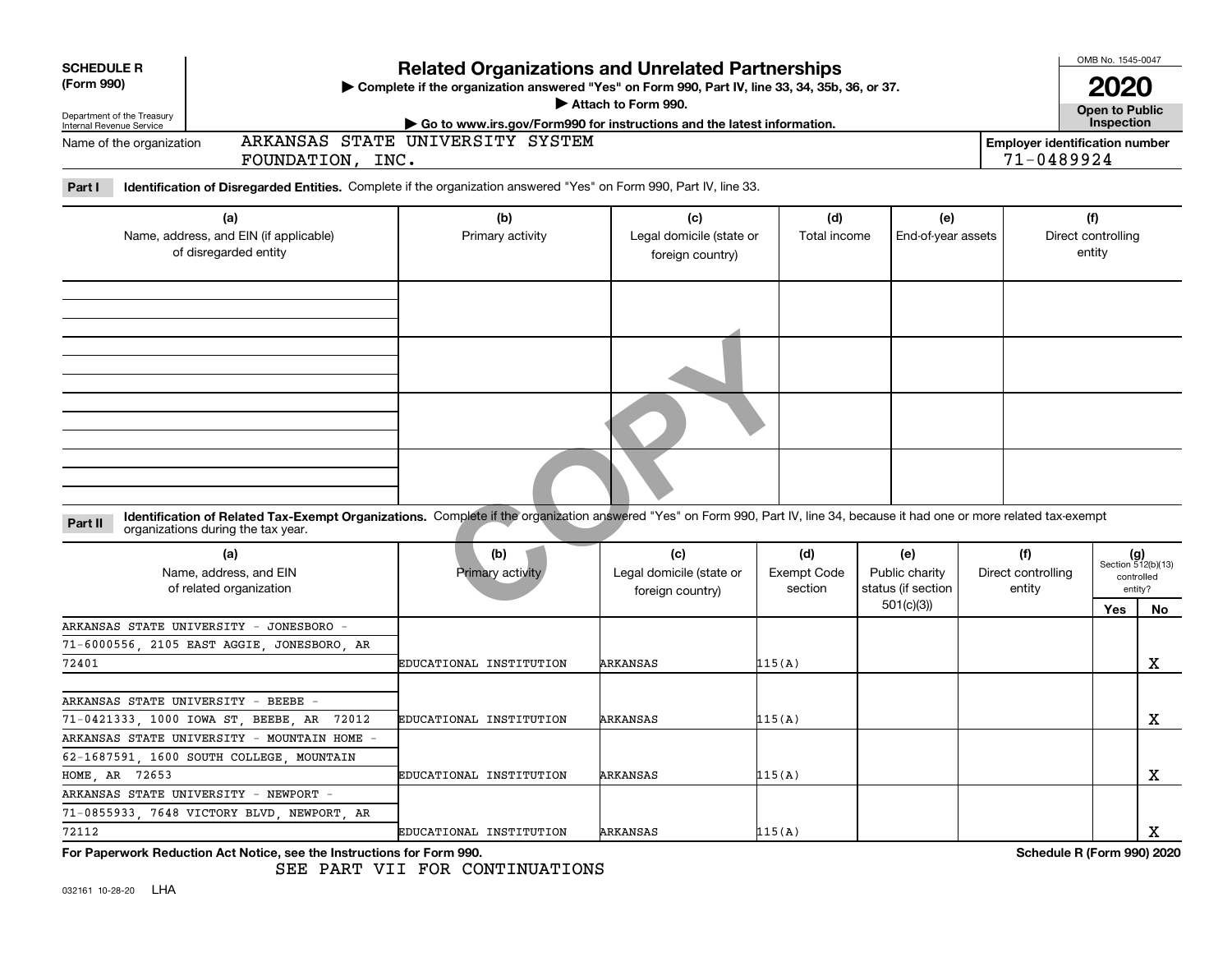**SCHEDULE R (Form 990)**

Department of the Treasury
Internal Revenue Service

# Related Organizations and Unrelated Partnerships

▶ Complete if the organization answered "Yes" on Form 990, Part IV, line 33, 34, 35b, 36, or 37.
▶ Attach to Form 990.
▶ Go to www.irs.gov/Form990 for instructions and the latest information.

OMB No. 1545-0047

**2020**

**Open to Public Inspection**

Name of the organization: ARKANSAS STATE UNIVERSITY SYSTEM FOUNDATION, INC.

**Employer identification number** 71-0489924

**Part I** **Identification of Disregarded Entities.** Complete if the organization answered "Yes" on Form 990, Part IV, line 33.

| (a) Name, address, and EIN (if applicable) of disregarded entity | (b) Primary activity | (c) Legal domicile (state or foreign country) | (d) Total income | (e) End-of-year assets | (f) Direct controlling entity |
|---|---|---|---|---|---|
| | | | | | |
| | | | | | |
| | | | | | |
| | | | | | |

**Part II** **Identification of Related Tax-Exempt Organizations.** Complete if the organization answered "Yes" on Form 990, Part IV, line 34, because it had one or more related tax-exempt organizations during the tax year.

| (a) Name, address, and EIN of related organization | (b) Primary activity | (c) Legal domicile (state or foreign country) | (d) Exempt Code section | (e) Public charity status (if section 501(c)(3)) | (f) Direct controlling entity | (g) Section 512(b)(13) controlled entity? Yes | No |
|---|---|---|---|---|---|---|---|
| ARKANSAS STATE UNIVERSITY - JONESBORO - 71-6000556, 2105 EAST AGGIE, JONESBORO, AR 72401 | EDUCATIONAL INSTITUTION | ARKANSAS | 115(A) | | | | X |
| ARKANSAS STATE UNIVERSITY - BEEBE - 71-0421333, 1000 IOWA ST, BEEBE, AR 72012 | EDUCATIONAL INSTITUTION | ARKANSAS | 115(A) | | | | X |
| ARKANSAS STATE UNIVERSITY - MOUNTAIN HOME - 62-1687591, 1600 SOUTH COLLEGE, MOUNTAIN HOME, AR 72653 | EDUCATIONAL INSTITUTION | ARKANSAS | 115(A) | | | | X |
| ARKANSAS STATE UNIVERSITY - NEWPORT - 71-0855933, 7648 VICTORY BLVD, NEWPORT, AR 72112 | EDUCATIONAL INSTITUTION | ARKANSAS | 115(A) | | | | X |

**For Paperwork Reduction Act Notice, see the Instructions for Form 990.** **Schedule R (Form 990) 2020**

SEE PART VII FOR CONTINUATIONS

032161 10-28-20 LHA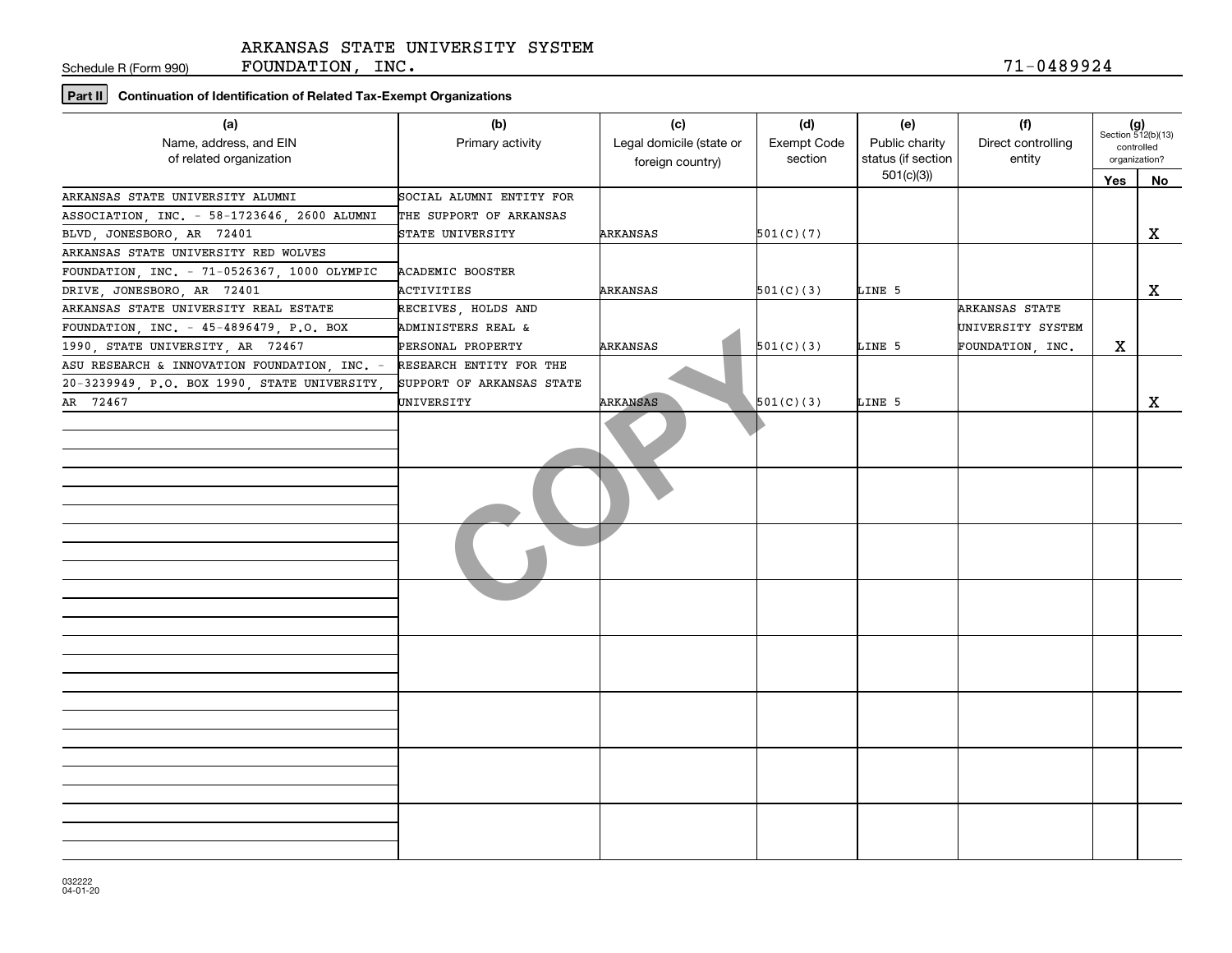Schedule R (Form 990)

ARKANSAS STATE UNIVERSITY SYSTEM FOUNDATION, INC. 71-0489924

**Part II** **Continuation of Identification of Related Tax-Exempt Organizations**

| (a) Name, address, and EIN of related organization | (b) Primary activity | (c) Legal domicile (state or foreign country) | (d) Exempt Code section | (e) Public charity status (if section 501(c)(3)) | (f) Direct controlling entity | (g) Section 512(b)(13) controlled organization? Yes | No |
|---|---|---|---|---|---|---|---|
| ARKANSAS STATE UNIVERSITY ALUMNI ASSOCIATION, INC. - 58-1723646, 2600 ALUMNI BLVD, JONESBORO, AR 72401 | SOCIAL ALUMNI ENTITY FOR THE SUPPORT OF ARKANSAS STATE UNIVERSITY | ARKANSAS | 501(C)(7) | | | | X |
| ARKANSAS STATE UNIVERSITY RED WOLVES FOUNDATION, INC. - 71-0526367, 1000 OLYMPIC DRIVE, JONESBORO, AR 72401 | ACADEMIC BOOSTER ACTIVITIES | ARKANSAS | 501(C)(3) | LINE 5 | | | X |
| ARKANSAS STATE UNIVERSITY REAL ESTATE FOUNDATION, INC. - 45-4896479, P.O. BOX 1990, STATE UNIVERSITY, AR 72467 | RECEIVES, HOLDS AND ADMINISTERS REAL & PERSONAL PROPERTY | ARKANSAS | 501(C)(3) | LINE 5 | ARKANSAS STATE UNIVERSITY SYSTEM FOUNDATION, INC. | X | |
| ASU RESEARCH & INNOVATION FOUNDATION, INC. - 20-3239949, P.O. BOX 1990, STATE UNIVERSITY, AR 72467 | RESEARCH ENTITY FOR THE SUPPORT OF ARKANSAS STATE UNIVERSITY | ARKANSAS | 501(C)(3) | LINE 5 | | | X |

032222 04-01-20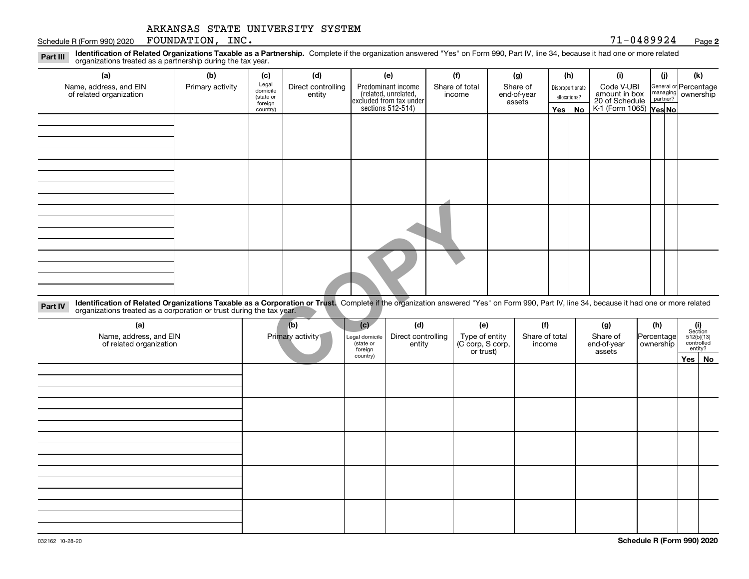ARKANSAS STATE UNIVERSITY SYSTEM FOUNDATION, INC. 71-0489924

**Part III** **Identification of Related Organizations Taxable as a Partnership.** Complete if the organization answered "Yes" on Form 990, Part IV, line 34, because it had one or more related organizations treated as a partnership during the tax year.

| (a) Name, address, and EIN of related organization | (b) Primary activity | (c) Legal domicile (state or foreign country) | (d) Direct controlling entity | (e) Predominant income (related, unrelated, excluded from tax under sections 512-514) | (f) Share of total income | (g) Share of end-of-year assets | (h) Disproportionate allocations? | | (i) Code V-UBI amount in box 20 of Schedule K-1 (Form 1065) | (j) General or managing partner? | | (k) Percentage ownership |
|---|---|---|---|---|---|---|---|---|---|---|---|---|
| | | | | | | | Yes | No | | Yes | No | |
| | | | | | | | | | | | | |
| | | | | | | | | | | | | |
| | | | | | | | | | | | | |
| | | | | | | | | | | | | |

**Part IV** **Identification of Related Organizations Taxable as a Corporation or Trust.** Complete if the organization answered "Yes" on Form 990, Part IV, line 34, because it had one or more related organizations treated as a corporation or trust during the tax year.

| (a) Name, address, and EIN of related organization | (b) Primary activity | (c) Legal domicile (state or foreign country) | (d) Direct controlling entity | (e) Type of entity (C corp, S corp, or trust) | (f) Share of total income | (g) Share of end-of-year assets | (h) Percentage ownership | (i) Section 512(b)(13) controlled entity? | |
|---|---|---|---|---|---|---|---|---|---|
| | | | | | | | | Yes | No |
| | | | | | | | | | |
| | | | | | | | | | |
| | | | | | | | | | |
| | | | | | | | | | |
| | | | | | | | | | |

032162 10-28-20

**Schedule R (Form 990) 2020**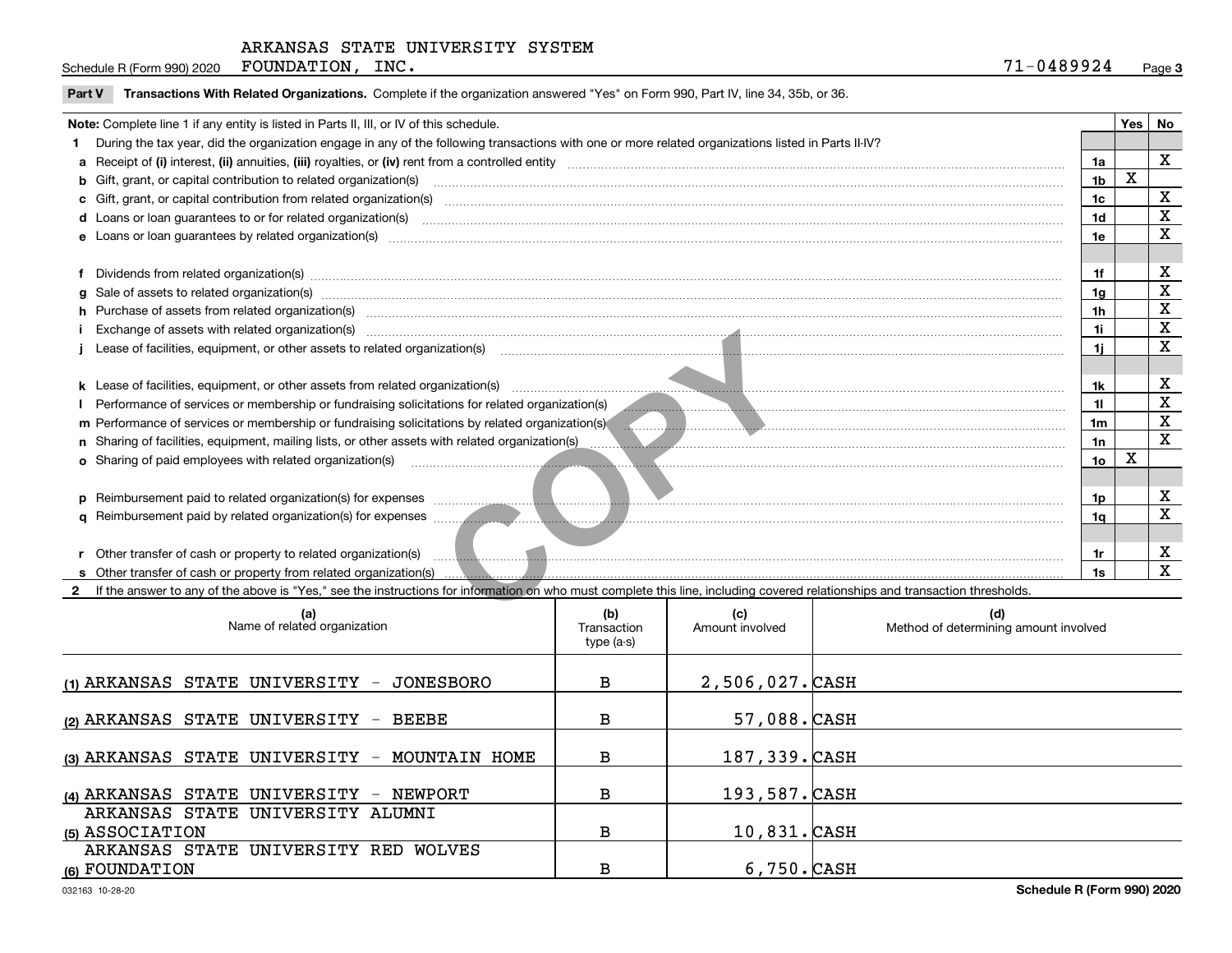Schedule R (Form 990) 2020 ARKANSAS STATE UNIVERSITY SYSTEM FOUNDATION, INC. 71-0489924 Page 3

**Part V Transactions With Related Organizations.** Complete if the organization answered "Yes" on Form 990, Part IV, line 34, 35b, or 36.

| Note: Complete line 1 if any entity is listed in Parts II, III, or IV of this schedule. | | Yes | No |
|---|---|---|---|
| **1** During the tax year, did the organization engage in any of the following transactions with one or more related organizations listed in Parts II-IV? | | | |
| **a** Receipt of **(i)** interest, **(ii)** annuities, **(iii)** royalties, or **(iv)** rent from a controlled entity | 1a | | X |
| **b** Gift, grant, or capital contribution to related organization(s) | 1b | X | |
| **c** Gift, grant, or capital contribution from related organization(s) | 1c | | X |
| **d** Loans or loan guarantees to or for related organization(s) | 1d | | X |
| **e** Loans or loan guarantees by related organization(s) | 1e | | X |
| **f** Dividends from related organization(s) | 1f | | X |
| **g** Sale of assets to related organization(s) | 1g | | X |
| **h** Purchase of assets from related organization(s) | 1h | | X |
| **i** Exchange of assets with related organization(s) | 1i | | X |
| **j** Lease of facilities, equipment, or other assets to related organization(s) | 1j | | X |
| **k** Lease of facilities, equipment, or other assets from related organization(s) | 1k | | X |
| **l** Performance of services or membership or fundraising solicitations for related organization(s) | 1l | | X |
| **m** Performance of services or membership or fundraising solicitations by related organization(s) | 1m | | X |
| **n** Sharing of facilities, equipment, mailing lists, or other assets with related organization(s) | 1n | | X |
| **o** Sharing of paid employees with related organization(s) | 1o | X | |
| **p** Reimbursement paid to related organization(s) for expenses | 1p | | X |
| **q** Reimbursement paid by related organization(s) for expenses | 1q | | X |
| **r** Other transfer of cash or property to related organization(s) | 1r | | X |
| **s** Other transfer of cash or property from related organization(s) | 1s | | X |

**2** If the answer to any of the above is "Yes," see the instructions for information on who must complete this line, including covered relationships and transaction thresholds.

| (a) Name of related organization | (b) Transaction type (a-s) | (c) Amount involved | (d) Method of determining amount involved |
|---|---|---|---|
| (1) ARKANSAS STATE UNIVERSITY - JONESBORO | B | 2,506,027. | CASH |
| (2) ARKANSAS STATE UNIVERSITY - BEEBE | B | 57,088. | CASH |
| (3) ARKANSAS STATE UNIVERSITY - MOUNTAIN HOME | B | 187,339. | CASH |
| (4) ARKANSAS STATE UNIVERSITY - NEWPORT | B | 193,587. | CASH |
| (5) ARKANSAS STATE UNIVERSITY ALUMNI ASSOCIATION | B | 10,831. | CASH |
| (6) ARKANSAS STATE UNIVERSITY RED WOLVES FOUNDATION | B | 6,750. | CASH |

032163 10-28-20 Schedule R (Form 990) 2020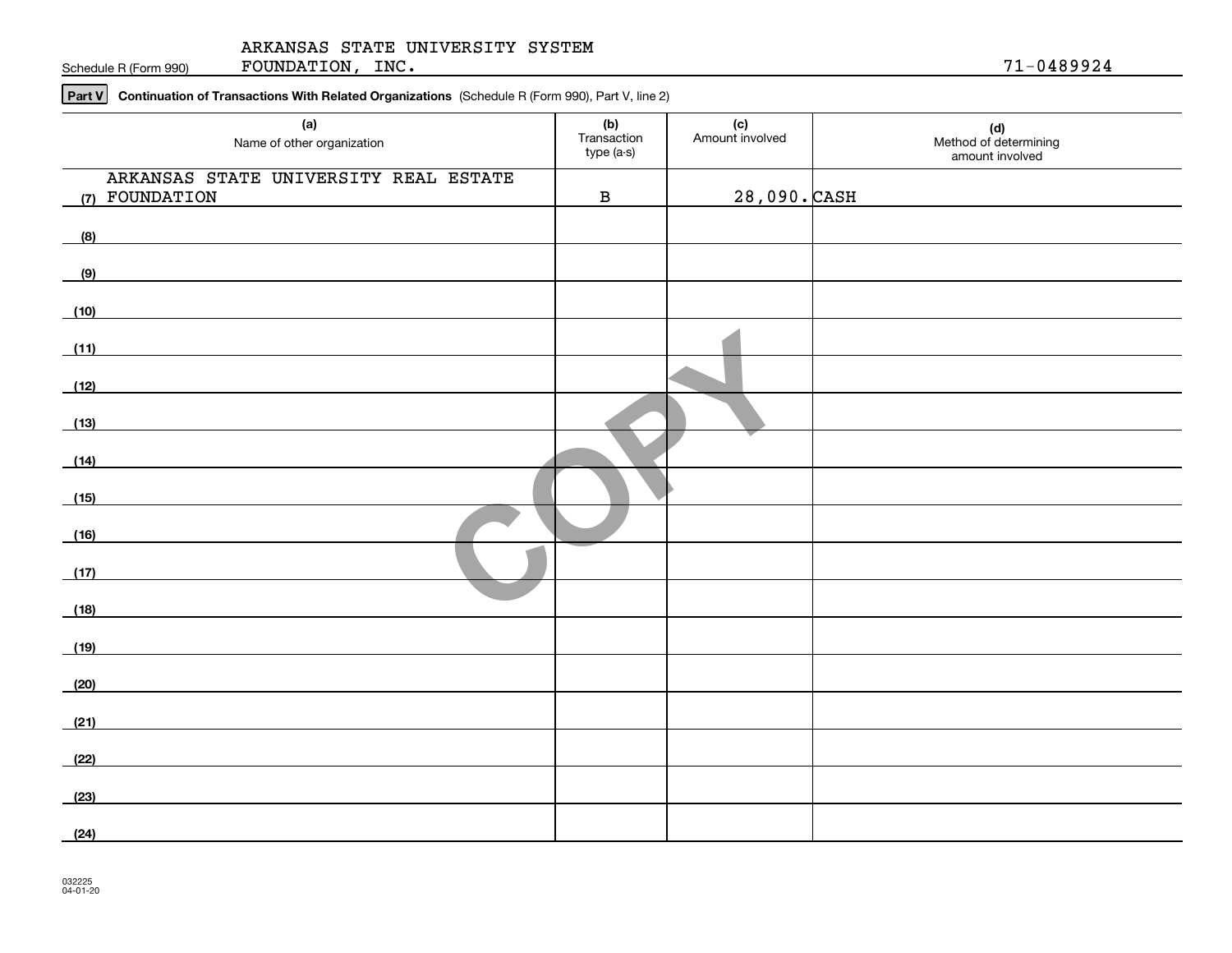Schedule R (Form 990)

ARKANSAS STATE UNIVERSITY SYSTEM FOUNDATION, INC.

71-0489924

**Part V** **Continuation of Transactions With Related Organizations** (Schedule R (Form 990), Part V, line 2)

| | (a) Name of other organization | (b) Transaction type (a-s) | (c) Amount involved | (d) Method of determining amount involved |
|---|---|---|---|---|
| (7) | ARKANSAS STATE UNIVERSITY REAL ESTATE FOUNDATION | B | 28,090. | CASH |
| (8) | | | | |
| (9) | | | | |
| (10) | | | | |
| (11) | | | | |
| (12) | | | | |
| (13) | | | | |
| (14) | | | | |
| (15) | | | | |
| (16) | | | | |
| (17) | | | | |
| (18) | | | | |
| (19) | | | | |
| (20) | | | | |
| (21) | | | | |
| (22) | | | | |
| (23) | | | | |
| (24) | | | | |

COPY

032225 04-01-20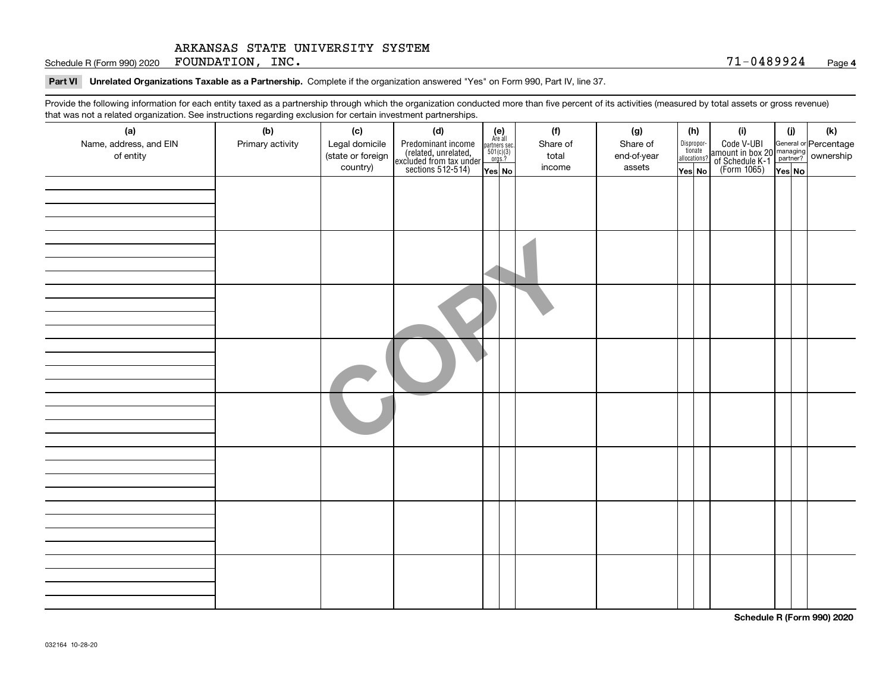Schedule R (Form 990) 2020 ARKANSAS STATE UNIVERSITY SYSTEM FOUNDATION, INC. 71-0489924 Page 4

**Part VI Unrelated Organizations Taxable as a Partnership.** Complete if the organization answered "Yes" on Form 990, Part IV, line 37.

Provide the following information for each entity taxed as a partnership through which the organization conducted more than five percent of its activities (measured by total assets or gross revenue) that was not a related organization. See instructions regarding exclusion for certain investment partnerships.

| (a) Name, address, and EIN of entity | (b) Primary activity | (c) Legal domicile (state or foreign country) | (d) Predominant income (related, unrelated, excluded from tax under sections 512-514) | (e) Are all partners sec. 501(c)(3) orgs.? Yes | No | (f) Share of total income | (g) Share of end-of-year assets | (h) Disproportionate allocations? Yes | No | (i) Code V-UBI amount in box 20 of Schedule K-1 (Form 1065) | (j) General or managing partner? Yes | No | (k) Percentage ownership |
|---|---|---|---|---|---|---|---|---|---|---|---|---|---|
| | | | | | | | | | | | | | |
| | | | | | | | | | | | | | |
| | | | | | | | | | | | | | |
| | | | | | | | | | | | | | |
| | | | | | | | | | | | | | |
| | | | | | | | | | | | | | |
| | | | | | | | | | | | | | |
| | | | | | | | | | | | | | |

COPY

**Schedule R (Form 990) 2020**

032164 10-28-20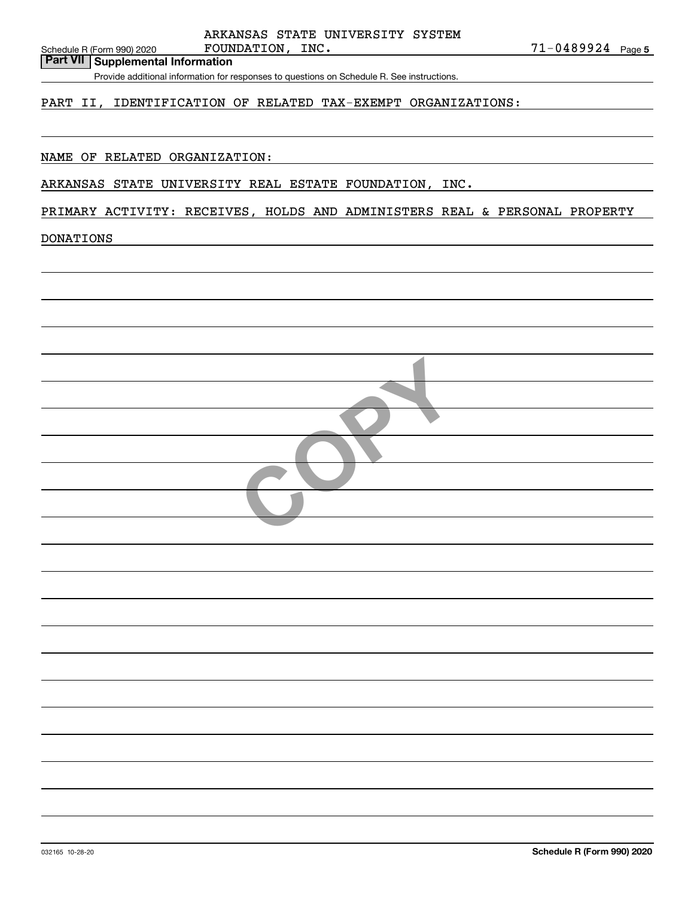ARKANSAS STATE UNIVERSITY SYSTEM FOUNDATION, INC. 71-0489924

## Part VII Supplemental Information

Provide additional information for responses to questions on Schedule R. See instructions.

PART II, IDENTIFICATION OF RELATED TAX-EXEMPT ORGANIZATIONS:

NAME OF RELATED ORGANIZATION:

ARKANSAS STATE UNIVERSITY REAL ESTATE FOUNDATION, INC.

PRIMARY ACTIVITY: RECEIVES, HOLDS AND ADMINISTERS REAL & PERSONAL PROPERTY DONATIONS

COPY

032165 10-28-20

Schedule R (Form 990) 2020